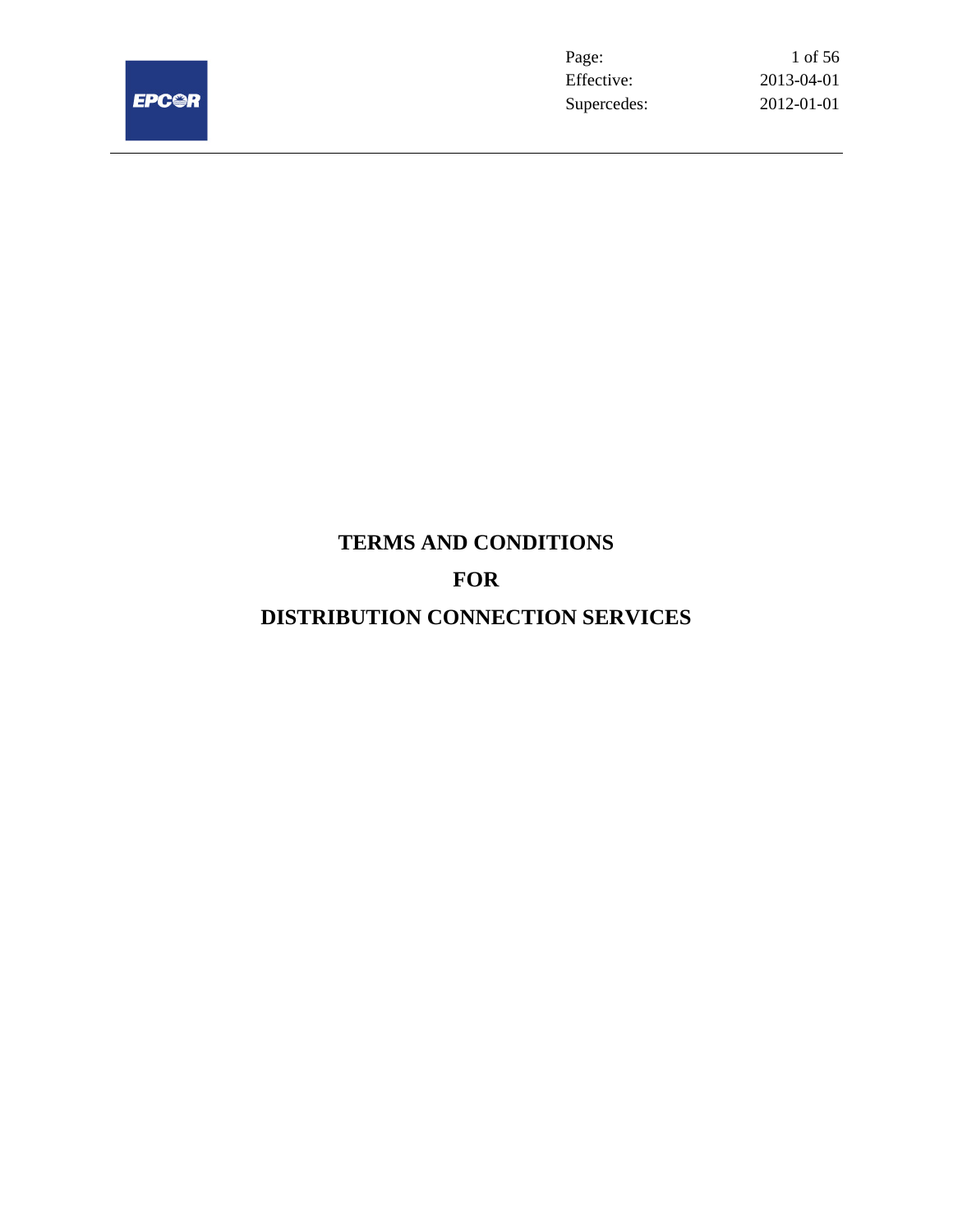# TERMS AND CONDITIONS

# FOR

# DISTRIBUTION CONNECTION SERVICES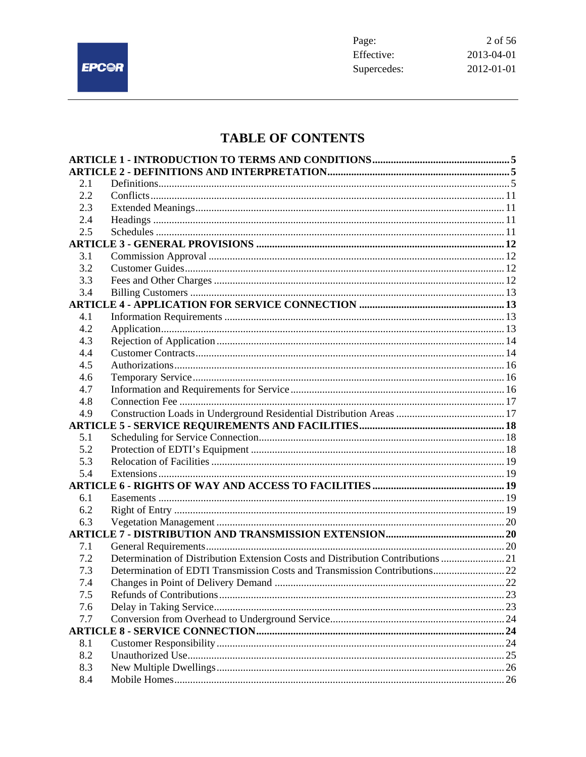# TABLE OF CONTENTS

| | | |
|---|---|---|
| **ARTICLE 1 - INTRODUCTION TO TERMS AND CONDITIONS** | | **5** |
| **ARTICLE 2 - DEFINITIONS AND INTERPRETATION** | | **5** |
| 2.1 | Definitions | 5 |
| 2.2 | Conflicts | 11 |
| 2.3 | Extended Meanings | 11 |
| 2.4 | Headings | 11 |
| 2.5 | Schedules | 11 |
| **ARTICLE 3 - GENERAL PROVISIONS** | | **12** |
| 3.1 | Commission Approval | 12 |
| 3.2 | Customer Guides | 12 |
| 3.3 | Fees and Other Charges | 12 |
| 3.4 | Billing Customers | 13 |
| **ARTICLE 4 - APPLICATION FOR SERVICE CONNECTION** | | **13** |
| 4.1 | Information Requirements | 13 |
| 4.2 | Application | 13 |
| 4.3 | Rejection of Application | 14 |
| 4.4 | Customer Contracts | 14 |
| 4.5 | Authorizations | 16 |
| 4.6 | Temporary Service | 16 |
| 4.7 | Information and Requirements for Service | 16 |
| 4.8 | Connection Fee | 17 |
| 4.9 | Construction Loads in Underground Residential Distribution Areas | 17 |
| **ARTICLE 5 - SERVICE REQUIREMENTS AND FACILITIES** | | **18** |
| 5.1 | Scheduling for Service Connection | 18 |
| 5.2 | Protection of EDTI's Equipment | 18 |
| 5.3 | Relocation of Facilities | 19 |
| 5.4 | Extensions | 19 |
| **ARTICLE 6 - RIGHTS OF WAY AND ACCESS TO FACILITIES** | | **19** |
| 6.1 | Easements | 19 |
| 6.2 | Right of Entry | 19 |
| 6.3 | Vegetation Management | 20 |
| **ARTICLE 7 - DISTRIBUTION AND TRANSMISSION EXTENSION** | | **20** |
| 7.1 | General Requirements | 20 |
| 7.2 | Determination of Distribution Extension Costs and Distribution Contributions | 21 |
| 7.3 | Determination of EDTI Transmission Costs and Transmission Contributions | 22 |
| 7.4 | Changes in Point of Delivery Demand | 22 |
| 7.5 | Refunds of Contributions | 23 |
| 7.6 | Delay in Taking Service | 23 |
| 7.7 | Conversion from Overhead to Underground Service | 24 |
| **ARTICLE 8 - SERVICE CONNECTION** | | **24** |
| 8.1 | Customer Responsibility | 24 |
| 8.2 | Unauthorized Use | 25 |
| 8.3 | New Multiple Dwellings | 26 |
| 8.4 | Mobile Homes | 26 |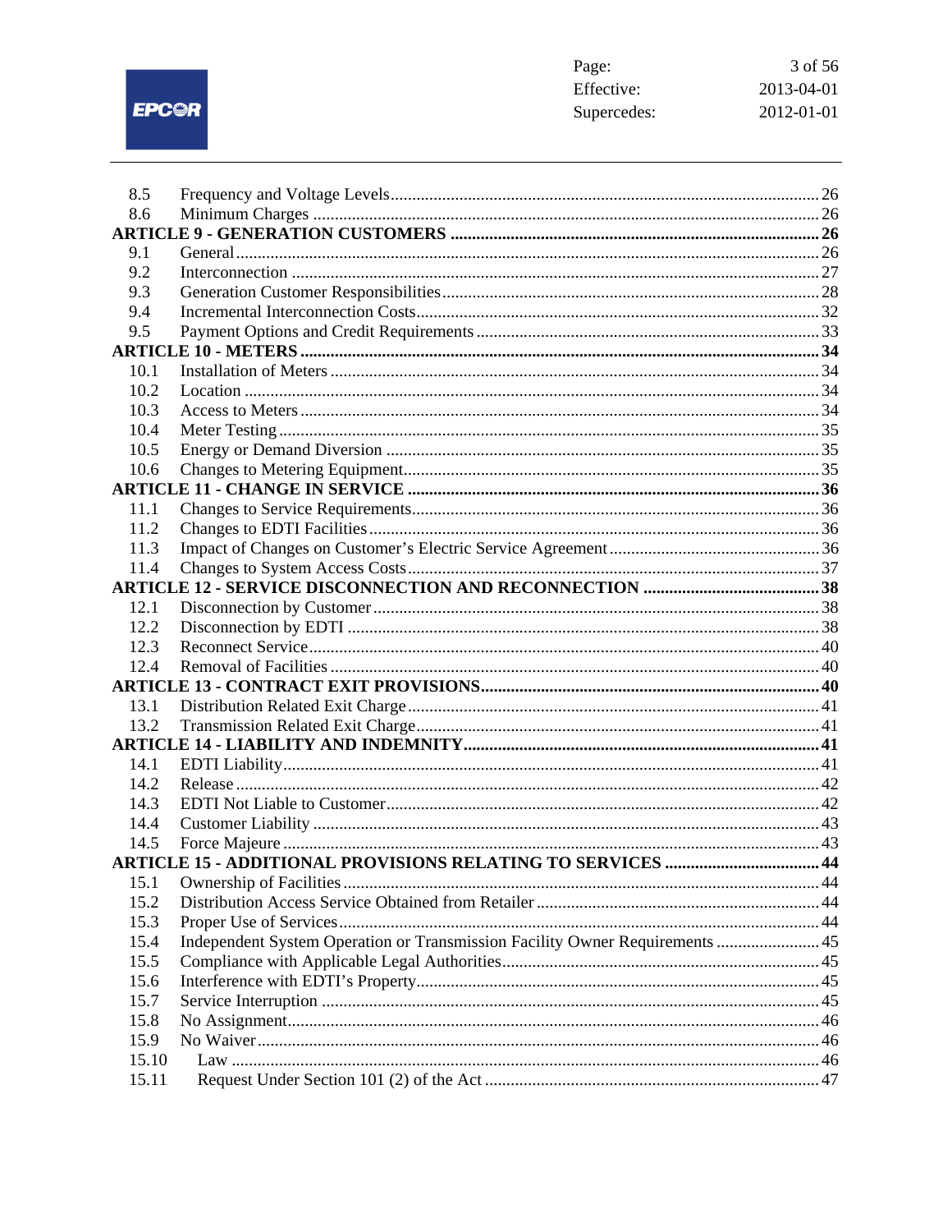| | | |
|---|---|---|
| 8.5 | Frequency and Voltage Levels | 26 |
| 8.6 | Minimum Charges | 26 |
| **ARTICLE 9 - GENERATION CUSTOMERS** | | **26** |
| 9.1 | General | 26 |
| 9.2 | Interconnection | 27 |
| 9.3 | Generation Customer Responsibilities | 28 |
| 9.4 | Incremental Interconnection Costs | 32 |
| 9.5 | Payment Options and Credit Requirements | 33 |
| **ARTICLE 10 - METERS** | | **34** |
| 10.1 | Installation of Meters | 34 |
| 10.2 | Location | 34 |
| 10.3 | Access to Meters | 34 |
| 10.4 | Meter Testing | 35 |
| 10.5 | Energy or Demand Diversion | 35 |
| 10.6 | Changes to Metering Equipment | 35 |
| **ARTICLE 11 - CHANGE IN SERVICE** | | **36** |
| 11.1 | Changes to Service Requirements | 36 |
| 11.2 | Changes to EDTI Facilities | 36 |
| 11.3 | Impact of Changes on Customer's Electric Service Agreement | 36 |
| 11.4 | Changes to System Access Costs | 37 |
| **ARTICLE 12 - SERVICE DISCONNECTION AND RECONNECTION** | | **38** |
| 12.1 | Disconnection by Customer | 38 |
| 12.2 | Disconnection by EDTI | 38 |
| 12.3 | Reconnect Service | 40 |
| 12.4 | Removal of Facilities | 40 |
| **ARTICLE 13 - CONTRACT EXIT PROVISIONS** | | **40** |
| 13.1 | Distribution Related Exit Charge | 41 |
| 13.2 | Transmission Related Exit Charge | 41 |
| **ARTICLE 14 - LIABILITY AND INDEMNITY** | | **41** |
| 14.1 | EDTI Liability | 41 |
| 14.2 | Release | 42 |
| 14.3 | EDTI Not Liable to Customer | 42 |
| 14.4 | Customer Liability | 43 |
| 14.5 | Force Majeure | 43 |
| **ARTICLE 15 - ADDITIONAL PROVISIONS RELATING TO SERVICES** | | **44** |
| 15.1 | Ownership of Facilities | 44 |
| 15.2 | Distribution Access Service Obtained from Retailer | 44 |
| 15.3 | Proper Use of Services | 44 |
| 15.4 | Independent System Operation or Transmission Facility Owner Requirements | 45 |
| 15.5 | Compliance with Applicable Legal Authorities | 45 |
| 15.6 | Interference with EDTI's Property | 45 |
| 15.7 | Service Interruption | 45 |
| 15.8 | No Assignment | 46 |
| 15.9 | No Waiver | 46 |
| 15.10 | Law | 46 |
| 15.11 | Request Under Section 101 (2) of the Act | 47 |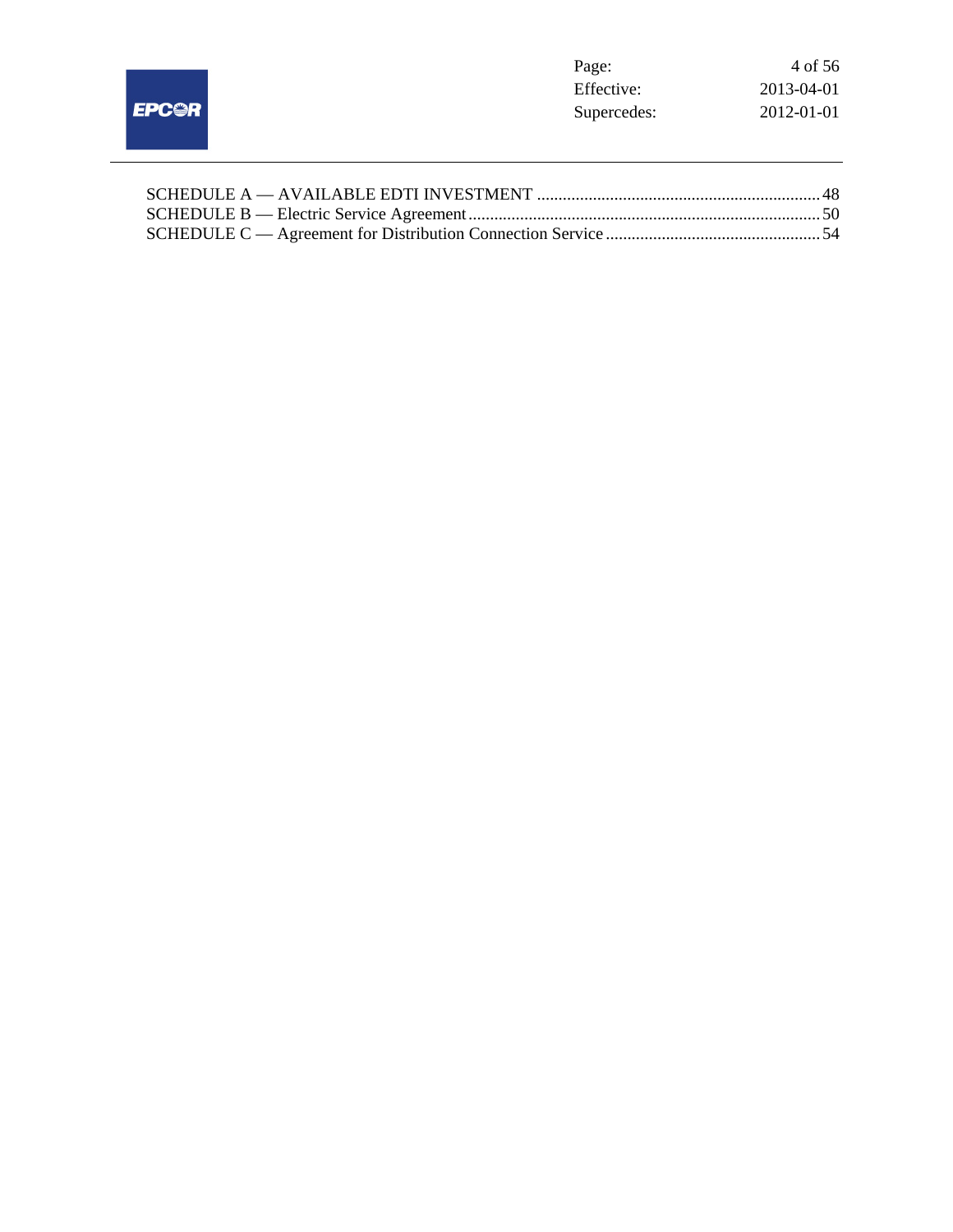SCHEDULE A — AVAILABLE EDTI INVESTMENT .................................................................. 48
SCHEDULE B — Electric Service Agreement .................................................................................. 50
SCHEDULE C — Agreement for Distribution Connection Service .................................................. 54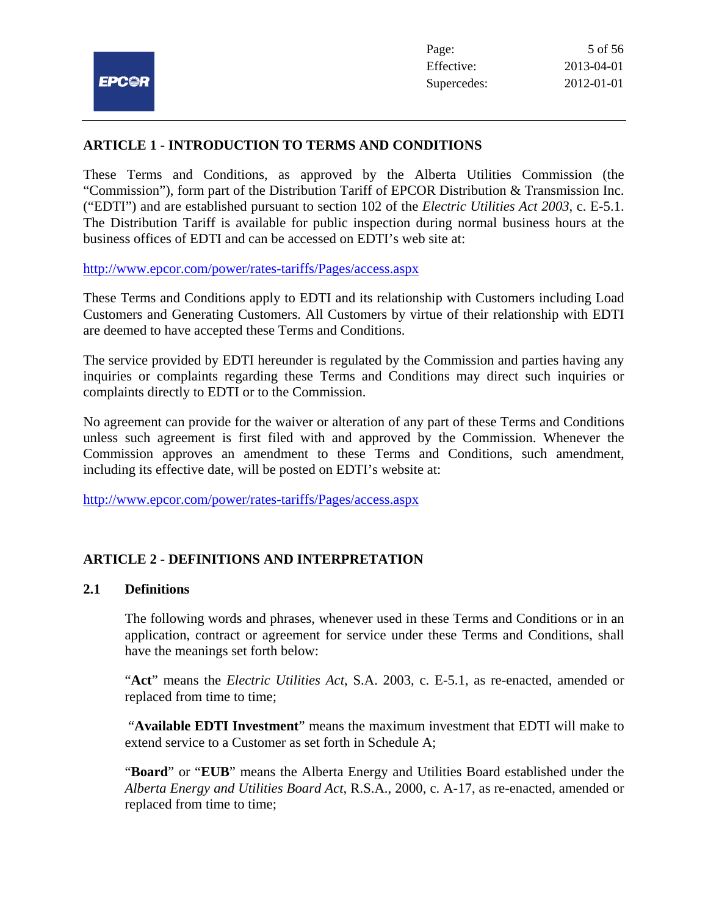## ARTICLE 1 - INTRODUCTION TO TERMS AND CONDITIONS

These Terms and Conditions, as approved by the Alberta Utilities Commission (the "Commission"), form part of the Distribution Tariff of EPCOR Distribution & Transmission Inc. ("EDTI") and are established pursuant to section 102 of the *Electric Utilities Act 2003*, c. E-5.1. The Distribution Tariff is available for public inspection during normal business hours at the business offices of EDTI and can be accessed on EDTI's web site at:

http://www.epcor.com/power/rates-tariffs/Pages/access.aspx

These Terms and Conditions apply to EDTI and its relationship with Customers including Load Customers and Generating Customers. All Customers by virtue of their relationship with EDTI are deemed to have accepted these Terms and Conditions.

The service provided by EDTI hereunder is regulated by the Commission and parties having any inquiries or complaints regarding these Terms and Conditions may direct such inquiries or complaints directly to EDTI or to the Commission.

No agreement can provide for the waiver or alteration of any part of these Terms and Conditions unless such agreement is first filed with and approved by the Commission. Whenever the Commission approves an amendment to these Terms and Conditions, such amendment, including its effective date, will be posted on EDTI's website at:

http://www.epcor.com/power/rates-tariffs/Pages/access.aspx

## ARTICLE 2 - DEFINITIONS AND INTERPRETATION

### 2.1 Definitions

The following words and phrases, whenever used in these Terms and Conditions or in an application, contract or agreement for service under these Terms and Conditions, shall have the meanings set forth below:

"**Act**" means the *Electric Utilities Act*, S.A. 2003, c. E-5.1, as re-enacted, amended or replaced from time to time;

"**Available EDTI Investment**" means the maximum investment that EDTI will make to extend service to a Customer as set forth in Schedule A;

"**Board**" or "**EUB**" means the Alberta Energy and Utilities Board established under the *Alberta Energy and Utilities Board Act*, R.S.A., 2000, c. A-17, as re-enacted, amended or replaced from time to time;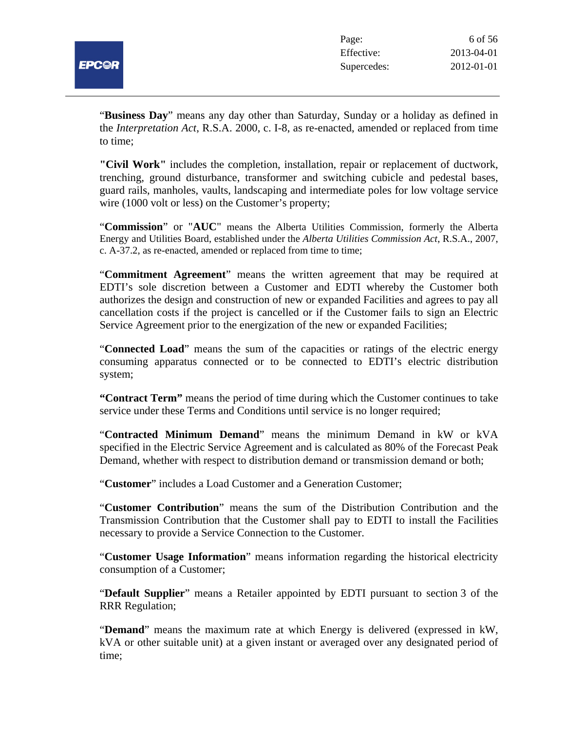"**Business Day**" means any day other than Saturday, Sunday or a holiday as defined in the *Interpretation Act*, R.S.A. 2000, c. I-8, as re-enacted, amended or replaced from time to time;

**"Civil Work"** includes the completion, installation, repair or replacement of ductwork, trenching, ground disturbance, transformer and switching cubicle and pedestal bases, guard rails, manholes, vaults, landscaping and intermediate poles for low voltage service wire (1000 volt or less) on the Customer's property;

"**Commission**" or "**AUC**" means the Alberta Utilities Commission, formerly the Alberta Energy and Utilities Board, established under the *Alberta Utilities Commission Act*, R.S.A., 2007, c. A-37.2, as re-enacted, amended or replaced from time to time;

"**Commitment Agreement**" means the written agreement that may be required at EDTI's sole discretion between a Customer and EDTI whereby the Customer both authorizes the design and construction of new or expanded Facilities and agrees to pay all cancellation costs if the project is cancelled or if the Customer fails to sign an Electric Service Agreement prior to the energization of the new or expanded Facilities;

"**Connected Load**" means the sum of the capacities or ratings of the electric energy consuming apparatus connected or to be connected to EDTI's electric distribution system;

**"Contract Term"** means the period of time during which the Customer continues to take service under these Terms and Conditions until service is no longer required;

"**Contracted Minimum Demand**" means the minimum Demand in kW or kVA specified in the Electric Service Agreement and is calculated as 80% of the Forecast Peak Demand, whether with respect to distribution demand or transmission demand or both;

"**Customer**" includes a Load Customer and a Generation Customer;

"**Customer Contribution**" means the sum of the Distribution Contribution and the Transmission Contribution that the Customer shall pay to EDTI to install the Facilities necessary to provide a Service Connection to the Customer.

"**Customer Usage Information**" means information regarding the historical electricity consumption of a Customer;

"**Default Supplier**" means a Retailer appointed by EDTI pursuant to section 3 of the RRR Regulation;

"**Demand**" means the maximum rate at which Energy is delivered (expressed in kW, kVA or other suitable unit) at a given instant or averaged over any designated period of time;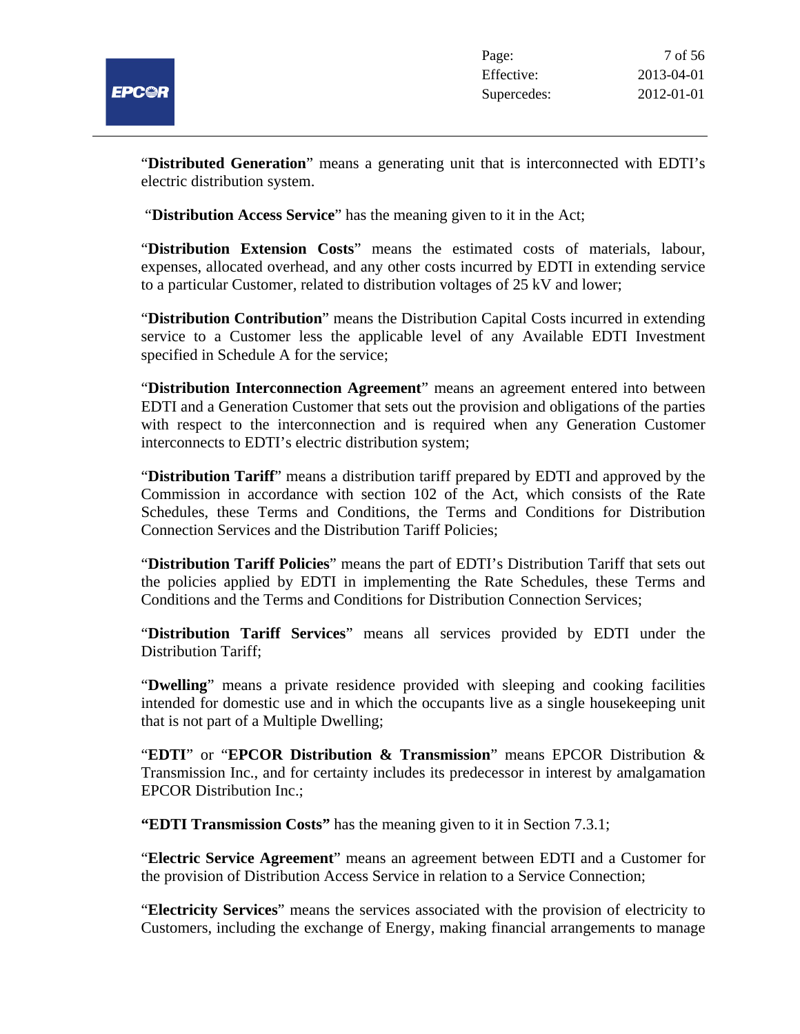"**Distributed Generation**" means a generating unit that is interconnected with EDTI's electric distribution system.

"**Distribution Access Service**" has the meaning given to it in the Act;

"**Distribution Extension Costs**" means the estimated costs of materials, labour, expenses, allocated overhead, and any other costs incurred by EDTI in extending service to a particular Customer, related to distribution voltages of 25 kV and lower;

"**Distribution Contribution**" means the Distribution Capital Costs incurred in extending service to a Customer less the applicable level of any Available EDTI Investment specified in Schedule A for the service;

"**Distribution Interconnection Agreement**" means an agreement entered into between EDTI and a Generation Customer that sets out the provision and obligations of the parties with respect to the interconnection and is required when any Generation Customer interconnects to EDTI's electric distribution system;

"**Distribution Tariff**" means a distribution tariff prepared by EDTI and approved by the Commission in accordance with section 102 of the Act, which consists of the Rate Schedules, these Terms and Conditions, the Terms and Conditions for Distribution Connection Services and the Distribution Tariff Policies;

"**Distribution Tariff Policies**" means the part of EDTI's Distribution Tariff that sets out the policies applied by EDTI in implementing the Rate Schedules, these Terms and Conditions and the Terms and Conditions for Distribution Connection Services;

"**Distribution Tariff Services**" means all services provided by EDTI under the Distribution Tariff;

"**Dwelling**" means a private residence provided with sleeping and cooking facilities intended for domestic use and in which the occupants live as a single housekeeping unit that is not part of a Multiple Dwelling;

"**EDTI**" or "**EPCOR Distribution & Transmission**" means EPCOR Distribution & Transmission Inc., and for certainty includes its predecessor in interest by amalgamation EPCOR Distribution Inc.;

**"EDTI Transmission Costs"** has the meaning given to it in Section 7.3.1;

"**Electric Service Agreement**" means an agreement between EDTI and a Customer for the provision of Distribution Access Service in relation to a Service Connection;

"**Electricity Services**" means the services associated with the provision of electricity to Customers, including the exchange of Energy, making financial arrangements to manage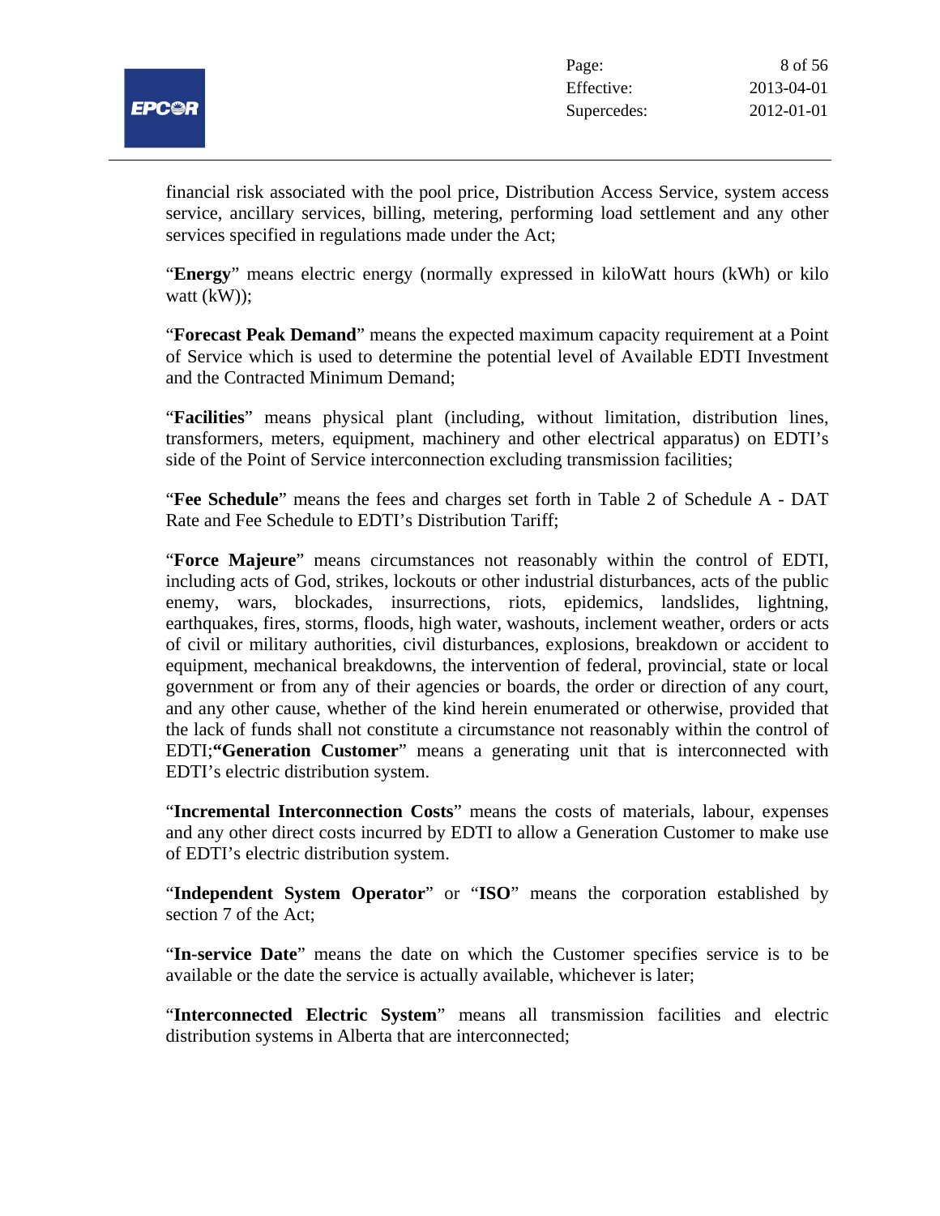financial risk associated with the pool price, Distribution Access Service, system access service, ancillary services, billing, metering, performing load settlement and any other services specified in regulations made under the Act;

"**Energy**" means electric energy (normally expressed in kiloWatt hours (kWh) or kilo watt (kW));

"**Forecast Peak Demand**" means the expected maximum capacity requirement at a Point of Service which is used to determine the potential level of Available EDTI Investment and the Contracted Minimum Demand;

"**Facilities**" means physical plant (including, without limitation, distribution lines, transformers, meters, equipment, machinery and other electrical apparatus) on EDTI's side of the Point of Service interconnection excluding transmission facilities;

"**Fee Schedule**" means the fees and charges set forth in Table 2 of Schedule A - DAT Rate and Fee Schedule to EDTI's Distribution Tariff;

"**Force Majeure**" means circumstances not reasonably within the control of EDTI, including acts of God, strikes, lockouts or other industrial disturbances, acts of the public enemy, wars, blockades, insurrections, riots, epidemics, landslides, lightning, earthquakes, fires, storms, floods, high water, washouts, inclement weather, orders or acts of civil or military authorities, civil disturbances, explosions, breakdown or accident to equipment, mechanical breakdowns, the intervention of federal, provincial, state or local government or from any of their agencies or boards, the order or direction of any court, and any other cause, whether of the kind herein enumerated or otherwise, provided that the lack of funds shall not constitute a circumstance not reasonably within the control of EDTI;**"Generation Customer**" means a generating unit that is interconnected with EDTI's electric distribution system.

"**Incremental Interconnection Costs**" means the costs of materials, labour, expenses and any other direct costs incurred by EDTI to allow a Generation Customer to make use of EDTI's electric distribution system.

"**Independent System Operator**" or "**ISO**" means the corporation established by section 7 of the Act;

"**In-service Date**" means the date on which the Customer specifies service is to be available or the date the service is actually available, whichever is later;

"**Interconnected Electric System**" means all transmission facilities and electric distribution systems in Alberta that are interconnected;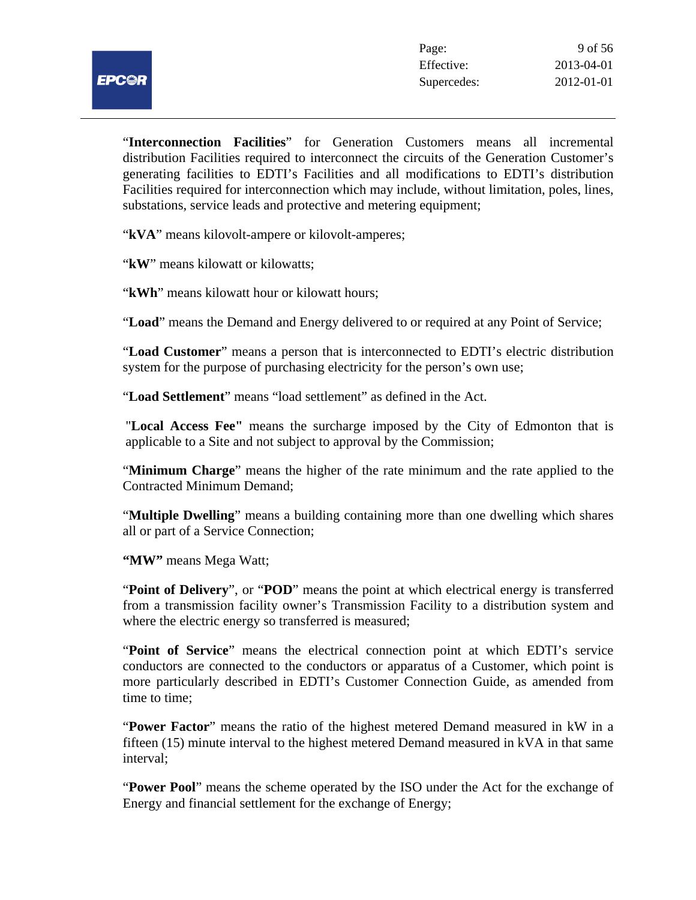"**Interconnection Facilities**" for Generation Customers means all incremental distribution Facilities required to interconnect the circuits of the Generation Customer's generating facilities to EDTI's Facilities and all modifications to EDTI's distribution Facilities required for interconnection which may include, without limitation, poles, lines, substations, service leads and protective and metering equipment;

"**kVA**" means kilovolt-ampere or kilovolt-amperes;

"**kW**" means kilowatt or kilowatts;

"**kWh**" means kilowatt hour or kilowatt hours;

"**Load**" means the Demand and Energy delivered to or required at any Point of Service;

"**Load Customer**" means a person that is interconnected to EDTI's electric distribution system for the purpose of purchasing electricity for the person's own use;

"**Load Settlement**" means "load settlement" as defined in the Act.

"**Local Access Fee"** means the surcharge imposed by the City of Edmonton that is applicable to a Site and not subject to approval by the Commission;

"**Minimum Charge**" means the higher of the rate minimum and the rate applied to the Contracted Minimum Demand;

"**Multiple Dwelling**" means a building containing more than one dwelling which shares all or part of a Service Connection;

**"MW"** means Mega Watt;

"**Point of Delivery**", or "**POD**" means the point at which electrical energy is transferred from a transmission facility owner's Transmission Facility to a distribution system and where the electric energy so transferred is measured;

"**Point of Service**" means the electrical connection point at which EDTI's service conductors are connected to the conductors or apparatus of a Customer, which point is more particularly described in EDTI's Customer Connection Guide, as amended from time to time;

"**Power Factor**" means the ratio of the highest metered Demand measured in kW in a fifteen (15) minute interval to the highest metered Demand measured in kVA in that same interval;

"**Power Pool**" means the scheme operated by the ISO under the Act for the exchange of Energy and financial settlement for the exchange of Energy;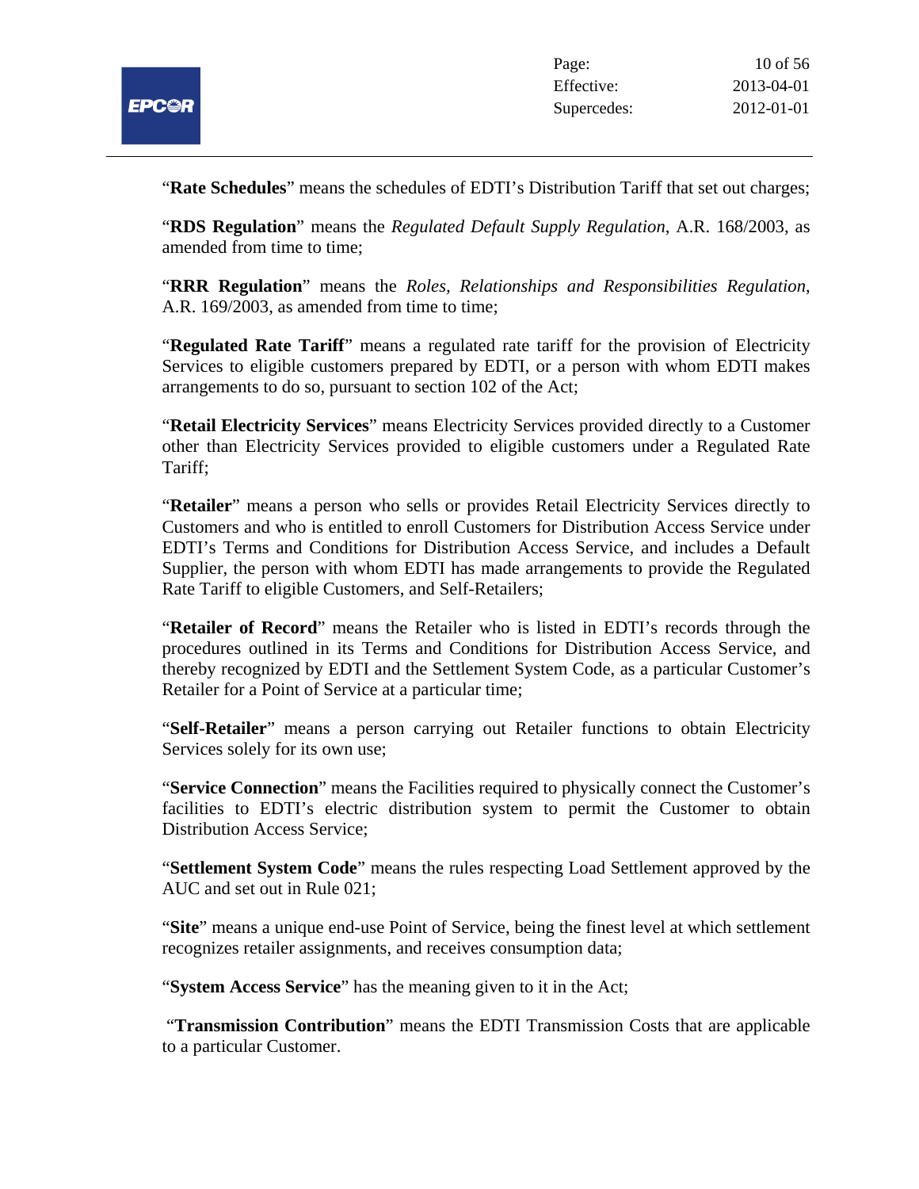"**Rate Schedules**" means the schedules of EDTI's Distribution Tariff that set out charges;

"**RDS Regulation**" means the *Regulated Default Supply Regulation*, A.R. 168/2003, as amended from time to time;

"**RRR Regulation**" means the *Roles, Relationships and Responsibilities Regulation*, A.R. 169/2003, as amended from time to time;

"**Regulated Rate Tariff**" means a regulated rate tariff for the provision of Electricity Services to eligible customers prepared by EDTI, or a person with whom EDTI makes arrangements to do so, pursuant to section 102 of the Act;

"**Retail Electricity Services**" means Electricity Services provided directly to a Customer other than Electricity Services provided to eligible customers under a Regulated Rate Tariff;

"**Retailer**" means a person who sells or provides Retail Electricity Services directly to Customers and who is entitled to enroll Customers for Distribution Access Service under EDTI's Terms and Conditions for Distribution Access Service, and includes a Default Supplier, the person with whom EDTI has made arrangements to provide the Regulated Rate Tariff to eligible Customers, and Self-Retailers;

"**Retailer of Record**" means the Retailer who is listed in EDTI's records through the procedures outlined in its Terms and Conditions for Distribution Access Service, and thereby recognized by EDTI and the Settlement System Code, as a particular Customer's Retailer for a Point of Service at a particular time;

"**Self-Retailer**" means a person carrying out Retailer functions to obtain Electricity Services solely for its own use;

"**Service Connection**" means the Facilities required to physically connect the Customer's facilities to EDTI's electric distribution system to permit the Customer to obtain Distribution Access Service;

"**Settlement System Code**" means the rules respecting Load Settlement approved by the AUC and set out in Rule 021;

"**Site**" means a unique end-use Point of Service, being the finest level at which settlement recognizes retailer assignments, and receives consumption data;

"**System Access Service**" has the meaning given to it in the Act;

"**Transmission Contribution**" means the EDTI Transmission Costs that are applicable to a particular Customer.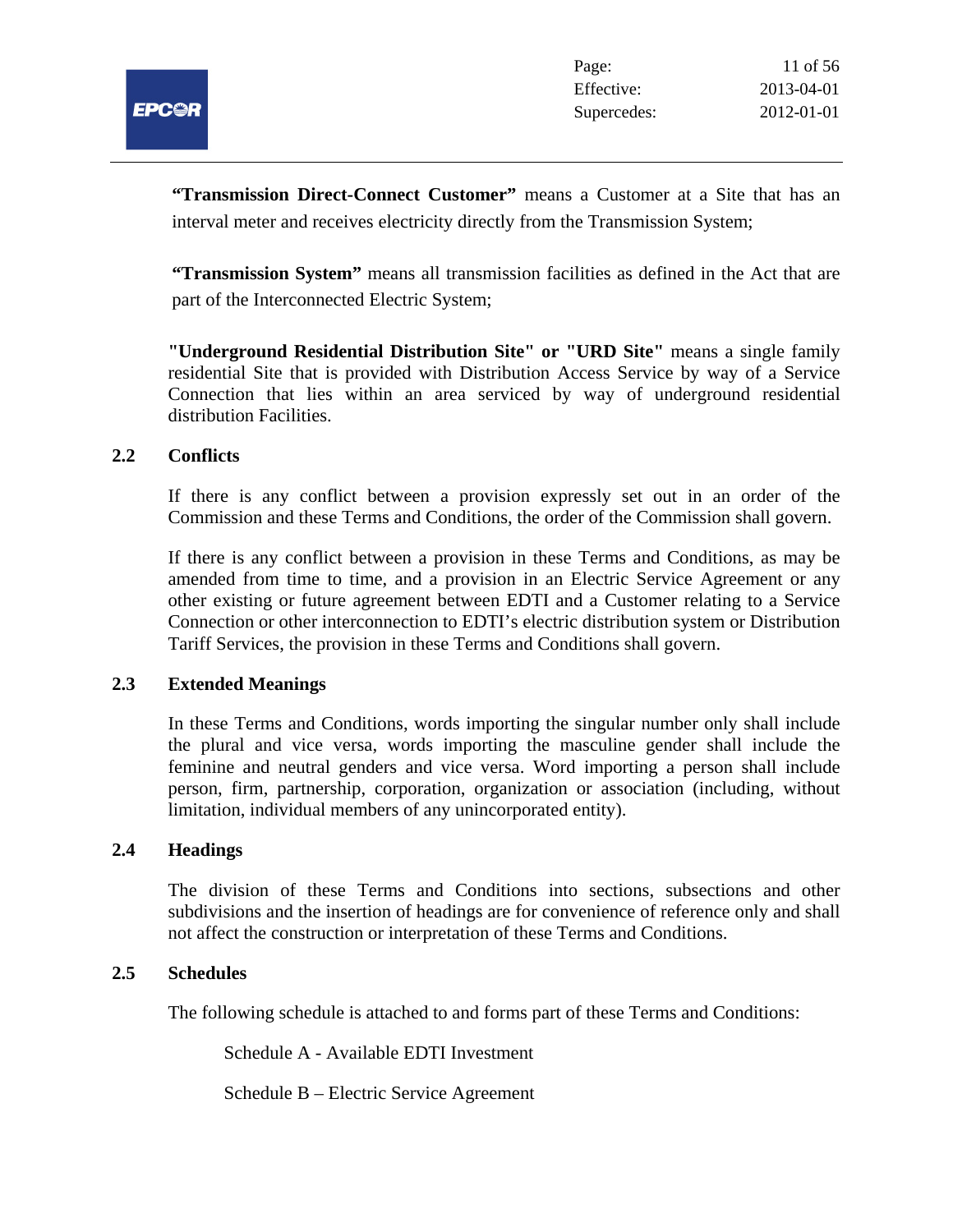**"Transmission Direct-Connect Customer"** means a Customer at a Site that has an interval meter and receives electricity directly from the Transmission System;

**"Transmission System"** means all transmission facilities as defined in the Act that are part of the Interconnected Electric System;

**"Underground Residential Distribution Site" or "URD Site"** means a single family residential Site that is provided with Distribution Access Service by way of a Service Connection that lies within an area serviced by way of underground residential distribution Facilities.

## 2.2 Conflicts

If there is any conflict between a provision expressly set out in an order of the Commission and these Terms and Conditions, the order of the Commission shall govern.

If there is any conflict between a provision in these Terms and Conditions, as may be amended from time to time, and a provision in an Electric Service Agreement or any other existing or future agreement between EDTI and a Customer relating to a Service Connection or other interconnection to EDTI's electric distribution system or Distribution Tariff Services, the provision in these Terms and Conditions shall govern.

## 2.3 Extended Meanings

In these Terms and Conditions, words importing the singular number only shall include the plural and vice versa, words importing the masculine gender shall include the feminine and neutral genders and vice versa. Word importing a person shall include person, firm, partnership, corporation, organization or association (including, without limitation, individual members of any unincorporated entity).

## 2.4 Headings

The division of these Terms and Conditions into sections, subsections and other subdivisions and the insertion of headings are for convenience of reference only and shall not affect the construction or interpretation of these Terms and Conditions.

## 2.5 Schedules

The following schedule is attached to and forms part of these Terms and Conditions:

Schedule A - Available EDTI Investment

Schedule B – Electric Service Agreement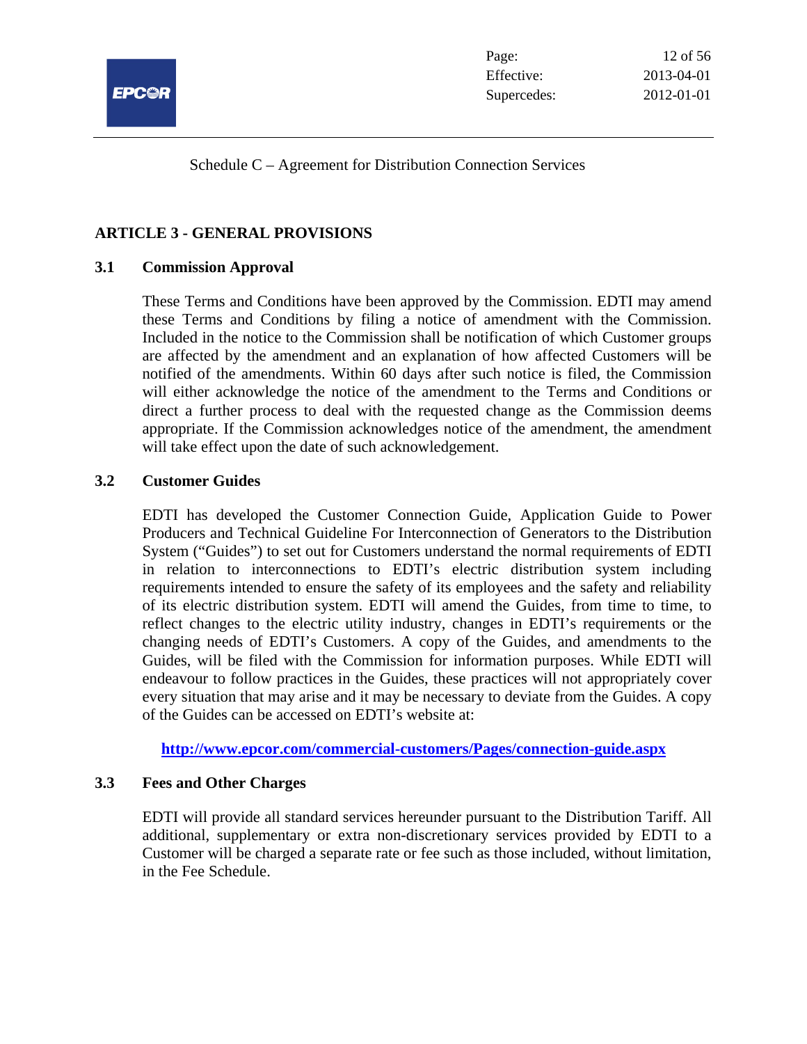Schedule C – Agreement for Distribution Connection Services

## ARTICLE 3 - GENERAL PROVISIONS

### 3.1 Commission Approval

These Terms and Conditions have been approved by the Commission. EDTI may amend these Terms and Conditions by filing a notice of amendment with the Commission. Included in the notice to the Commission shall be notification of which Customer groups are affected by the amendment and an explanation of how affected Customers will be notified of the amendments. Within 60 days after such notice is filed, the Commission will either acknowledge the notice of the amendment to the Terms and Conditions or direct a further process to deal with the requested change as the Commission deems appropriate. If the Commission acknowledges notice of the amendment, the amendment will take effect upon the date of such acknowledgement.

### 3.2 Customer Guides

EDTI has developed the Customer Connection Guide, Application Guide to Power Producers and Technical Guideline For Interconnection of Generators to the Distribution System ("Guides") to set out for Customers understand the normal requirements of EDTI in relation to interconnections to EDTI's electric distribution system including requirements intended to ensure the safety of its employees and the safety and reliability of its electric distribution system. EDTI will amend the Guides, from time to time, to reflect changes to the electric utility industry, changes in EDTI's requirements or the changing needs of EDTI's Customers. A copy of the Guides, and amendments to the Guides, will be filed with the Commission for information purposes. While EDTI will endeavour to follow practices in the Guides, these practices will not appropriately cover every situation that may arise and it may be necessary to deviate from the Guides. A copy of the Guides can be accessed on EDTI's website at:

**http://www.epcor.com/commercial-customers/Pages/connection-guide.aspx**

### 3.3 Fees and Other Charges

EDTI will provide all standard services hereunder pursuant to the Distribution Tariff. All additional, supplementary or extra non-discretionary services provided by EDTI to a Customer will be charged a separate rate or fee such as those included, without limitation, in the Fee Schedule.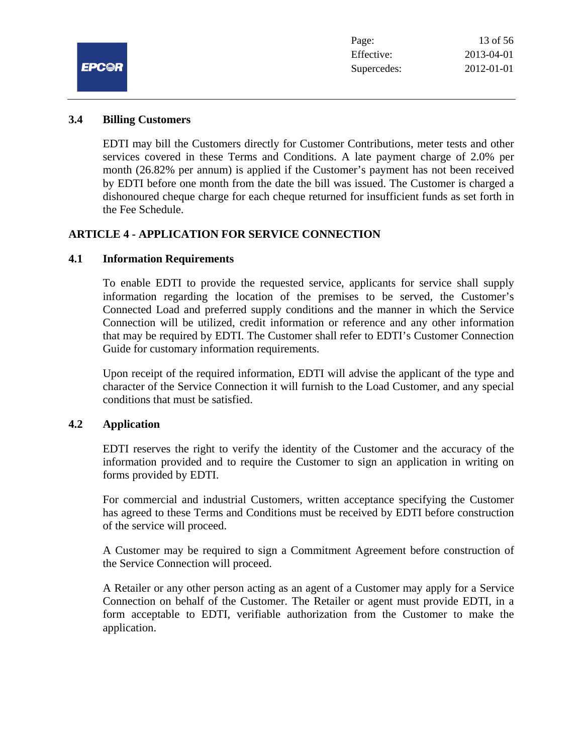### 3.4 Billing Customers

EDTI may bill the Customers directly for Customer Contributions, meter tests and other services covered in these Terms and Conditions. A late payment charge of 2.0% per month (26.82% per annum) is applied if the Customer's payment has not been received by EDTI before one month from the date the bill was issued. The Customer is charged a dishonoured cheque charge for each cheque returned for insufficient funds as set forth in the Fee Schedule.

## ARTICLE 4 - APPLICATION FOR SERVICE CONNECTION

### 4.1 Information Requirements

To enable EDTI to provide the requested service, applicants for service shall supply information regarding the location of the premises to be served, the Customer's Connected Load and preferred supply conditions and the manner in which the Service Connection will be utilized, credit information or reference and any other information that may be required by EDTI. The Customer shall refer to EDTI's Customer Connection Guide for customary information requirements.

Upon receipt of the required information, EDTI will advise the applicant of the type and character of the Service Connection it will furnish to the Load Customer, and any special conditions that must be satisfied.

### 4.2 Application

EDTI reserves the right to verify the identity of the Customer and the accuracy of the information provided and to require the Customer to sign an application in writing on forms provided by EDTI.

For commercial and industrial Customers, written acceptance specifying the Customer has agreed to these Terms and Conditions must be received by EDTI before construction of the service will proceed.

A Customer may be required to sign a Commitment Agreement before construction of the Service Connection will proceed.

A Retailer or any other person acting as an agent of a Customer may apply for a Service Connection on behalf of the Customer. The Retailer or agent must provide EDTI, in a form acceptable to EDTI, verifiable authorization from the Customer to make the application.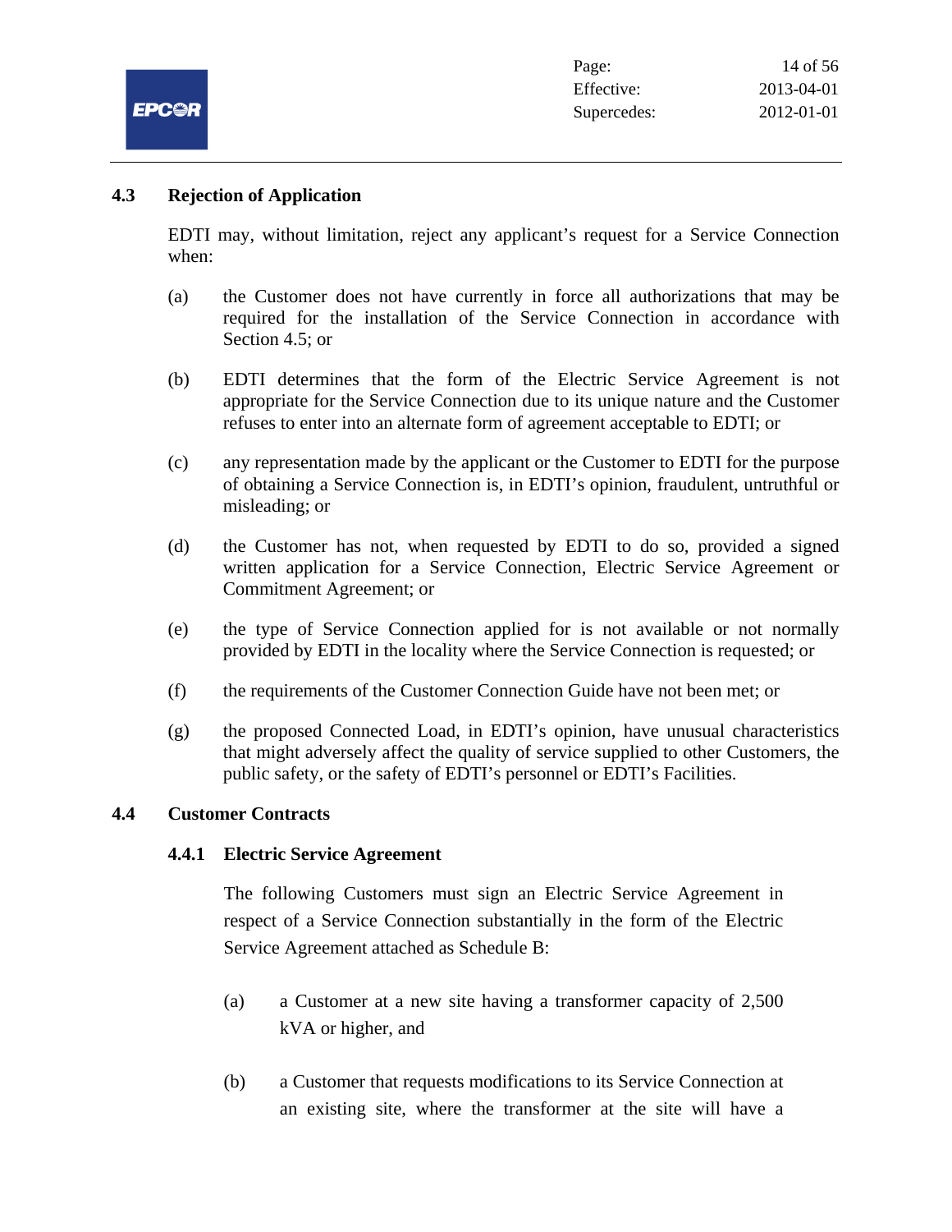## 4.3 Rejection of Application

EDTI may, without limitation, reject any applicant's request for a Service Connection when:

(a) the Customer does not have currently in force all authorizations that may be required for the installation of the Service Connection in accordance with Section 4.5; or

(b) EDTI determines that the form of the Electric Service Agreement is not appropriate for the Service Connection due to its unique nature and the Customer refuses to enter into an alternate form of agreement acceptable to EDTI; or

(c) any representation made by the applicant or the Customer to EDTI for the purpose of obtaining a Service Connection is, in EDTI's opinion, fraudulent, untruthful or misleading; or

(d) the Customer has not, when requested by EDTI to do so, provided a signed written application for a Service Connection, Electric Service Agreement or Commitment Agreement; or

(e) the type of Service Connection applied for is not available or not normally provided by EDTI in the locality where the Service Connection is requested; or

(f) the requirements of the Customer Connection Guide have not been met; or

(g) the proposed Connected Load, in EDTI's opinion, have unusual characteristics that might adversely affect the quality of service supplied to other Customers, the public safety, or the safety of EDTI's personnel or EDTI's Facilities.

## 4.4 Customer Contracts

### 4.4.1 Electric Service Agreement

The following Customers must sign an Electric Service Agreement in respect of a Service Connection substantially in the form of the Electric Service Agreement attached as Schedule B:

(a) a Customer at a new site having a transformer capacity of 2,500 kVA or higher, and

(b) a Customer that requests modifications to its Service Connection at an existing site, where the transformer at the site will have a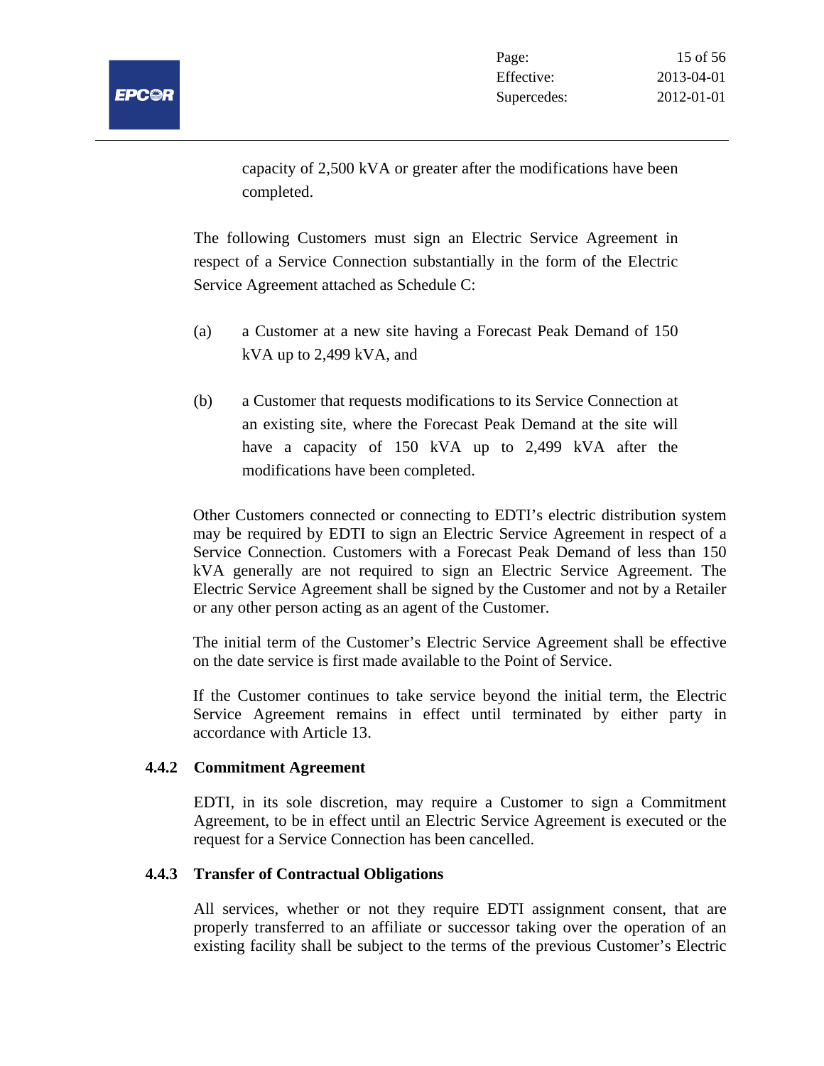capacity of 2,500 kVA or greater after the modifications have been completed.

The following Customers must sign an Electric Service Agreement in respect of a Service Connection substantially in the form of the Electric Service Agreement attached as Schedule C:

(a) a Customer at a new site having a Forecast Peak Demand of 150 kVA up to 2,499 kVA, and

(b) a Customer that requests modifications to its Service Connection at an existing site, where the Forecast Peak Demand at the site will have a capacity of 150 kVA up to 2,499 kVA after the modifications have been completed.

Other Customers connected or connecting to EDTI's electric distribution system may be required by EDTI to sign an Electric Service Agreement in respect of a Service Connection. Customers with a Forecast Peak Demand of less than 150 kVA generally are not required to sign an Electric Service Agreement. The Electric Service Agreement shall be signed by the Customer and not by a Retailer or any other person acting as an agent of the Customer.

The initial term of the Customer's Electric Service Agreement shall be effective on the date service is first made available to the Point of Service.

If the Customer continues to take service beyond the initial term, the Electric Service Agreement remains in effect until terminated by either party in accordance with Article 13.

### 4.4.2 Commitment Agreement

EDTI, in its sole discretion, may require a Customer to sign a Commitment Agreement, to be in effect until an Electric Service Agreement is executed or the request for a Service Connection has been cancelled.

### 4.4.3 Transfer of Contractual Obligations

All services, whether or not they require EDTI assignment consent, that are properly transferred to an affiliate or successor taking over the operation of an existing facility shall be subject to the terms of the previous Customer's Electric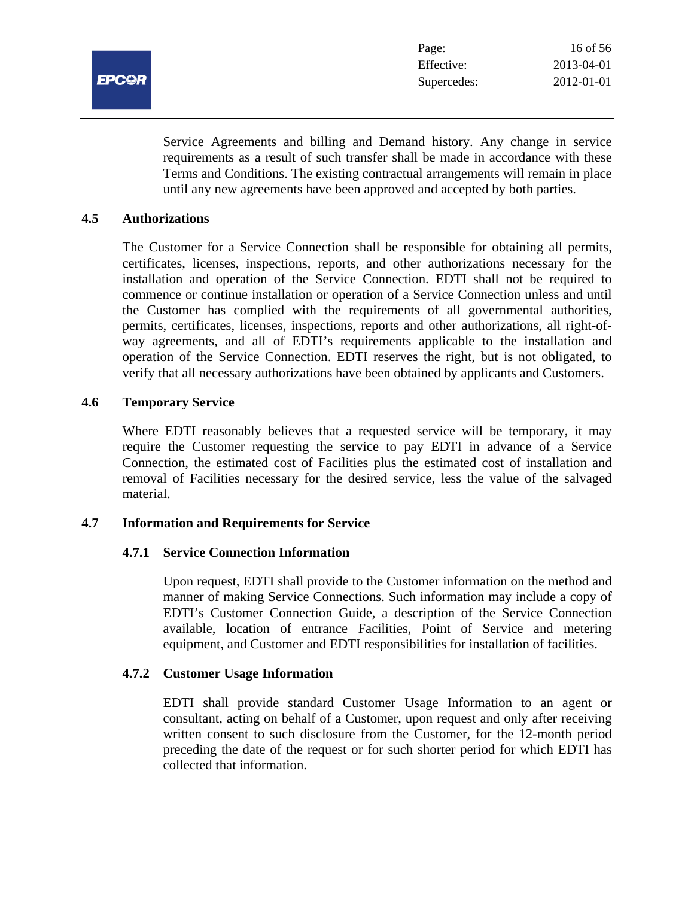Service Agreements and billing and Demand history. Any change in service requirements as a result of such transfer shall be made in accordance with these Terms and Conditions. The existing contractual arrangements will remain in place until any new agreements have been approved and accepted by both parties.

## 4.5 Authorizations

The Customer for a Service Connection shall be responsible for obtaining all permits, certificates, licenses, inspections, reports, and other authorizations necessary for the installation and operation of the Service Connection. EDTI shall not be required to commence or continue installation or operation of a Service Connection unless and until the Customer has complied with the requirements of all governmental authorities, permits, certificates, licenses, inspections, reports and other authorizations, all right-of-way agreements, and all of EDTI's requirements applicable to the installation and operation of the Service Connection. EDTI reserves the right, but is not obligated, to verify that all necessary authorizations have been obtained by applicants and Customers.

## 4.6 Temporary Service

Where EDTI reasonably believes that a requested service will be temporary, it may require the Customer requesting the service to pay EDTI in advance of a Service Connection, the estimated cost of Facilities plus the estimated cost of installation and removal of Facilities necessary for the desired service, less the value of the salvaged material.

## 4.7 Information and Requirements for Service

### 4.7.1 Service Connection Information

Upon request, EDTI shall provide to the Customer information on the method and manner of making Service Connections. Such information may include a copy of EDTI's Customer Connection Guide, a description of the Service Connection available, location of entrance Facilities, Point of Service and metering equipment, and Customer and EDTI responsibilities for installation of facilities.

### 4.7.2 Customer Usage Information

EDTI shall provide standard Customer Usage Information to an agent or consultant, acting on behalf of a Customer, upon request and only after receiving written consent to such disclosure from the Customer, for the 12-month period preceding the date of the request or for such shorter period for which EDTI has collected that information.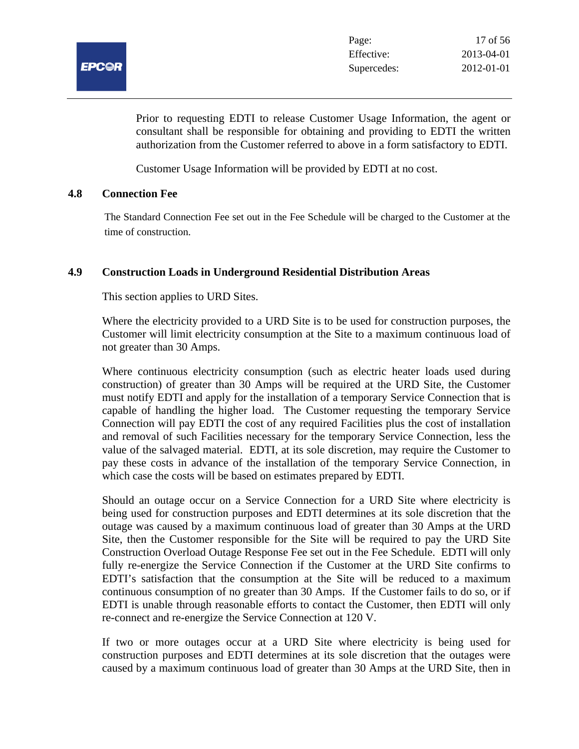Prior to requesting EDTI to release Customer Usage Information, the agent or consultant shall be responsible for obtaining and providing to EDTI the written authorization from the Customer referred to above in a form satisfactory to EDTI.

Customer Usage Information will be provided by EDTI at no cost.

### 4.8 Connection Fee

The Standard Connection Fee set out in the Fee Schedule will be charged to the Customer at the time of construction.

### 4.9 Construction Loads in Underground Residential Distribution Areas

This section applies to URD Sites.

Where the electricity provided to a URD Site is to be used for construction purposes, the Customer will limit electricity consumption at the Site to a maximum continuous load of not greater than 30 Amps.

Where continuous electricity consumption (such as electric heater loads used during construction) of greater than 30 Amps will be required at the URD Site, the Customer must notify EDTI and apply for the installation of a temporary Service Connection that is capable of handling the higher load. The Customer requesting the temporary Service Connection will pay EDTI the cost of any required Facilities plus the cost of installation and removal of such Facilities necessary for the temporary Service Connection, less the value of the salvaged material. EDTI, at its sole discretion, may require the Customer to pay these costs in advance of the installation of the temporary Service Connection, in which case the costs will be based on estimates prepared by EDTI.

Should an outage occur on a Service Connection for a URD Site where electricity is being used for construction purposes and EDTI determines at its sole discretion that the outage was caused by a maximum continuous load of greater than 30 Amps at the URD Site, then the Customer responsible for the Site will be required to pay the URD Site Construction Overload Outage Response Fee set out in the Fee Schedule. EDTI will only fully re-energize the Service Connection if the Customer at the URD Site confirms to EDTI's satisfaction that the consumption at the Site will be reduced to a maximum continuous consumption of no greater than 30 Amps. If the Customer fails to do so, or if EDTI is unable through reasonable efforts to contact the Customer, then EDTI will only re-connect and re-energize the Service Connection at 120 V.

If two or more outages occur at a URD Site where electricity is being used for construction purposes and EDTI determines at its sole discretion that the outages were caused by a maximum continuous load of greater than 30 Amps at the URD Site, then in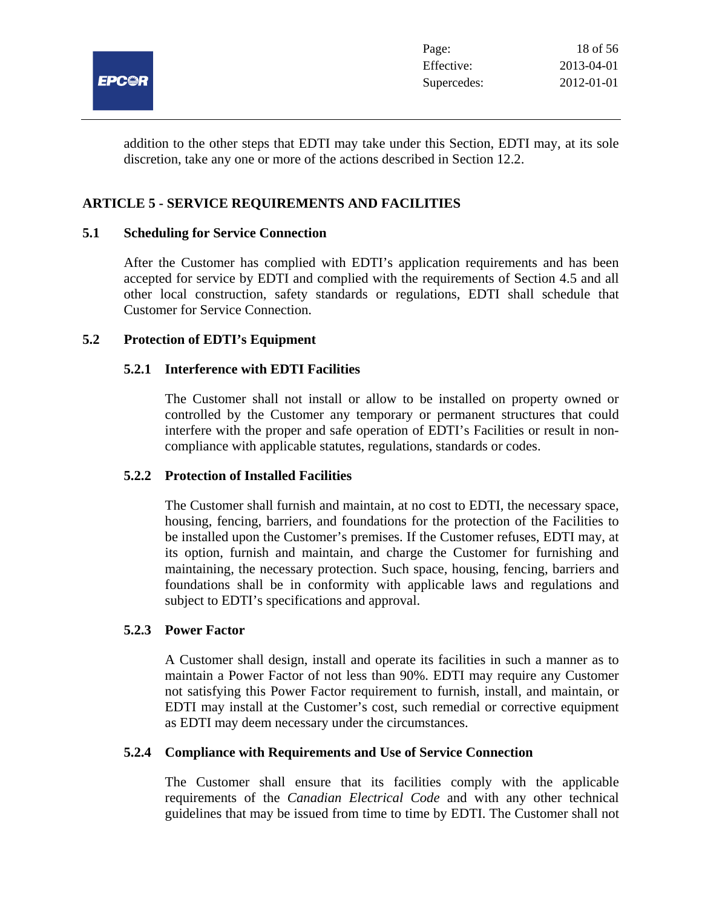addition to the other steps that EDTI may take under this Section, EDTI may, at its sole discretion, take any one or more of the actions described in Section 12.2.

## ARTICLE 5 - SERVICE REQUIREMENTS AND FACILITIES

### 5.1 Scheduling for Service Connection

After the Customer has complied with EDTI's application requirements and has been accepted for service by EDTI and complied with the requirements of Section 4.5 and all other local construction, safety standards or regulations, EDTI shall schedule that Customer for Service Connection.

### 5.2 Protection of EDTI's Equipment

#### 5.2.1 Interference with EDTI Facilities

The Customer shall not install or allow to be installed on property owned or controlled by the Customer any temporary or permanent structures that could interfere with the proper and safe operation of EDTI's Facilities or result in non-compliance with applicable statutes, regulations, standards or codes.

#### 5.2.2 Protection of Installed Facilities

The Customer shall furnish and maintain, at no cost to EDTI, the necessary space, housing, fencing, barriers, and foundations for the protection of the Facilities to be installed upon the Customer's premises. If the Customer refuses, EDTI may, at its option, furnish and maintain, and charge the Customer for furnishing and maintaining, the necessary protection. Such space, housing, fencing, barriers and foundations shall be in conformity with applicable laws and regulations and subject to EDTI's specifications and approval.

#### 5.2.3 Power Factor

A Customer shall design, install and operate its facilities in such a manner as to maintain a Power Factor of not less than 90%. EDTI may require any Customer not satisfying this Power Factor requirement to furnish, install, and maintain, or EDTI may install at the Customer's cost, such remedial or corrective equipment as EDTI may deem necessary under the circumstances.

#### 5.2.4 Compliance with Requirements and Use of Service Connection

The Customer shall ensure that its facilities comply with the applicable requirements of the *Canadian Electrical Code* and with any other technical guidelines that may be issued from time to time by EDTI. The Customer shall not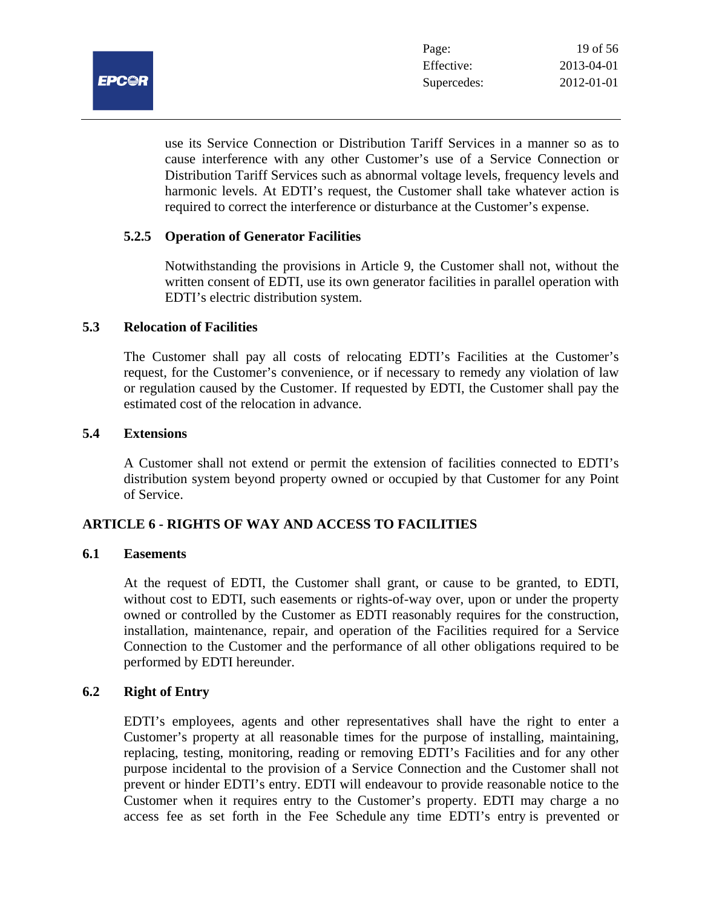use its Service Connection or Distribution Tariff Services in a manner so as to cause interference with any other Customer's use of a Service Connection or Distribution Tariff Services such as abnormal voltage levels, frequency levels and harmonic levels. At EDTI's request, the Customer shall take whatever action is required to correct the interference or disturbance at the Customer's expense.

### 5.2.5 Operation of Generator Facilities

Notwithstanding the provisions in Article 9, the Customer shall not, without the written consent of EDTI, use its own generator facilities in parallel operation with EDTI's electric distribution system.

### 5.3 Relocation of Facilities

The Customer shall pay all costs of relocating EDTI's Facilities at the Customer's request, for the Customer's convenience, or if necessary to remedy any violation of law or regulation caused by the Customer. If requested by EDTI, the Customer shall pay the estimated cost of the relocation in advance.

### 5.4 Extensions

A Customer shall not extend or permit the extension of facilities connected to EDTI's distribution system beyond property owned or occupied by that Customer for any Point of Service.

## ARTICLE 6 - RIGHTS OF WAY AND ACCESS TO FACILITIES

### 6.1 Easements

At the request of EDTI, the Customer shall grant, or cause to be granted, to EDTI, without cost to EDTI, such easements or rights-of-way over, upon or under the property owned or controlled by the Customer as EDTI reasonably requires for the construction, installation, maintenance, repair, and operation of the Facilities required for a Service Connection to the Customer and the performance of all other obligations required to be performed by EDTI hereunder.

### 6.2 Right of Entry

EDTI's employees, agents and other representatives shall have the right to enter a Customer's property at all reasonable times for the purpose of installing, maintaining, replacing, testing, monitoring, reading or removing EDTI's Facilities and for any other purpose incidental to the provision of a Service Connection and the Customer shall not prevent or hinder EDTI's entry. EDTI will endeavour to provide reasonable notice to the Customer when it requires entry to the Customer's property. EDTI may charge a no access fee as set forth in the Fee Schedule any time EDTI's entry is prevented or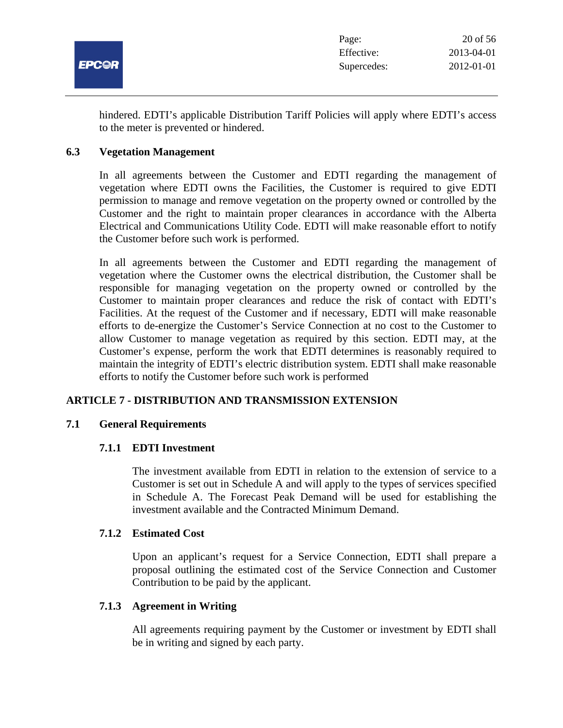hindered. EDTI's applicable Distribution Tariff Policies will apply where EDTI's access to the meter is prevented or hindered.

### 6.3 Vegetation Management

In all agreements between the Customer and EDTI regarding the management of vegetation where EDTI owns the Facilities, the Customer is required to give EDTI permission to manage and remove vegetation on the property owned or controlled by the Customer and the right to maintain proper clearances in accordance with the Alberta Electrical and Communications Utility Code. EDTI will make reasonable effort to notify the Customer before such work is performed.

In all agreements between the Customer and EDTI regarding the management of vegetation where the Customer owns the electrical distribution, the Customer shall be responsible for managing vegetation on the property owned or controlled by the Customer to maintain proper clearances and reduce the risk of contact with EDTI's Facilities. At the request of the Customer and if necessary, EDTI will make reasonable efforts to de-energize the Customer's Service Connection at no cost to the Customer to allow Customer to manage vegetation as required by this section. EDTI may, at the Customer's expense, perform the work that EDTI determines is reasonably required to maintain the integrity of EDTI's electric distribution system. EDTI shall make reasonable efforts to notify the Customer before such work is performed

## ARTICLE 7 - DISTRIBUTION AND TRANSMISSION EXTENSION

### 7.1 General Requirements

#### 7.1.1 EDTI Investment

The investment available from EDTI in relation to the extension of service to a Customer is set out in Schedule A and will apply to the types of services specified in Schedule A. The Forecast Peak Demand will be used for establishing the investment available and the Contracted Minimum Demand.

#### 7.1.2 Estimated Cost

Upon an applicant's request for a Service Connection, EDTI shall prepare a proposal outlining the estimated cost of the Service Connection and Customer Contribution to be paid by the applicant.

#### 7.1.3 Agreement in Writing

All agreements requiring payment by the Customer or investment by EDTI shall be in writing and signed by each party.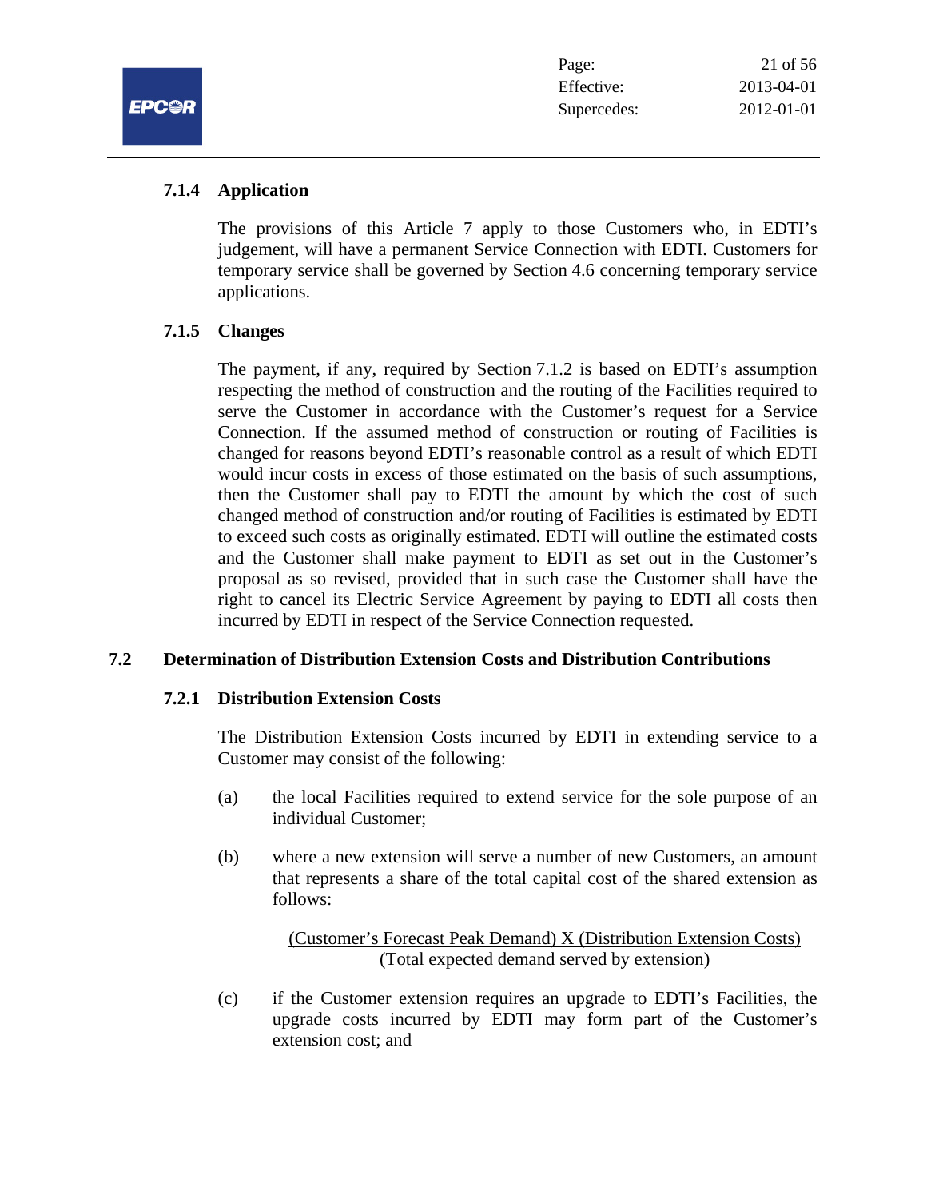### 7.1.4 Application

The provisions of this Article 7 apply to those Customers who, in EDTI's judgement, will have a permanent Service Connection with EDTI. Customers for temporary service shall be governed by Section 4.6 concerning temporary service applications.

### 7.1.5 Changes

The payment, if any, required by Section 7.1.2 is based on EDTI's assumption respecting the method of construction and the routing of the Facilities required to serve the Customer in accordance with the Customer's request for a Service Connection. If the assumed method of construction or routing of Facilities is changed for reasons beyond EDTI's reasonable control as a result of which EDTI would incur costs in excess of those estimated on the basis of such assumptions, then the Customer shall pay to EDTI the amount by which the cost of such changed method of construction and/or routing of Facilities is estimated by EDTI to exceed such costs as originally estimated. EDTI will outline the estimated costs and the Customer shall make payment to EDTI as set out in the Customer's proposal as so revised, provided that in such case the Customer shall have the right to cancel its Electric Service Agreement by paying to EDTI all costs then incurred by EDTI in respect of the Service Connection requested.

## 7.2 Determination of Distribution Extension Costs and Distribution Contributions

### 7.2.1 Distribution Extension Costs

The Distribution Extension Costs incurred by EDTI in extending service to a Customer may consist of the following:

(a) the local Facilities required to extend service for the sole purpose of an individual Customer;

(b) where a new extension will serve a number of new Customers, an amount that represents a share of the total capital cost of the shared extension as follows:

$$\frac{\text{(Customer's Forecast Peak Demand) X (Distribution Extension Costs)}}{\text{(Total expected demand served by extension)}}$$

(c) if the Customer extension requires an upgrade to EDTI's Facilities, the upgrade costs incurred by EDTI may form part of the Customer's extension cost; and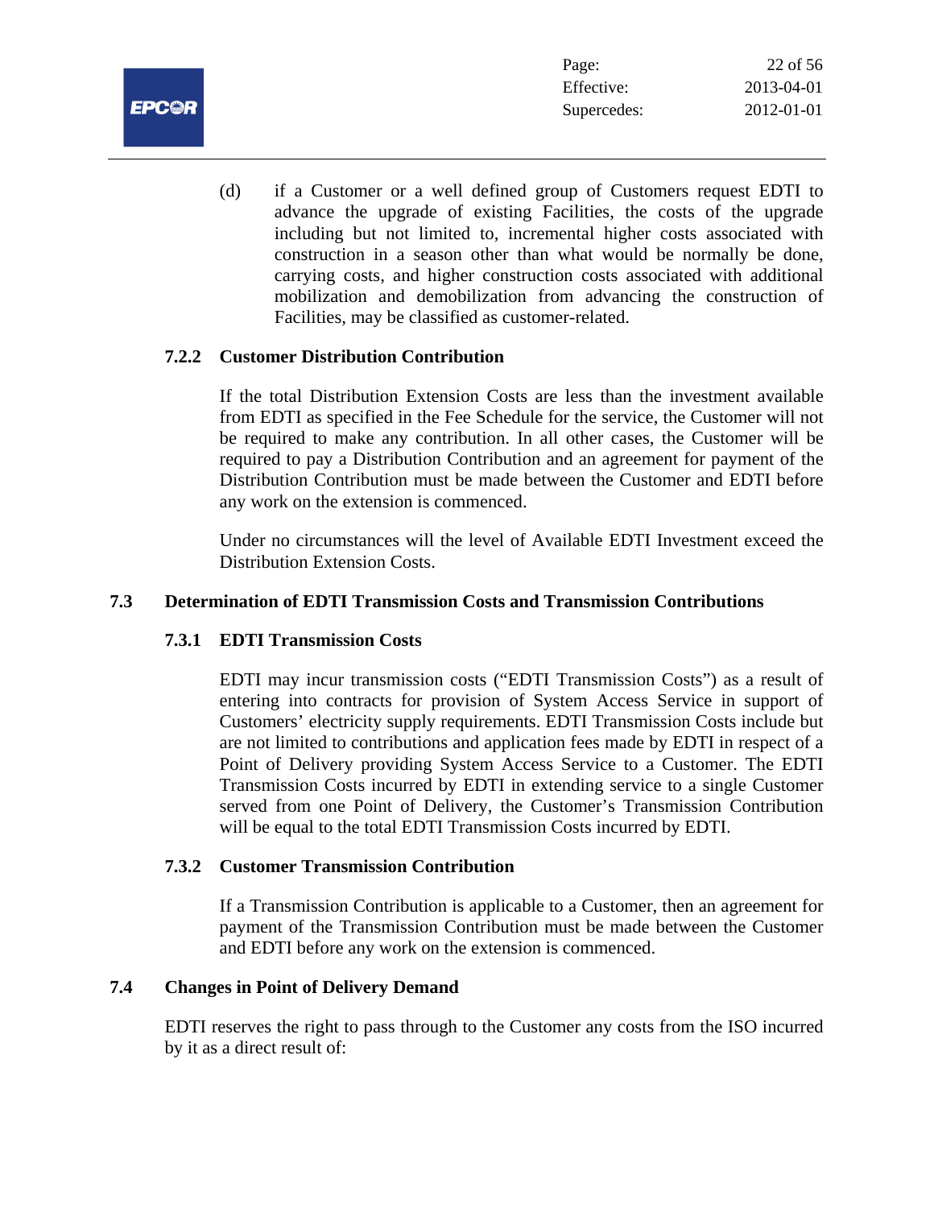(d) if a Customer or a well defined group of Customers request EDTI to advance the upgrade of existing Facilities, the costs of the upgrade including but not limited to, incremental higher costs associated with construction in a season other than what would be normally be done, carrying costs, and higher construction costs associated with additional mobilization and demobilization from advancing the construction of Facilities, may be classified as customer-related.

### 7.2.2 Customer Distribution Contribution

If the total Distribution Extension Costs are less than the investment available from EDTI as specified in the Fee Schedule for the service, the Customer will not be required to make any contribution. In all other cases, the Customer will be required to pay a Distribution Contribution and an agreement for payment of the Distribution Contribution must be made between the Customer and EDTI before any work on the extension is commenced.

Under no circumstances will the level of Available EDTI Investment exceed the Distribution Extension Costs.

## 7.3 Determination of EDTI Transmission Costs and Transmission Contributions

### 7.3.1 EDTI Transmission Costs

EDTI may incur transmission costs ("EDTI Transmission Costs") as a result of entering into contracts for provision of System Access Service in support of Customers' electricity supply requirements. EDTI Transmission Costs include but are not limited to contributions and application fees made by EDTI in respect of a Point of Delivery providing System Access Service to a Customer. The EDTI Transmission Costs incurred by EDTI in extending service to a single Customer served from one Point of Delivery, the Customer's Transmission Contribution will be equal to the total EDTI Transmission Costs incurred by EDTI.

### 7.3.2 Customer Transmission Contribution

If a Transmission Contribution is applicable to a Customer, then an agreement for payment of the Transmission Contribution must be made between the Customer and EDTI before any work on the extension is commenced.

## 7.4 Changes in Point of Delivery Demand

EDTI reserves the right to pass through to the Customer any costs from the ISO incurred by it as a direct result of: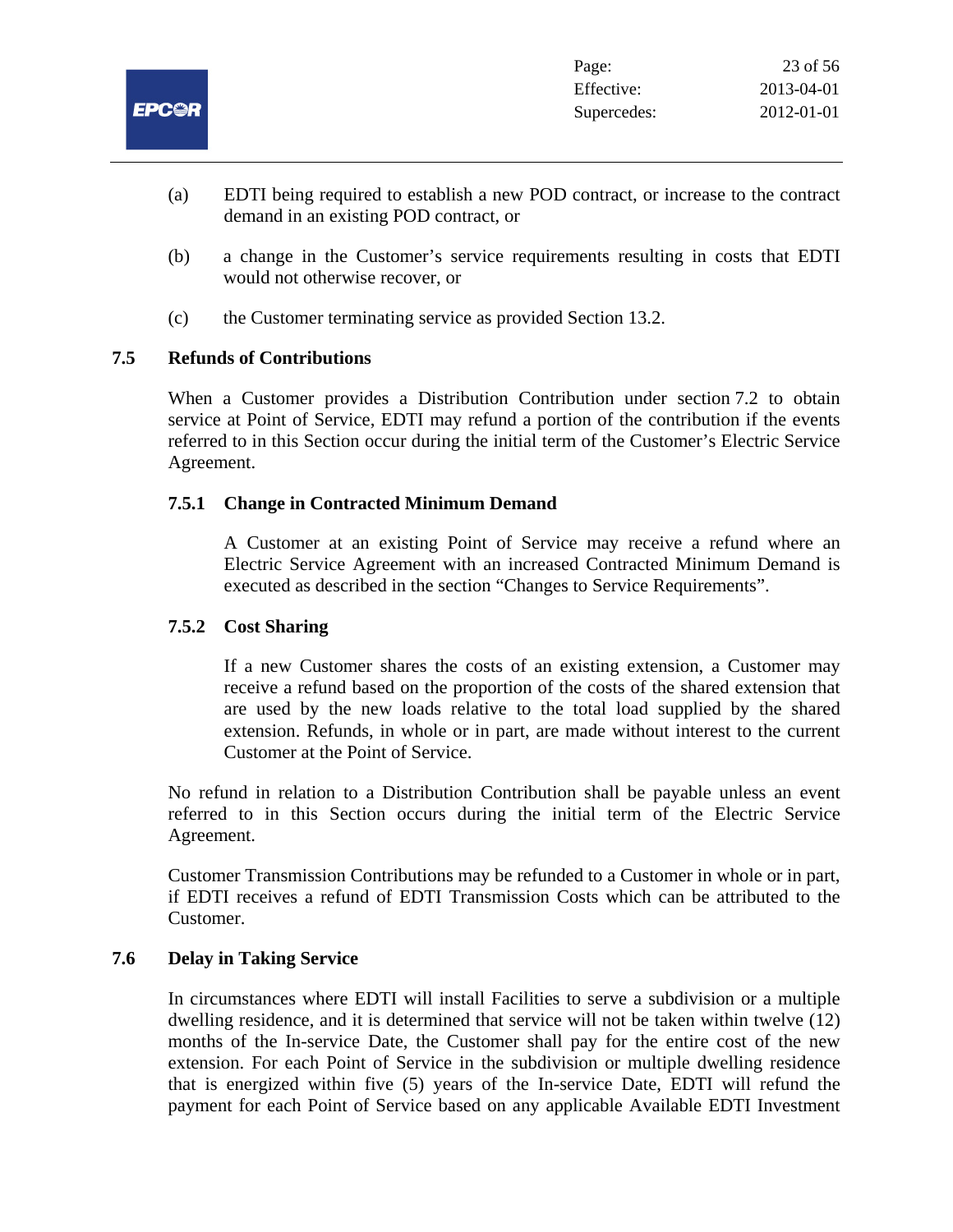(a) EDTI being required to establish a new POD contract, or increase to the contract demand in an existing POD contract, or

(b) a change in the Customer's service requirements resulting in costs that EDTI would not otherwise recover, or

(c) the Customer terminating service as provided Section 13.2.

## 7.5 Refunds of Contributions

When a Customer provides a Distribution Contribution under section 7.2 to obtain service at Point of Service, EDTI may refund a portion of the contribution if the events referred to in this Section occur during the initial term of the Customer's Electric Service Agreement.

### 7.5.1 Change in Contracted Minimum Demand

A Customer at an existing Point of Service may receive a refund where an Electric Service Agreement with an increased Contracted Minimum Demand is executed as described in the section "Changes to Service Requirements".

### 7.5.2 Cost Sharing

If a new Customer shares the costs of an existing extension, a Customer may receive a refund based on the proportion of the costs of the shared extension that are used by the new loads relative to the total load supplied by the shared extension. Refunds, in whole or in part, are made without interest to the current Customer at the Point of Service.

No refund in relation to a Distribution Contribution shall be payable unless an event referred to in this Section occurs during the initial term of the Electric Service Agreement.

Customer Transmission Contributions may be refunded to a Customer in whole or in part, if EDTI receives a refund of EDTI Transmission Costs which can be attributed to the Customer.

## 7.6 Delay in Taking Service

In circumstances where EDTI will install Facilities to serve a subdivision or a multiple dwelling residence, and it is determined that service will not be taken within twelve (12) months of the In-service Date, the Customer shall pay for the entire cost of the new extension. For each Point of Service in the subdivision or multiple dwelling residence that is energized within five (5) years of the In-service Date, EDTI will refund the payment for each Point of Service based on any applicable Available EDTI Investment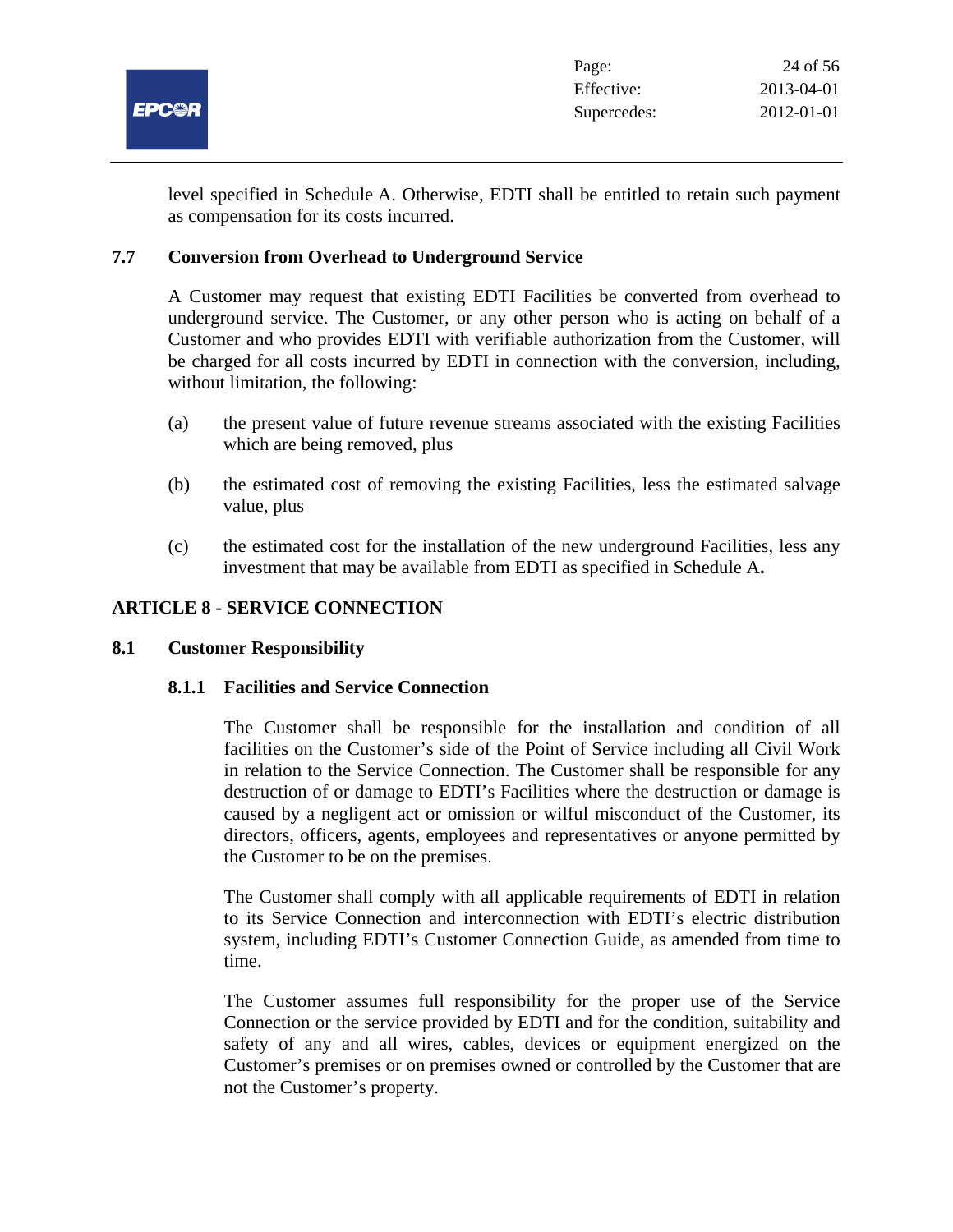level specified in Schedule A. Otherwise, EDTI shall be entitled to retain such payment as compensation for its costs incurred.

### 7.7 Conversion from Overhead to Underground Service

A Customer may request that existing EDTI Facilities be converted from overhead to underground service. The Customer, or any other person who is acting on behalf of a Customer and who provides EDTI with verifiable authorization from the Customer, will be charged for all costs incurred by EDTI in connection with the conversion, including, without limitation, the following:

(a) the present value of future revenue streams associated with the existing Facilities which are being removed, plus

(b) the estimated cost of removing the existing Facilities, less the estimated salvage value, plus

(c) the estimated cost for the installation of the new underground Facilities, less any investment that may be available from EDTI as specified in Schedule A**.**

## ARTICLE 8 - SERVICE CONNECTION

### 8.1 Customer Responsibility

#### 8.1.1 Facilities and Service Connection

The Customer shall be responsible for the installation and condition of all facilities on the Customer's side of the Point of Service including all Civil Work in relation to the Service Connection. The Customer shall be responsible for any destruction of or damage to EDTI's Facilities where the destruction or damage is caused by a negligent act or omission or wilful misconduct of the Customer, its directors, officers, agents, employees and representatives or anyone permitted by the Customer to be on the premises.

The Customer shall comply with all applicable requirements of EDTI in relation to its Service Connection and interconnection with EDTI's electric distribution system, including EDTI's Customer Connection Guide, as amended from time to time.

The Customer assumes full responsibility for the proper use of the Service Connection or the service provided by EDTI and for the condition, suitability and safety of any and all wires, cables, devices or equipment energized on the Customer's premises or on premises owned or controlled by the Customer that are not the Customer's property.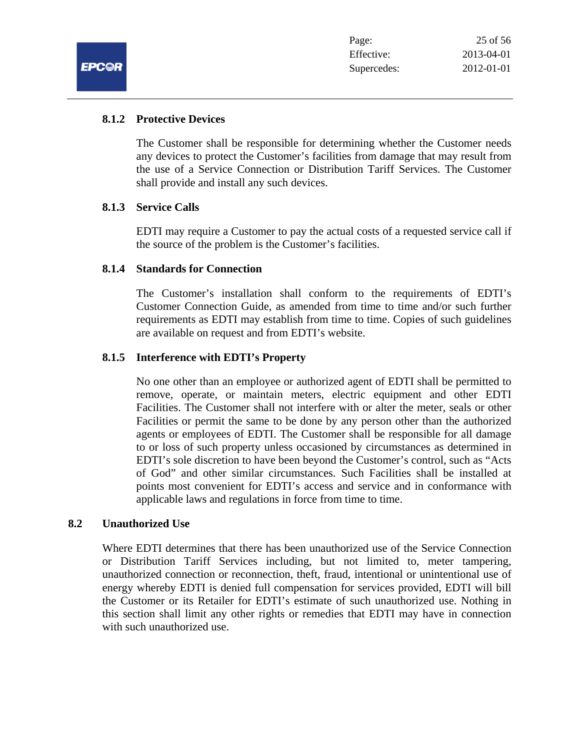### 8.1.2 Protective Devices

The Customer shall be responsible for determining whether the Customer needs any devices to protect the Customer's facilities from damage that may result from the use of a Service Connection or Distribution Tariff Services. The Customer shall provide and install any such devices.

### 8.1.3 Service Calls

EDTI may require a Customer to pay the actual costs of a requested service call if the source of the problem is the Customer's facilities.

### 8.1.4 Standards for Connection

The Customer's installation shall conform to the requirements of EDTI's Customer Connection Guide, as amended from time to time and/or such further requirements as EDTI may establish from time to time. Copies of such guidelines are available on request and from EDTI's website.

### 8.1.5 Interference with EDTI's Property

No one other than an employee or authorized agent of EDTI shall be permitted to remove, operate, or maintain meters, electric equipment and other EDTI Facilities. The Customer shall not interfere with or alter the meter, seals or other Facilities or permit the same to be done by any person other than the authorized agents or employees of EDTI. The Customer shall be responsible for all damage to or loss of such property unless occasioned by circumstances as determined in EDTI's sole discretion to have been beyond the Customer's control, such as "Acts of God" and other similar circumstances. Such Facilities shall be installed at points most convenient for EDTI's access and service and in conformance with applicable laws and regulations in force from time to time.

## 8.2 Unauthorized Use

Where EDTI determines that there has been unauthorized use of the Service Connection or Distribution Tariff Services including, but not limited to, meter tampering, unauthorized connection or reconnection, theft, fraud, intentional or unintentional use of energy whereby EDTI is denied full compensation for services provided, EDTI will bill the Customer or its Retailer for EDTI's estimate of such unauthorized use. Nothing in this section shall limit any other rights or remedies that EDTI may have in connection with such unauthorized use.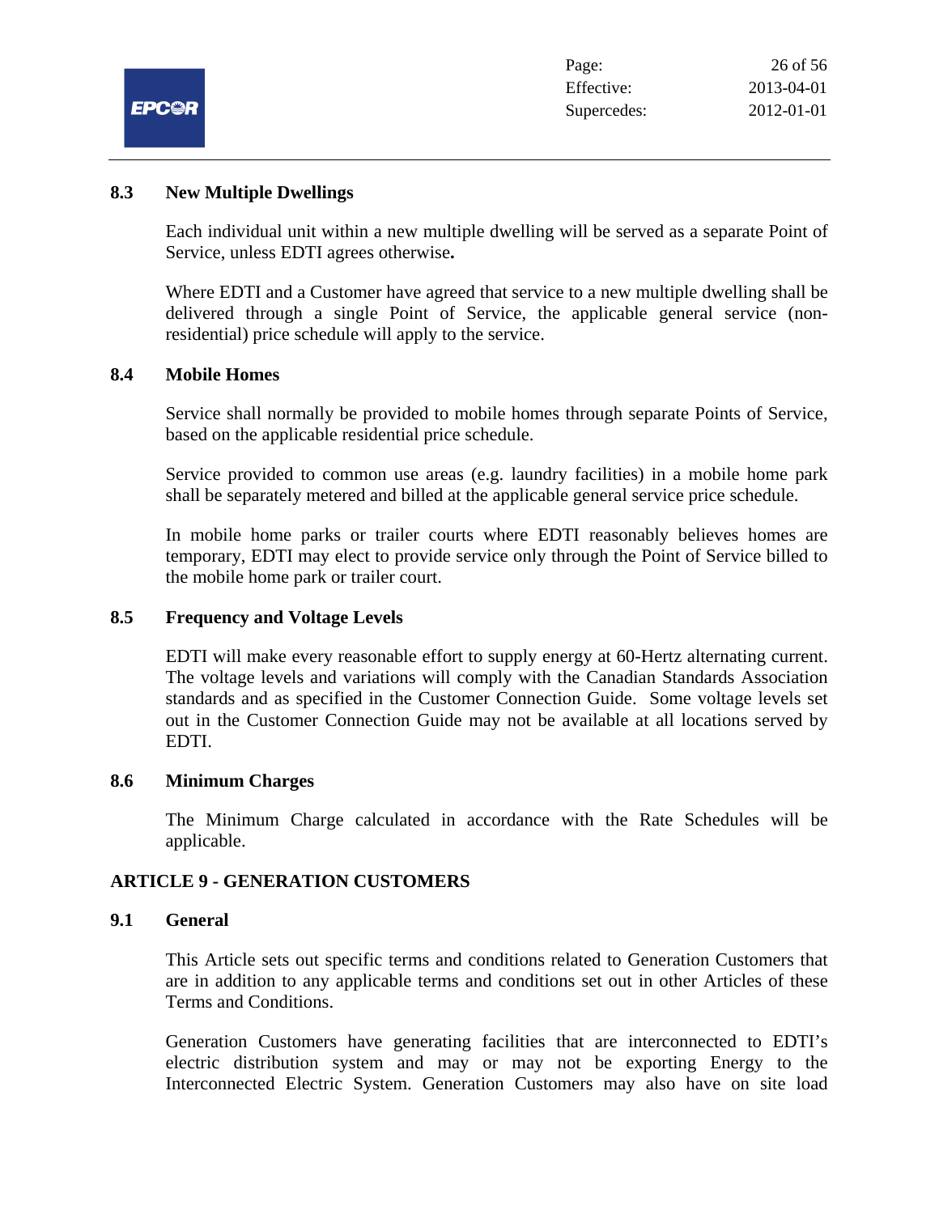### 8.3 New Multiple Dwellings

Each individual unit within a new multiple dwelling will be served as a separate Point of Service, unless EDTI agrees otherwise**.**

Where EDTI and a Customer have agreed that service to a new multiple dwelling shall be delivered through a single Point of Service, the applicable general service (non-residential) price schedule will apply to the service.

### 8.4 Mobile Homes

Service shall normally be provided to mobile homes through separate Points of Service, based on the applicable residential price schedule.

Service provided to common use areas (e.g. laundry facilities) in a mobile home park shall be separately metered and billed at the applicable general service price schedule.

In mobile home parks or trailer courts where EDTI reasonably believes homes are temporary, EDTI may elect to provide service only through the Point of Service billed to the mobile home park or trailer court.

### 8.5 Frequency and Voltage Levels

EDTI will make every reasonable effort to supply energy at 60-Hertz alternating current. The voltage levels and variations will comply with the Canadian Standards Association standards and as specified in the Customer Connection Guide. Some voltage levels set out in the Customer Connection Guide may not be available at all locations served by EDTI.

### 8.6 Minimum Charges

The Minimum Charge calculated in accordance with the Rate Schedules will be applicable.

## ARTICLE 9 - GENERATION CUSTOMERS

### 9.1 General

This Article sets out specific terms and conditions related to Generation Customers that are in addition to any applicable terms and conditions set out in other Articles of these Terms and Conditions.

Generation Customers have generating facilities that are interconnected to EDTI's electric distribution system and may or may not be exporting Energy to the Interconnected Electric System. Generation Customers may also have on site load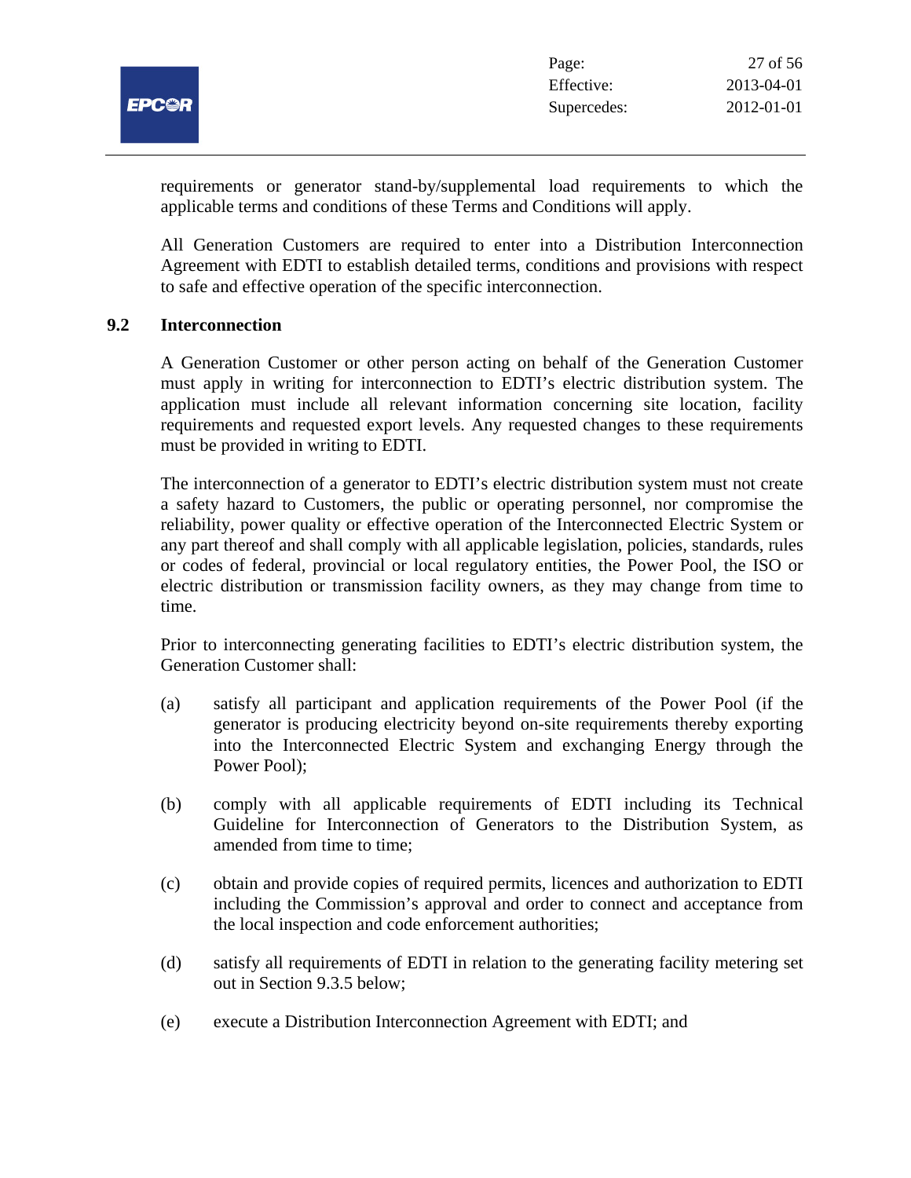requirements or generator stand-by/supplemental load requirements to which the applicable terms and conditions of these Terms and Conditions will apply.

All Generation Customers are required to enter into a Distribution Interconnection Agreement with EDTI to establish detailed terms, conditions and provisions with respect to safe and effective operation of the specific interconnection.

### 9.2 Interconnection

A Generation Customer or other person acting on behalf of the Generation Customer must apply in writing for interconnection to EDTI's electric distribution system. The application must include all relevant information concerning site location, facility requirements and requested export levels. Any requested changes to these requirements must be provided in writing to EDTI.

The interconnection of a generator to EDTI's electric distribution system must not create a safety hazard to Customers, the public or operating personnel, nor compromise the reliability, power quality or effective operation of the Interconnected Electric System or any part thereof and shall comply with all applicable legislation, policies, standards, rules or codes of federal, provincial or local regulatory entities, the Power Pool, the ISO or electric distribution or transmission facility owners, as they may change from time to time.

Prior to interconnecting generating facilities to EDTI's electric distribution system, the Generation Customer shall:

(a) satisfy all participant and application requirements of the Power Pool (if the generator is producing electricity beyond on-site requirements thereby exporting into the Interconnected Electric System and exchanging Energy through the Power Pool);

(b) comply with all applicable requirements of EDTI including its Technical Guideline for Interconnection of Generators to the Distribution System, as amended from time to time;

(c) obtain and provide copies of required permits, licences and authorization to EDTI including the Commission's approval and order to connect and acceptance from the local inspection and code enforcement authorities;

(d) satisfy all requirements of EDTI in relation to the generating facility metering set out in Section 9.3.5 below;

(e) execute a Distribution Interconnection Agreement with EDTI; and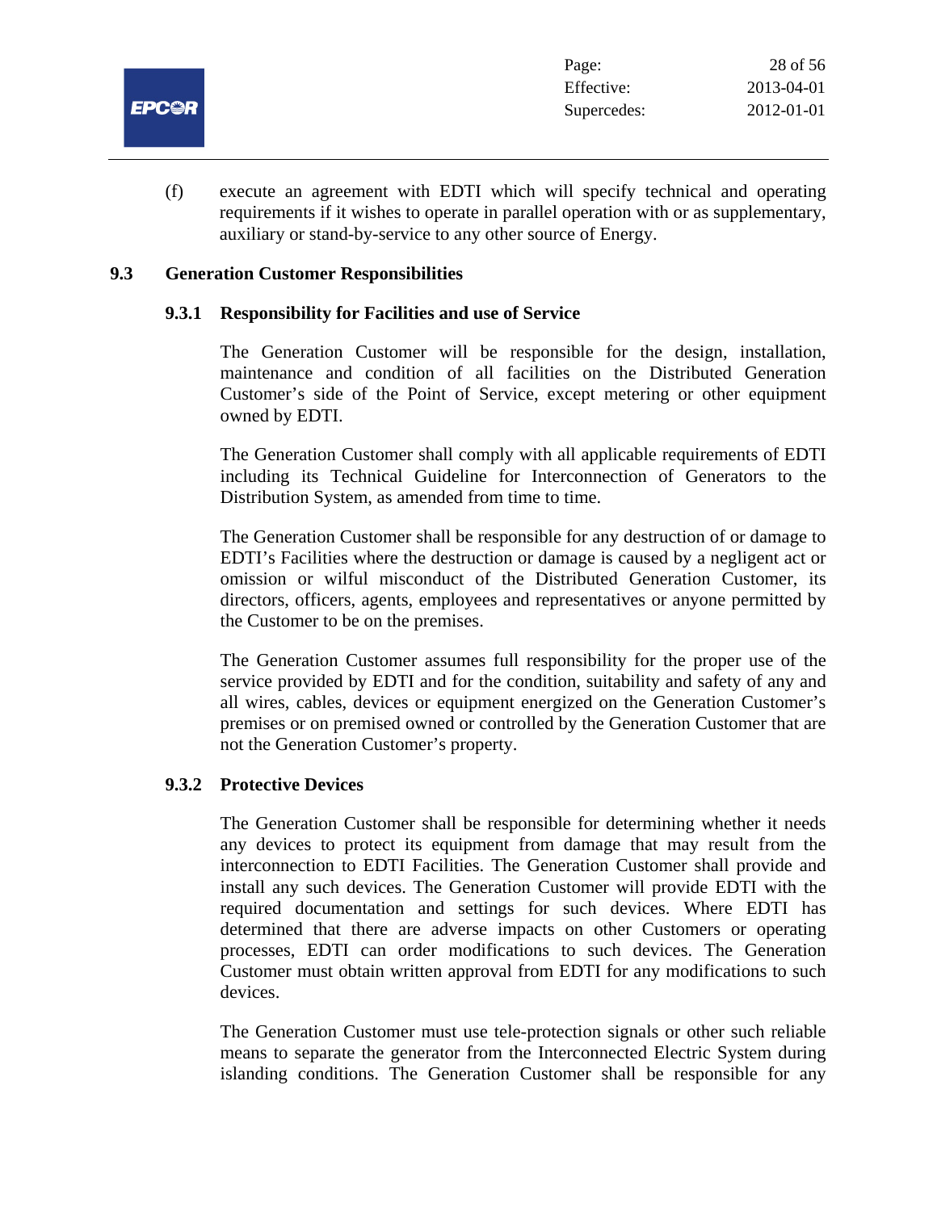(f) execute an agreement with EDTI which will specify technical and operating requirements if it wishes to operate in parallel operation with or as supplementary, auxiliary or stand-by-service to any other source of Energy.

## 9.3 Generation Customer Responsibilities

### 9.3.1 Responsibility for Facilities and use of Service

The Generation Customer will be responsible for the design, installation, maintenance and condition of all facilities on the Distributed Generation Customer's side of the Point of Service, except metering or other equipment owned by EDTI.

The Generation Customer shall comply with all applicable requirements of EDTI including its Technical Guideline for Interconnection of Generators to the Distribution System, as amended from time to time.

The Generation Customer shall be responsible for any destruction of or damage to EDTI's Facilities where the destruction or damage is caused by a negligent act or omission or wilful misconduct of the Distributed Generation Customer, its directors, officers, agents, employees and representatives or anyone permitted by the Customer to be on the premises.

The Generation Customer assumes full responsibility for the proper use of the service provided by EDTI and for the condition, suitability and safety of any and all wires, cables, devices or equipment energized on the Generation Customer's premises or on premised owned or controlled by the Generation Customer that are not the Generation Customer's property.

### 9.3.2 Protective Devices

The Generation Customer shall be responsible for determining whether it needs any devices to protect its equipment from damage that may result from the interconnection to EDTI Facilities. The Generation Customer shall provide and install any such devices. The Generation Customer will provide EDTI with the required documentation and settings for such devices. Where EDTI has determined that there are adverse impacts on other Customers or operating processes, EDTI can order modifications to such devices. The Generation Customer must obtain written approval from EDTI for any modifications to such devices.

The Generation Customer must use tele-protection signals or other such reliable means to separate the generator from the Interconnected Electric System during islanding conditions. The Generation Customer shall be responsible for any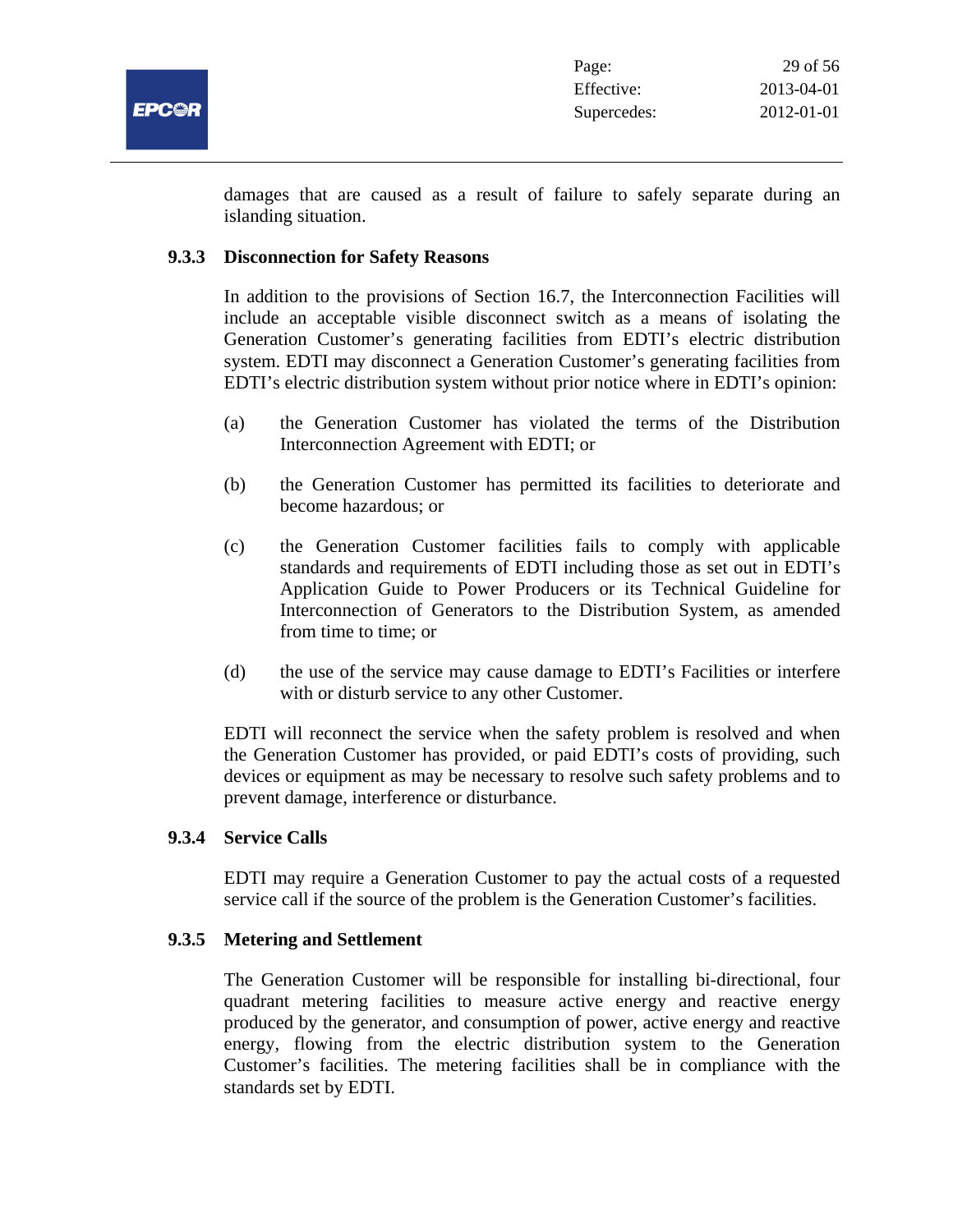damages that are caused as a result of failure to safely separate during an islanding situation.

### 9.3.3 Disconnection for Safety Reasons

In addition to the provisions of Section 16.7, the Interconnection Facilities will include an acceptable visible disconnect switch as a means of isolating the Generation Customer's generating facilities from EDTI's electric distribution system. EDTI may disconnect a Generation Customer's generating facilities from EDTI's electric distribution system without prior notice where in EDTI's opinion:

(a) the Generation Customer has violated the terms of the Distribution Interconnection Agreement with EDTI; or

(b) the Generation Customer has permitted its facilities to deteriorate and become hazardous; or

(c) the Generation Customer facilities fails to comply with applicable standards and requirements of EDTI including those as set out in EDTI's Application Guide to Power Producers or its Technical Guideline for Interconnection of Generators to the Distribution System, as amended from time to time; or

(d) the use of the service may cause damage to EDTI's Facilities or interfere with or disturb service to any other Customer.

EDTI will reconnect the service when the safety problem is resolved and when the Generation Customer has provided, or paid EDTI's costs of providing, such devices or equipment as may be necessary to resolve such safety problems and to prevent damage, interference or disturbance.

### 9.3.4 Service Calls

EDTI may require a Generation Customer to pay the actual costs of a requested service call if the source of the problem is the Generation Customer's facilities.

### 9.3.5 Metering and Settlement

The Generation Customer will be responsible for installing bi-directional, four quadrant metering facilities to measure active energy and reactive energy produced by the generator, and consumption of power, active energy and reactive energy, flowing from the electric distribution system to the Generation Customer's facilities. The metering facilities shall be in compliance with the standards set by EDTI.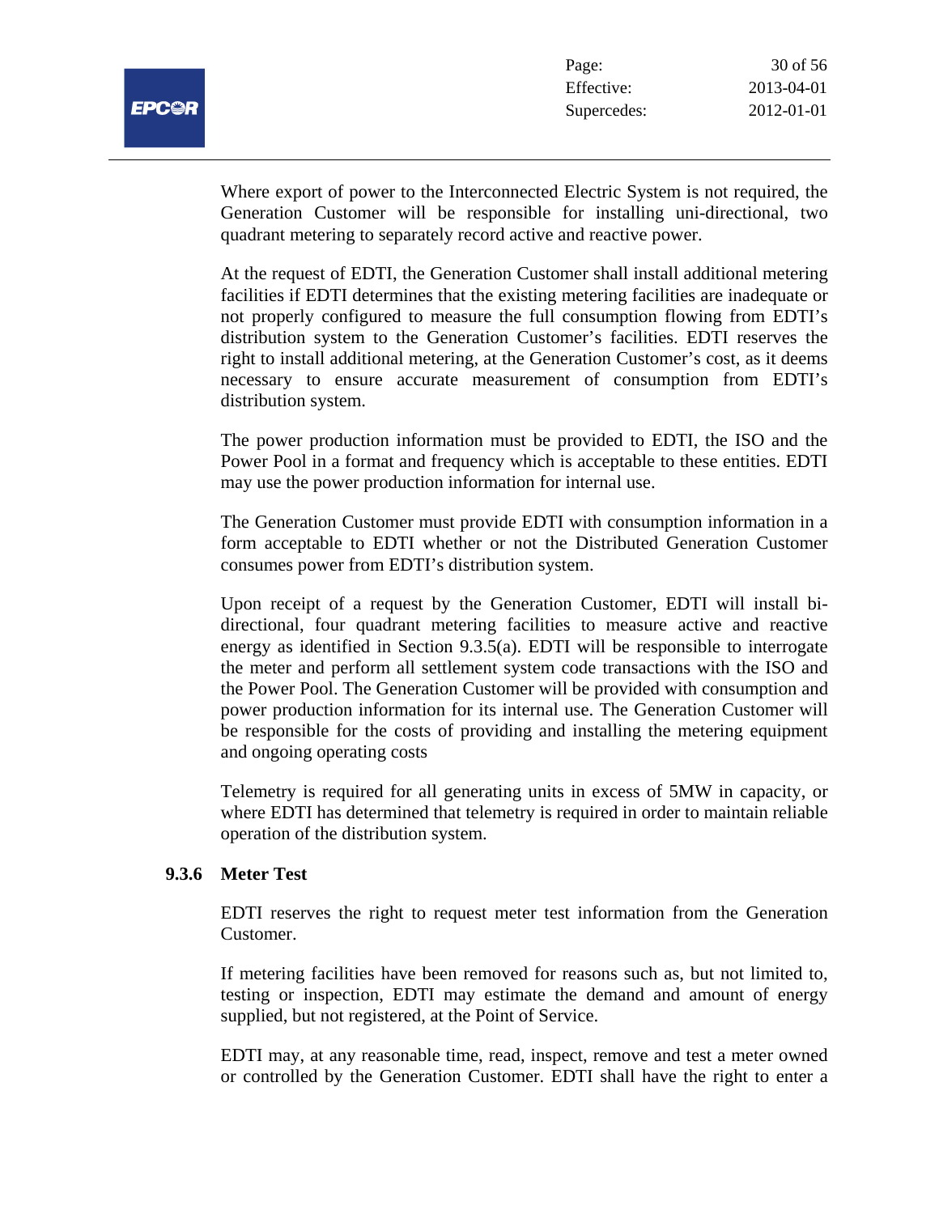Where export of power to the Interconnected Electric System is not required, the Generation Customer will be responsible for installing uni-directional, two quadrant metering to separately record active and reactive power.

At the request of EDTI, the Generation Customer shall install additional metering facilities if EDTI determines that the existing metering facilities are inadequate or not properly configured to measure the full consumption flowing from EDTI's distribution system to the Generation Customer's facilities. EDTI reserves the right to install additional metering, at the Generation Customer's cost, as it deems necessary to ensure accurate measurement of consumption from EDTI's distribution system.

The power production information must be provided to EDTI, the ISO and the Power Pool in a format and frequency which is acceptable to these entities. EDTI may use the power production information for internal use.

The Generation Customer must provide EDTI with consumption information in a form acceptable to EDTI whether or not the Distributed Generation Customer consumes power from EDTI's distribution system.

Upon receipt of a request by the Generation Customer, EDTI will install bi-directional, four quadrant metering facilities to measure active and reactive energy as identified in Section 9.3.5(a). EDTI will be responsible to interrogate the meter and perform all settlement system code transactions with the ISO and the Power Pool. The Generation Customer will be provided with consumption and power production information for its internal use. The Generation Customer will be responsible for the costs of providing and installing the metering equipment and ongoing operating costs

Telemetry is required for all generating units in excess of 5MW in capacity, or where EDTI has determined that telemetry is required in order to maintain reliable operation of the distribution system.

### 9.3.6 Meter Test

EDTI reserves the right to request meter test information from the Generation Customer.

If metering facilities have been removed for reasons such as, but not limited to, testing or inspection, EDTI may estimate the demand and amount of energy supplied, but not registered, at the Point of Service.

EDTI may, at any reasonable time, read, inspect, remove and test a meter owned or controlled by the Generation Customer. EDTI shall have the right to enter a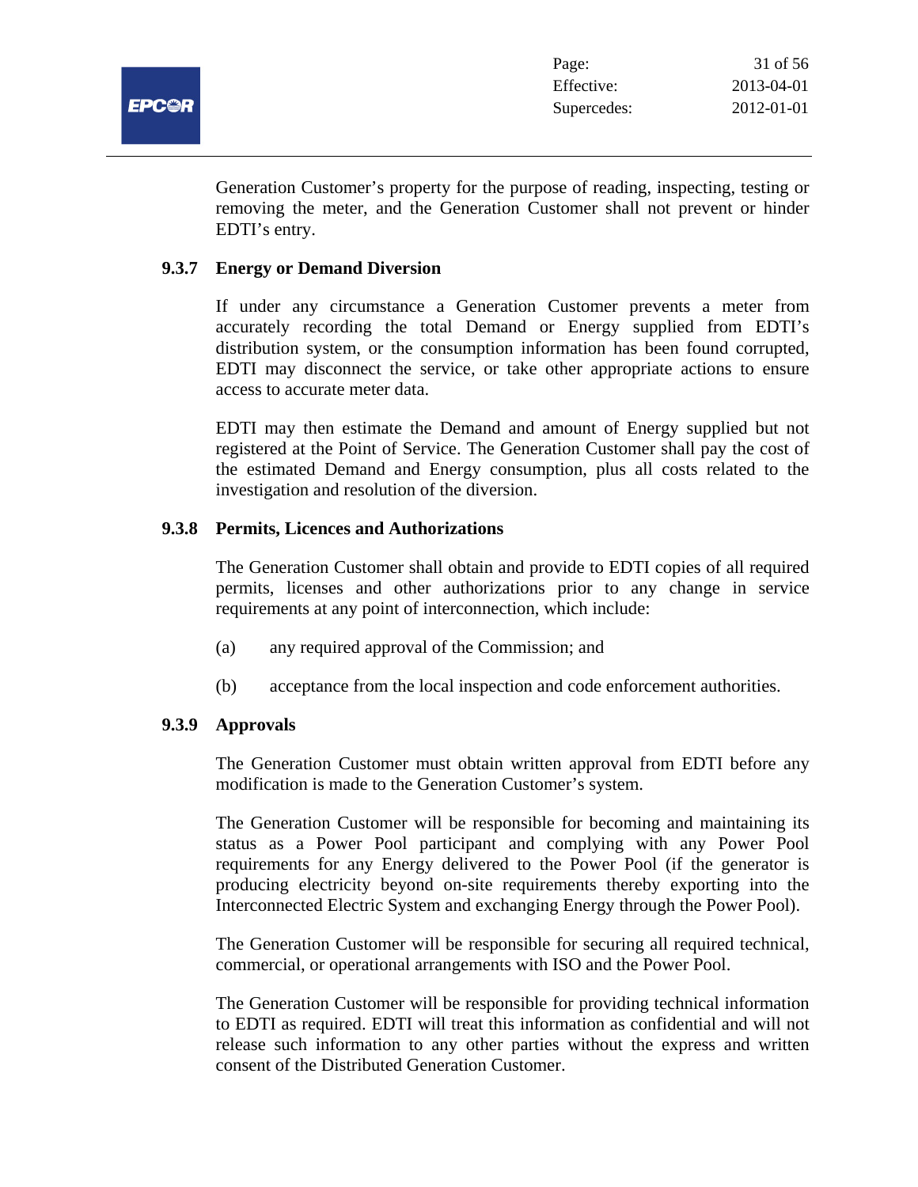Generation Customer's property for the purpose of reading, inspecting, testing or removing the meter, and the Generation Customer shall not prevent or hinder EDTI's entry.

### 9.3.7 Energy or Demand Diversion

If under any circumstance a Generation Customer prevents a meter from accurately recording the total Demand or Energy supplied from EDTI's distribution system, or the consumption information has been found corrupted, EDTI may disconnect the service, or take other appropriate actions to ensure access to accurate meter data.

EDTI may then estimate the Demand and amount of Energy supplied but not registered at the Point of Service. The Generation Customer shall pay the cost of the estimated Demand and Energy consumption, plus all costs related to the investigation and resolution of the diversion.

### 9.3.8 Permits, Licences and Authorizations

The Generation Customer shall obtain and provide to EDTI copies of all required permits, licenses and other authorizations prior to any change in service requirements at any point of interconnection, which include:

(a) any required approval of the Commission; and

(b) acceptance from the local inspection and code enforcement authorities.

### 9.3.9 Approvals

The Generation Customer must obtain written approval from EDTI before any modification is made to the Generation Customer's system.

The Generation Customer will be responsible for becoming and maintaining its status as a Power Pool participant and complying with any Power Pool requirements for any Energy delivered to the Power Pool (if the generator is producing electricity beyond on-site requirements thereby exporting into the Interconnected Electric System and exchanging Energy through the Power Pool).

The Generation Customer will be responsible for securing all required technical, commercial, or operational arrangements with ISO and the Power Pool.

The Generation Customer will be responsible for providing technical information to EDTI as required. EDTI will treat this information as confidential and will not release such information to any other parties without the express and written consent of the Distributed Generation Customer.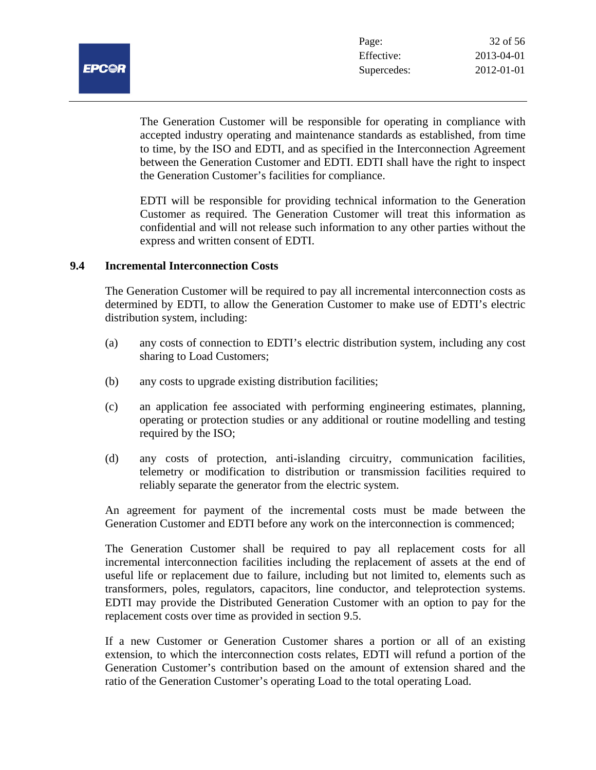The Generation Customer will be responsible for operating in compliance with accepted industry operating and maintenance standards as established, from time to time, by the ISO and EDTI, and as specified in the Interconnection Agreement between the Generation Customer and EDTI. EDTI shall have the right to inspect the Generation Customer's facilities for compliance.

EDTI will be responsible for providing technical information to the Generation Customer as required. The Generation Customer will treat this information as confidential and will not release such information to any other parties without the express and written consent of EDTI.

### 9.4 Incremental Interconnection Costs

The Generation Customer will be required to pay all incremental interconnection costs as determined by EDTI, to allow the Generation Customer to make use of EDTI's electric distribution system, including:

(a) any costs of connection to EDTI's electric distribution system, including any cost sharing to Load Customers;

(b) any costs to upgrade existing distribution facilities;

(c) an application fee associated with performing engineering estimates, planning, operating or protection studies or any additional or routine modelling and testing required by the ISO;

(d) any costs of protection, anti-islanding circuitry, communication facilities, telemetry or modification to distribution or transmission facilities required to reliably separate the generator from the electric system.

An agreement for payment of the incremental costs must be made between the Generation Customer and EDTI before any work on the interconnection is commenced;

The Generation Customer shall be required to pay all replacement costs for all incremental interconnection facilities including the replacement of assets at the end of useful life or replacement due to failure, including but not limited to, elements such as transformers, poles, regulators, capacitors, line conductor, and teleprotection systems. EDTI may provide the Distributed Generation Customer with an option to pay for the replacement costs over time as provided in section 9.5.

If a new Customer or Generation Customer shares a portion or all of an existing extension, to which the interconnection costs relates, EDTI will refund a portion of the Generation Customer's contribution based on the amount of extension shared and the ratio of the Generation Customer's operating Load to the total operating Load.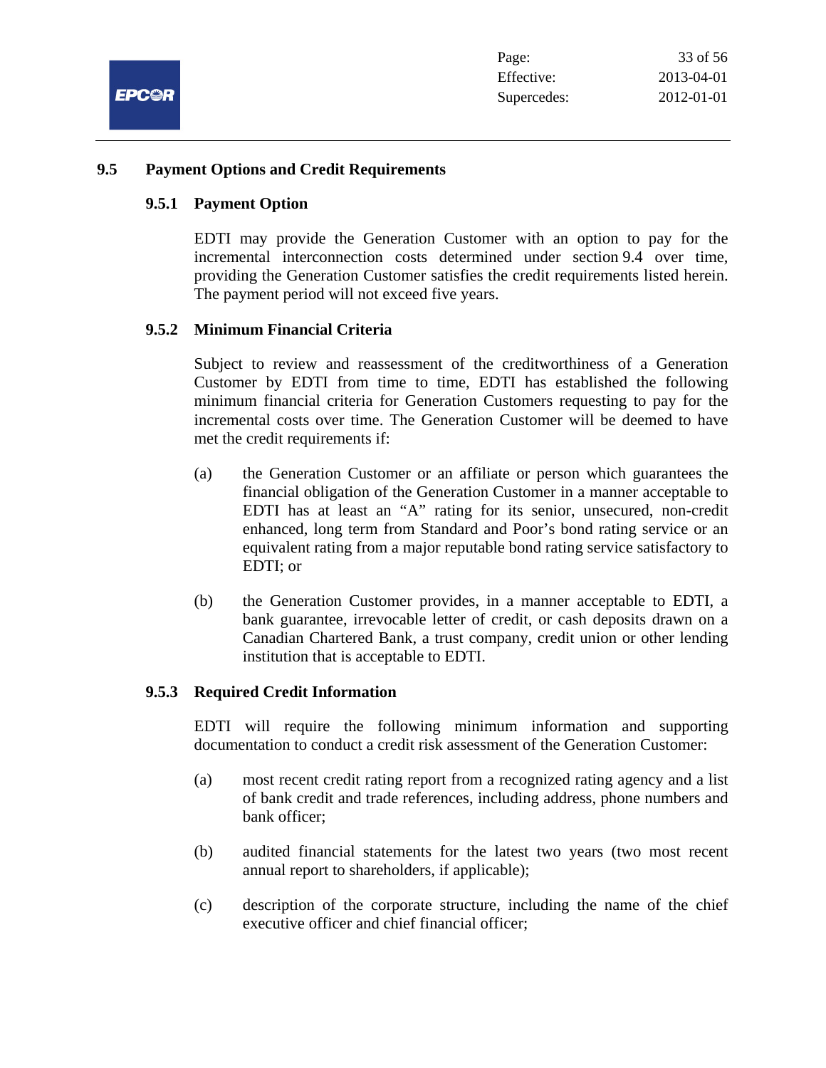## 9.5 Payment Options and Credit Requirements

### 9.5.1 Payment Option

EDTI may provide the Generation Customer with an option to pay for the incremental interconnection costs determined under section 9.4 over time, providing the Generation Customer satisfies the credit requirements listed herein. The payment period will not exceed five years.

### 9.5.2 Minimum Financial Criteria

Subject to review and reassessment of the creditworthiness of a Generation Customer by EDTI from time to time, EDTI has established the following minimum financial criteria for Generation Customers requesting to pay for the incremental costs over time. The Generation Customer will be deemed to have met the credit requirements if:

(a) the Generation Customer or an affiliate or person which guarantees the financial obligation of the Generation Customer in a manner acceptable to EDTI has at least an "A" rating for its senior, unsecured, non-credit enhanced, long term from Standard and Poor's bond rating service or an equivalent rating from a major reputable bond rating service satisfactory to EDTI; or

(b) the Generation Customer provides, in a manner acceptable to EDTI, a bank guarantee, irrevocable letter of credit, or cash deposits drawn on a Canadian Chartered Bank, a trust company, credit union or other lending institution that is acceptable to EDTI.

### 9.5.3 Required Credit Information

EDTI will require the following minimum information and supporting documentation to conduct a credit risk assessment of the Generation Customer:

(a) most recent credit rating report from a recognized rating agency and a list of bank credit and trade references, including address, phone numbers and bank officer;

(b) audited financial statements for the latest two years (two most recent annual report to shareholders, if applicable);

(c) description of the corporate structure, including the name of the chief executive officer and chief financial officer;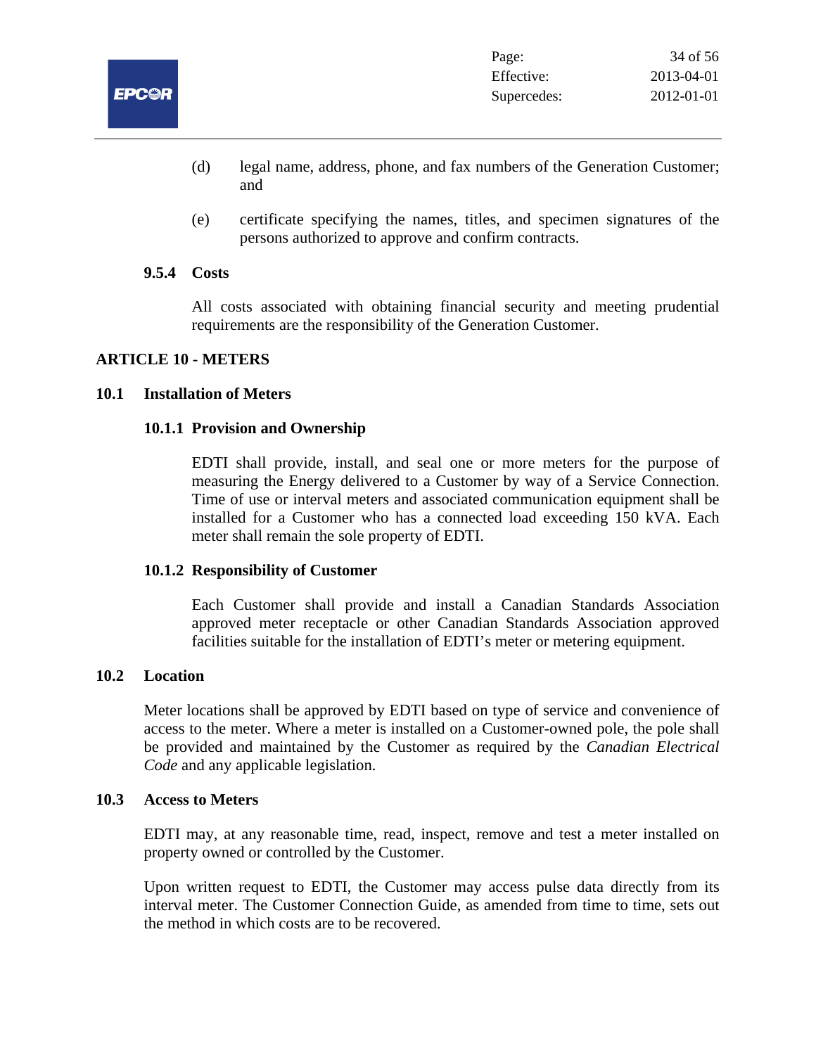(d) legal name, address, phone, and fax numbers of the Generation Customer; and

(e) certificate specifying the names, titles, and specimen signatures of the persons authorized to approve and confirm contracts.

#### 9.5.4 Costs

All costs associated with obtaining financial security and meeting prudential requirements are the responsibility of the Generation Customer.

## ARTICLE 10 - METERS

### 10.1 Installation of Meters

#### 10.1.1 Provision and Ownership

EDTI shall provide, install, and seal one or more meters for the purpose of measuring the Energy delivered to a Customer by way of a Service Connection. Time of use or interval meters and associated communication equipment shall be installed for a Customer who has a connected load exceeding 150 kVA. Each meter shall remain the sole property of EDTI.

#### 10.1.2 Responsibility of Customer

Each Customer shall provide and install a Canadian Standards Association approved meter receptacle or other Canadian Standards Association approved facilities suitable for the installation of EDTI's meter or metering equipment.

### 10.2 Location

Meter locations shall be approved by EDTI based on type of service and convenience of access to the meter. Where a meter is installed on a Customer-owned pole, the pole shall be provided and maintained by the Customer as required by the *Canadian Electrical Code* and any applicable legislation.

### 10.3 Access to Meters

EDTI may, at any reasonable time, read, inspect, remove and test a meter installed on property owned or controlled by the Customer.

Upon written request to EDTI, the Customer may access pulse data directly from its interval meter. The Customer Connection Guide, as amended from time to time, sets out the method in which costs are to be recovered.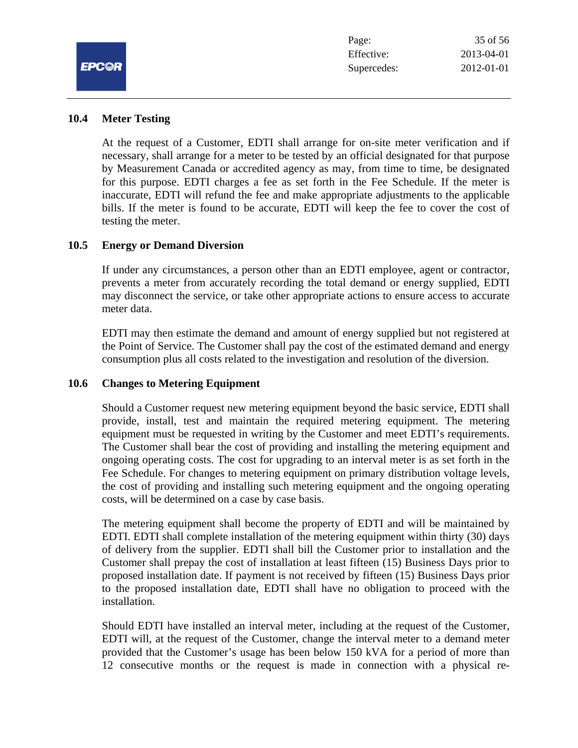## 10.4 Meter Testing

At the request of a Customer, EDTI shall arrange for on-site meter verification and if necessary, shall arrange for a meter to be tested by an official designated for that purpose by Measurement Canada or accredited agency as may, from time to time, be designated for this purpose. EDTI charges a fee as set forth in the Fee Schedule. If the meter is inaccurate, EDTI will refund the fee and make appropriate adjustments to the applicable bills. If the meter is found to be accurate, EDTI will keep the fee to cover the cost of testing the meter.

## 10.5 Energy or Demand Diversion

If under any circumstances, a person other than an EDTI employee, agent or contractor, prevents a meter from accurately recording the total demand or energy supplied, EDTI may disconnect the service, or take other appropriate actions to ensure access to accurate meter data.

EDTI may then estimate the demand and amount of energy supplied but not registered at the Point of Service. The Customer shall pay the cost of the estimated demand and energy consumption plus all costs related to the investigation and resolution of the diversion.

## 10.6 Changes to Metering Equipment

Should a Customer request new metering equipment beyond the basic service, EDTI shall provide, install, test and maintain the required metering equipment. The metering equipment must be requested in writing by the Customer and meet EDTI's requirements. The Customer shall bear the cost of providing and installing the metering equipment and ongoing operating costs. The cost for upgrading to an interval meter is as set forth in the Fee Schedule. For changes to metering equipment on primary distribution voltage levels, the cost of providing and installing such metering equipment and the ongoing operating costs, will be determined on a case by case basis.

The metering equipment shall become the property of EDTI and will be maintained by EDTI. EDTI shall complete installation of the metering equipment within thirty (30) days of delivery from the supplier. EDTI shall bill the Customer prior to installation and the Customer shall prepay the cost of installation at least fifteen (15) Business Days prior to proposed installation date. If payment is not received by fifteen (15) Business Days prior to the proposed installation date, EDTI shall have no obligation to proceed with the installation.

Should EDTI have installed an interval meter, including at the request of the Customer, EDTI will, at the request of the Customer, change the interval meter to a demand meter provided that the Customer's usage has been below 150 kVA for a period of more than 12 consecutive months or the request is made in connection with a physical re-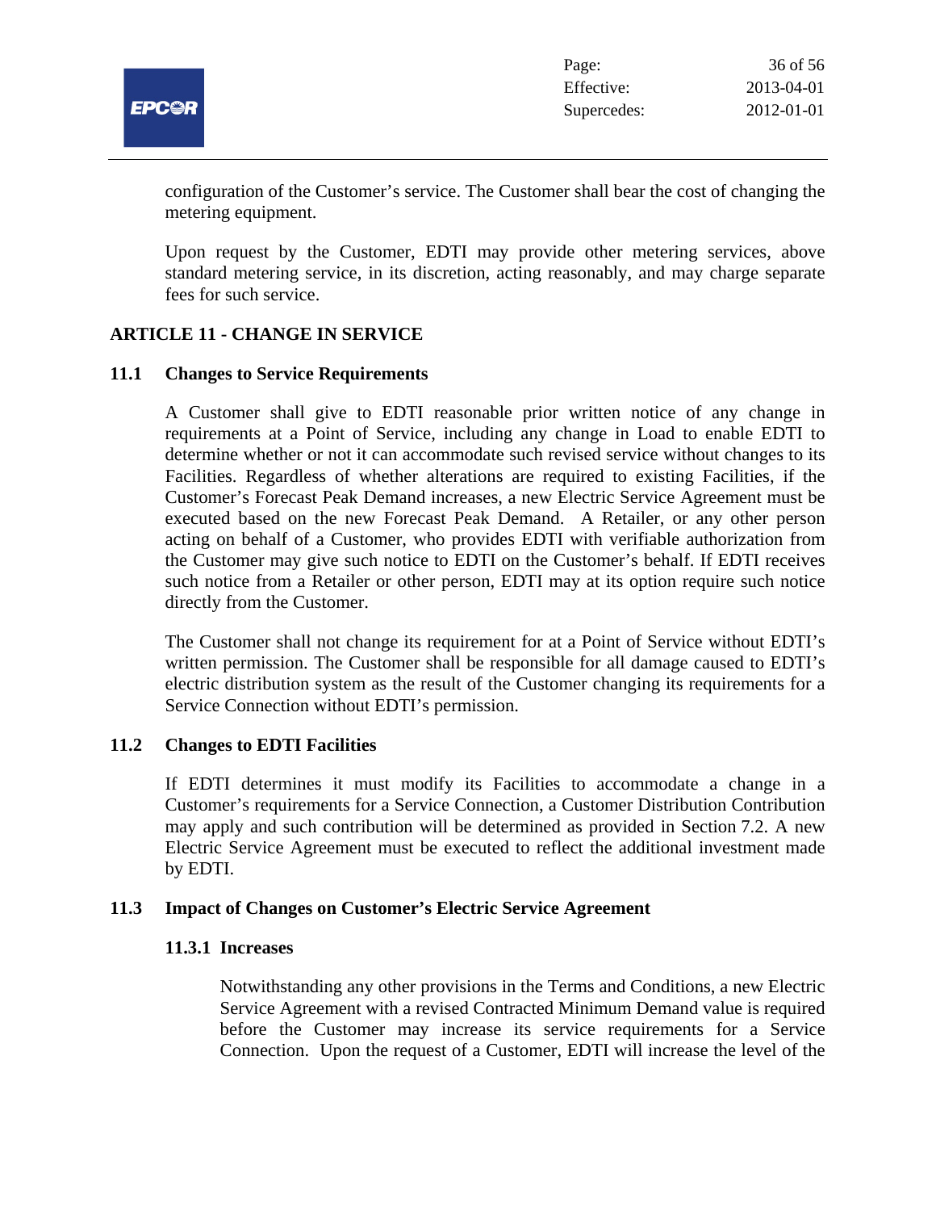configuration of the Customer's service. The Customer shall bear the cost of changing the metering equipment.

Upon request by the Customer, EDTI may provide other metering services, above standard metering service, in its discretion, acting reasonably, and may charge separate fees for such service.

## ARTICLE 11 - CHANGE IN SERVICE

### 11.1 Changes to Service Requirements

A Customer shall give to EDTI reasonable prior written notice of any change in requirements at a Point of Service, including any change in Load to enable EDTI to determine whether or not it can accommodate such revised service without changes to its Facilities. Regardless of whether alterations are required to existing Facilities, if the Customer's Forecast Peak Demand increases, a new Electric Service Agreement must be executed based on the new Forecast Peak Demand. A Retailer, or any other person acting on behalf of a Customer, who provides EDTI with verifiable authorization from the Customer may give such notice to EDTI on the Customer's behalf. If EDTI receives such notice from a Retailer or other person, EDTI may at its option require such notice directly from the Customer.

The Customer shall not change its requirement for at a Point of Service without EDTI's written permission. The Customer shall be responsible for all damage caused to EDTI's electric distribution system as the result of the Customer changing its requirements for a Service Connection without EDTI's permission.

### 11.2 Changes to EDTI Facilities

If EDTI determines it must modify its Facilities to accommodate a change in a Customer's requirements for a Service Connection, a Customer Distribution Contribution may apply and such contribution will be determined as provided in Section 7.2. A new Electric Service Agreement must be executed to reflect the additional investment made by EDTI.

### 11.3 Impact of Changes on Customer's Electric Service Agreement

#### 11.3.1 Increases

Notwithstanding any other provisions in the Terms and Conditions, a new Electric Service Agreement with a revised Contracted Minimum Demand value is required before the Customer may increase its service requirements for a Service Connection. Upon the request of a Customer, EDTI will increase the level of the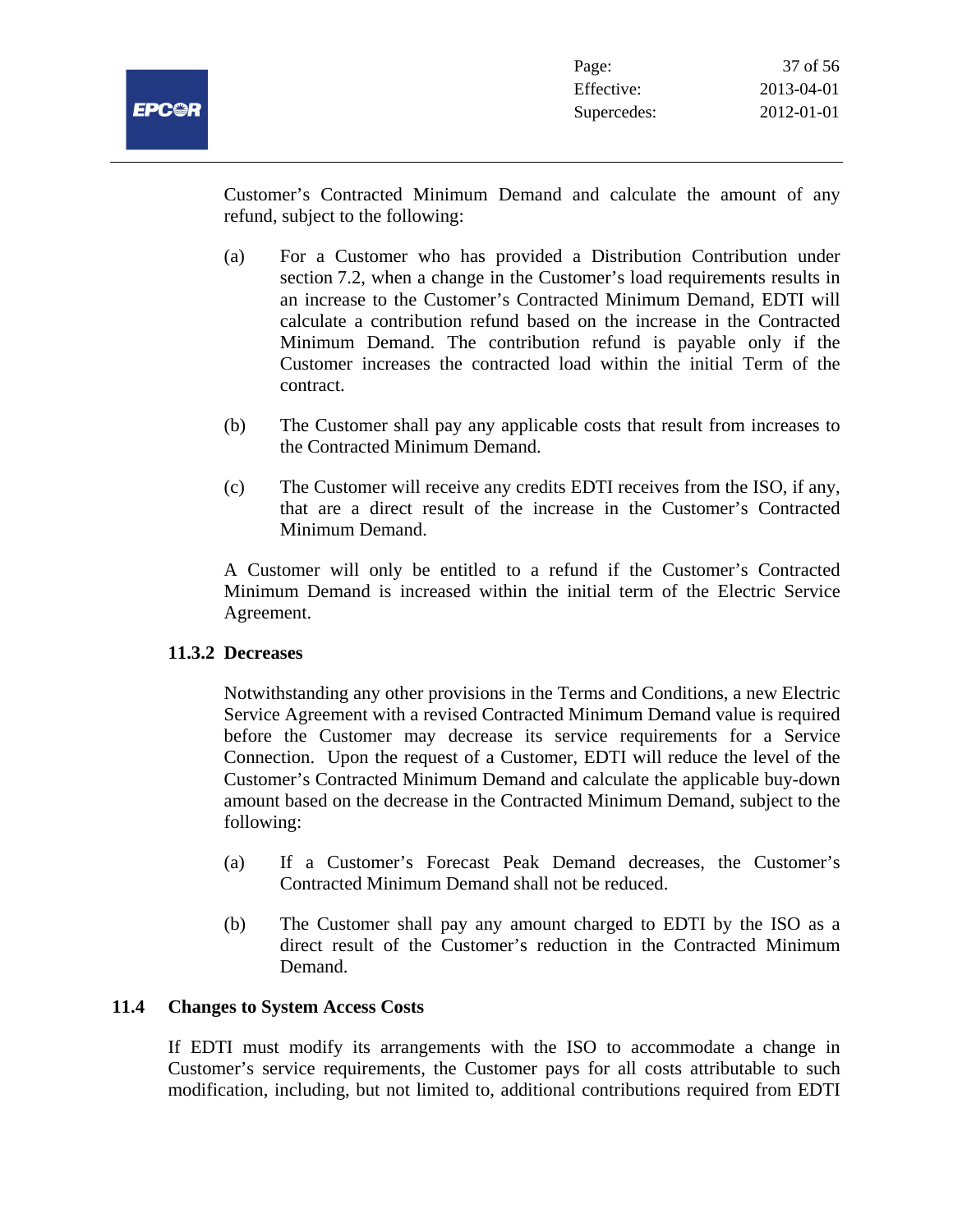Customer's Contracted Minimum Demand and calculate the amount of any refund, subject to the following:

(a) For a Customer who has provided a Distribution Contribution under section 7.2, when a change in the Customer's load requirements results in an increase to the Customer's Contracted Minimum Demand, EDTI will calculate a contribution refund based on the increase in the Contracted Minimum Demand. The contribution refund is payable only if the Customer increases the contracted load within the initial Term of the contract.

(b) The Customer shall pay any applicable costs that result from increases to the Contracted Minimum Demand.

(c) The Customer will receive any credits EDTI receives from the ISO, if any, that are a direct result of the increase in the Customer's Contracted Minimum Demand.

A Customer will only be entitled to a refund if the Customer's Contracted Minimum Demand is increased within the initial term of the Electric Service Agreement.

#### 11.3.2 Decreases

Notwithstanding any other provisions in the Terms and Conditions, a new Electric Service Agreement with a revised Contracted Minimum Demand value is required before the Customer may decrease its service requirements for a Service Connection. Upon the request of a Customer, EDTI will reduce the level of the Customer's Contracted Minimum Demand and calculate the applicable buy-down amount based on the decrease in the Contracted Minimum Demand, subject to the following:

(a) If a Customer's Forecast Peak Demand decreases, the Customer's Contracted Minimum Demand shall not be reduced.

(b) The Customer shall pay any amount charged to EDTI by the ISO as a direct result of the Customer's reduction in the Contracted Minimum Demand.

### 11.4 Changes to System Access Costs

If EDTI must modify its arrangements with the ISO to accommodate a change in Customer's service requirements, the Customer pays for all costs attributable to such modification, including, but not limited to, additional contributions required from EDTI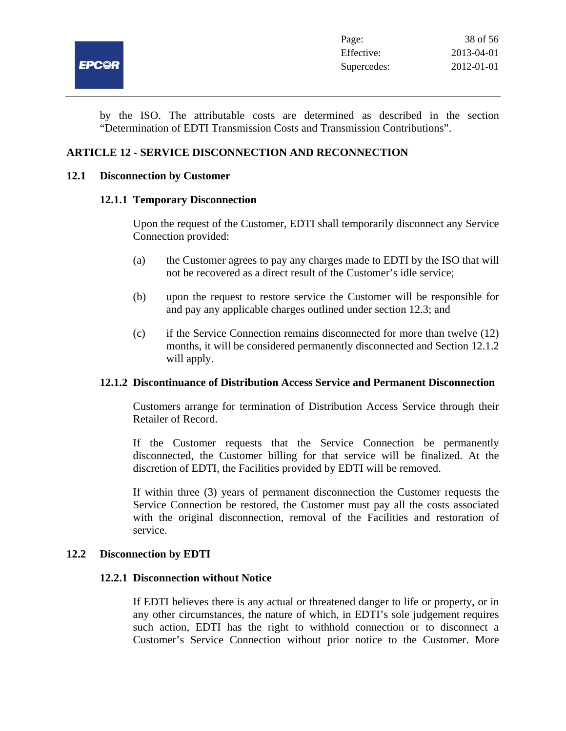by the ISO. The attributable costs are determined as described in the section "Determination of EDTI Transmission Costs and Transmission Contributions".

## ARTICLE 12 - SERVICE DISCONNECTION AND RECONNECTION

### 12.1 Disconnection by Customer

#### 12.1.1 Temporary Disconnection

Upon the request of the Customer, EDTI shall temporarily disconnect any Service Connection provided:

(a) the Customer agrees to pay any charges made to EDTI by the ISO that will not be recovered as a direct result of the Customer's idle service;

(b) upon the request to restore service the Customer will be responsible for and pay any applicable charges outlined under section 12.3; and

(c) if the Service Connection remains disconnected for more than twelve (12) months, it will be considered permanently disconnected and Section 12.1.2 will apply.

#### 12.1.2 Discontinuance of Distribution Access Service and Permanent Disconnection

Customers arrange for termination of Distribution Access Service through their Retailer of Record.

If the Customer requests that the Service Connection be permanently disconnected, the Customer billing for that service will be finalized. At the discretion of EDTI, the Facilities provided by EDTI will be removed.

If within three (3) years of permanent disconnection the Customer requests the Service Connection be restored, the Customer must pay all the costs associated with the original disconnection, removal of the Facilities and restoration of service.

### 12.2 Disconnection by EDTI

#### 12.2.1 Disconnection without Notice

If EDTI believes there is any actual or threatened danger to life or property, or in any other circumstances, the nature of which, in EDTI's sole judgement requires such action, EDTI has the right to withhold connection or to disconnect a Customer's Service Connection without prior notice to the Customer. More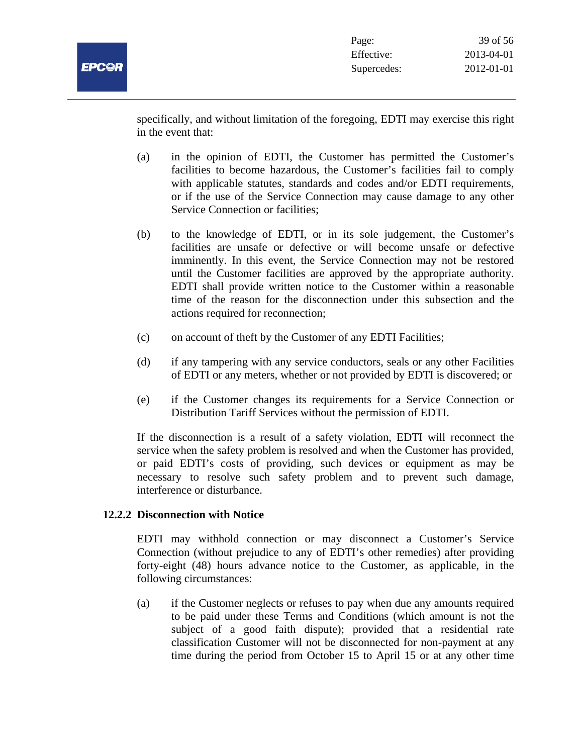specifically, and without limitation of the foregoing, EDTI may exercise this right in the event that:

(a) in the opinion of EDTI, the Customer has permitted the Customer's facilities to become hazardous, the Customer's facilities fail to comply with applicable statutes, standards and codes and/or EDTI requirements, or if the use of the Service Connection may cause damage to any other Service Connection or facilities;

(b) to the knowledge of EDTI, or in its sole judgement, the Customer's facilities are unsafe or defective or will become unsafe or defective imminently. In this event, the Service Connection may not be restored until the Customer facilities are approved by the appropriate authority. EDTI shall provide written notice to the Customer within a reasonable time of the reason for the disconnection under this subsection and the actions required for reconnection;

(c) on account of theft by the Customer of any EDTI Facilities;

(d) if any tampering with any service conductors, seals or any other Facilities of EDTI or any meters, whether or not provided by EDTI is discovered; or

(e) if the Customer changes its requirements for a Service Connection or Distribution Tariff Services without the permission of EDTI.

If the disconnection is a result of a safety violation, EDTI will reconnect the service when the safety problem is resolved and when the Customer has provided, or paid EDTI's costs of providing, such devices or equipment as may be necessary to resolve such safety problem and to prevent such damage, interference or disturbance.

### 12.2.2 Disconnection with Notice

EDTI may withhold connection or may disconnect a Customer's Service Connection (without prejudice to any of EDTI's other remedies) after providing forty-eight (48) hours advance notice to the Customer, as applicable, in the following circumstances:

(a) if the Customer neglects or refuses to pay when due any amounts required to be paid under these Terms and Conditions (which amount is not the subject of a good faith dispute); provided that a residential rate classification Customer will not be disconnected for non-payment at any time during the period from October 15 to April 15 or at any other time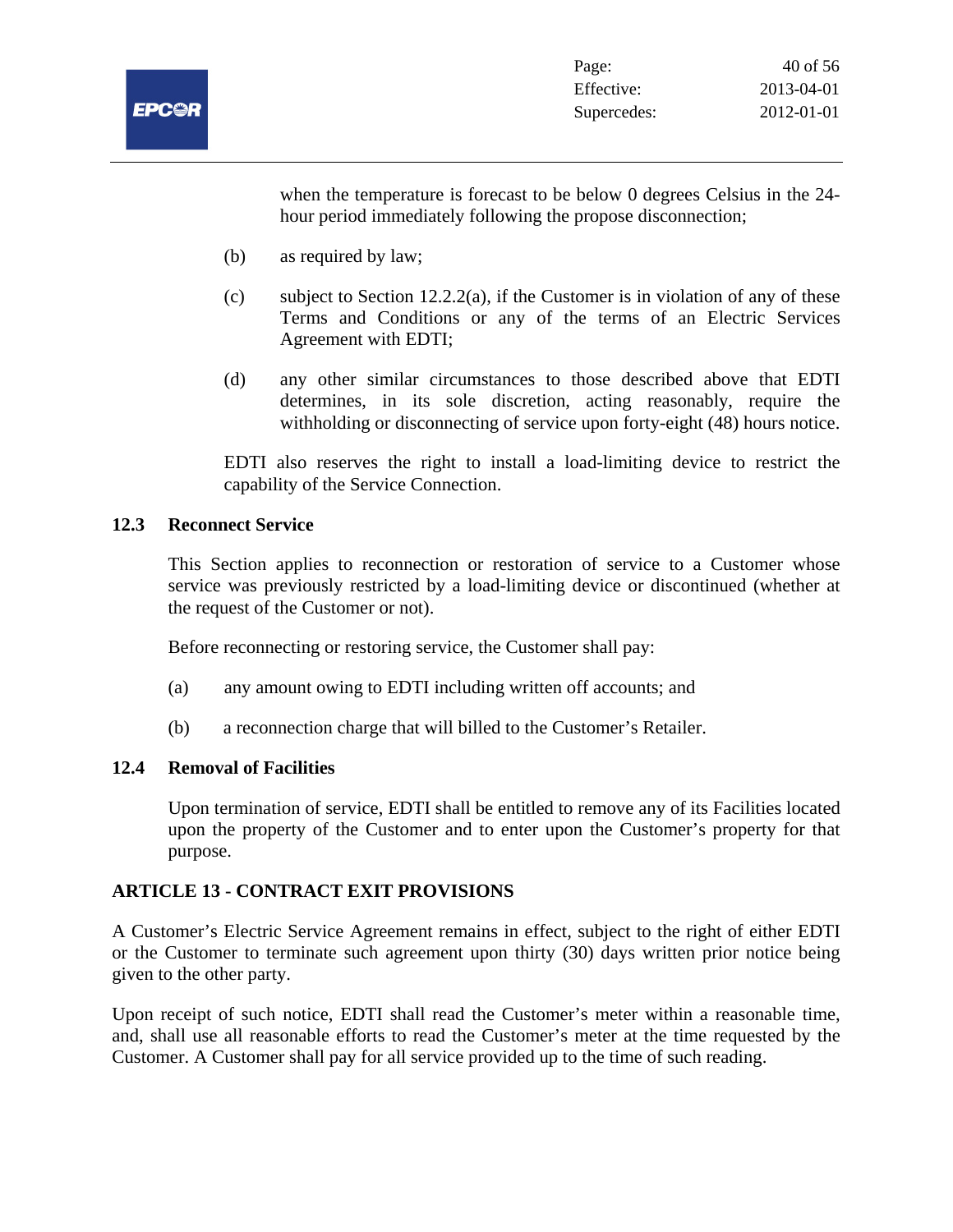when the temperature is forecast to be below 0 degrees Celsius in the 24-hour period immediately following the propose disconnection;

(b) as required by law;

(c) subject to Section 12.2.2(a), if the Customer is in violation of any of these Terms and Conditions or any of the terms of an Electric Services Agreement with EDTI;

(d) any other similar circumstances to those described above that EDTI determines, in its sole discretion, acting reasonably, require the withholding or disconnecting of service upon forty-eight (48) hours notice.

EDTI also reserves the right to install a load-limiting device to restrict the capability of the Service Connection.

### 12.3 Reconnect Service

This Section applies to reconnection or restoration of service to a Customer whose service was previously restricted by a load-limiting device or discontinued (whether at the request of the Customer or not).

Before reconnecting or restoring service, the Customer shall pay:

(a) any amount owing to EDTI including written off accounts; and

(b) a reconnection charge that will billed to the Customer's Retailer.

### 12.4 Removal of Facilities

Upon termination of service, EDTI shall be entitled to remove any of its Facilities located upon the property of the Customer and to enter upon the Customer's property for that purpose.

## ARTICLE 13 - CONTRACT EXIT PROVISIONS

A Customer's Electric Service Agreement remains in effect, subject to the right of either EDTI or the Customer to terminate such agreement upon thirty (30) days written prior notice being given to the other party.

Upon receipt of such notice, EDTI shall read the Customer's meter within a reasonable time, and, shall use all reasonable efforts to read the Customer's meter at the time requested by the Customer. A Customer shall pay for all service provided up to the time of such reading.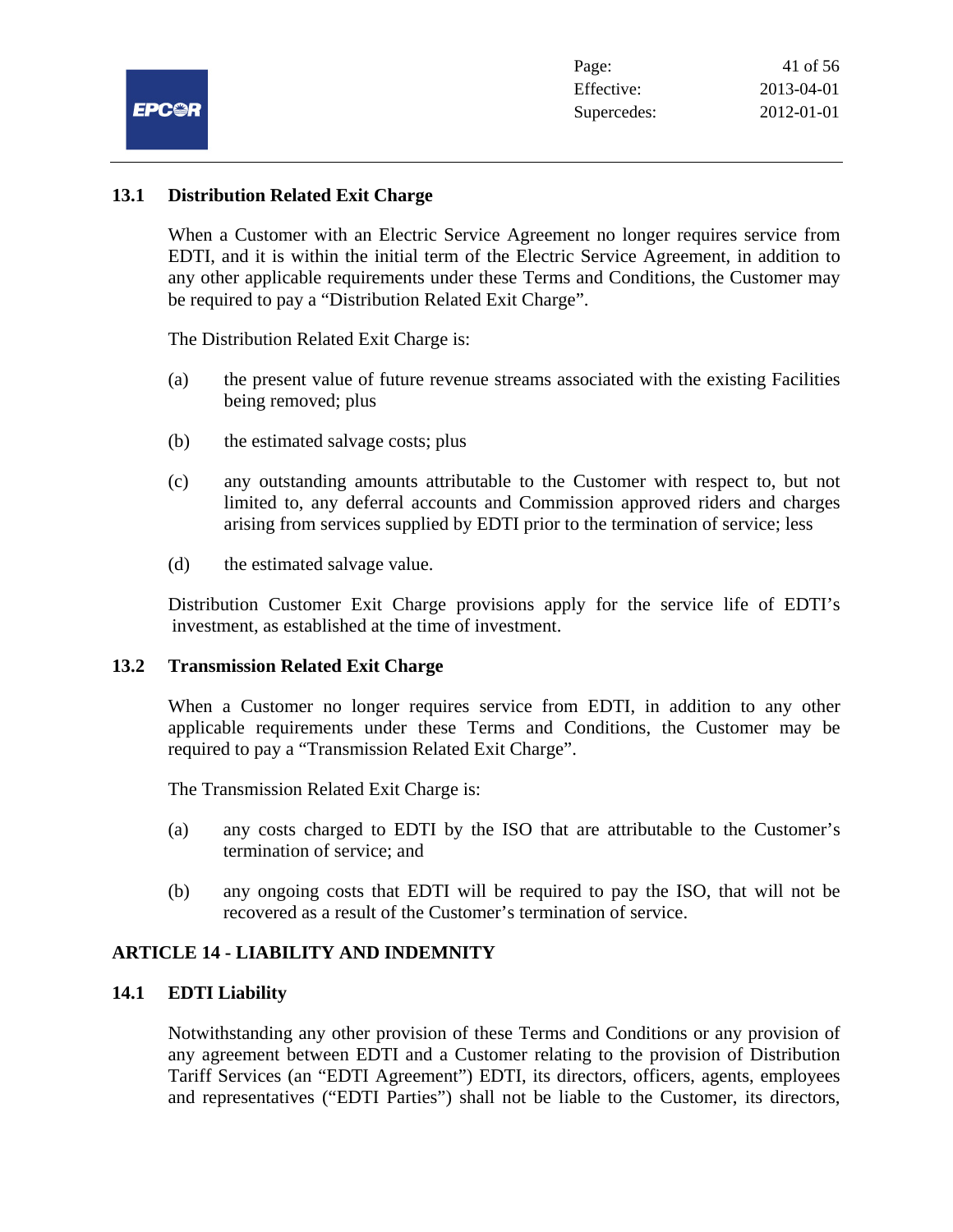### 13.1 Distribution Related Exit Charge

When a Customer with an Electric Service Agreement no longer requires service from EDTI, and it is within the initial term of the Electric Service Agreement, in addition to any other applicable requirements under these Terms and Conditions, the Customer may be required to pay a "Distribution Related Exit Charge".

The Distribution Related Exit Charge is:

(a) the present value of future revenue streams associated with the existing Facilities being removed; plus

(b) the estimated salvage costs; plus

(c) any outstanding amounts attributable to the Customer with respect to, but not limited to, any deferral accounts and Commission approved riders and charges arising from services supplied by EDTI prior to the termination of service; less

(d) the estimated salvage value.

Distribution Customer Exit Charge provisions apply for the service life of EDTI's investment, as established at the time of investment.

### 13.2 Transmission Related Exit Charge

When a Customer no longer requires service from EDTI, in addition to any other applicable requirements under these Terms and Conditions, the Customer may be required to pay a "Transmission Related Exit Charge".

The Transmission Related Exit Charge is:

(a) any costs charged to EDTI by the ISO that are attributable to the Customer's termination of service; and

(b) any ongoing costs that EDTI will be required to pay the ISO, that will not be recovered as a result of the Customer's termination of service.

## ARTICLE 14 - LIABILITY AND INDEMNITY

### 14.1 EDTI Liability

Notwithstanding any other provision of these Terms and Conditions or any provision of any agreement between EDTI and a Customer relating to the provision of Distribution Tariff Services (an "EDTI Agreement") EDTI, its directors, officers, agents, employees and representatives ("EDTI Parties") shall not be liable to the Customer, its directors,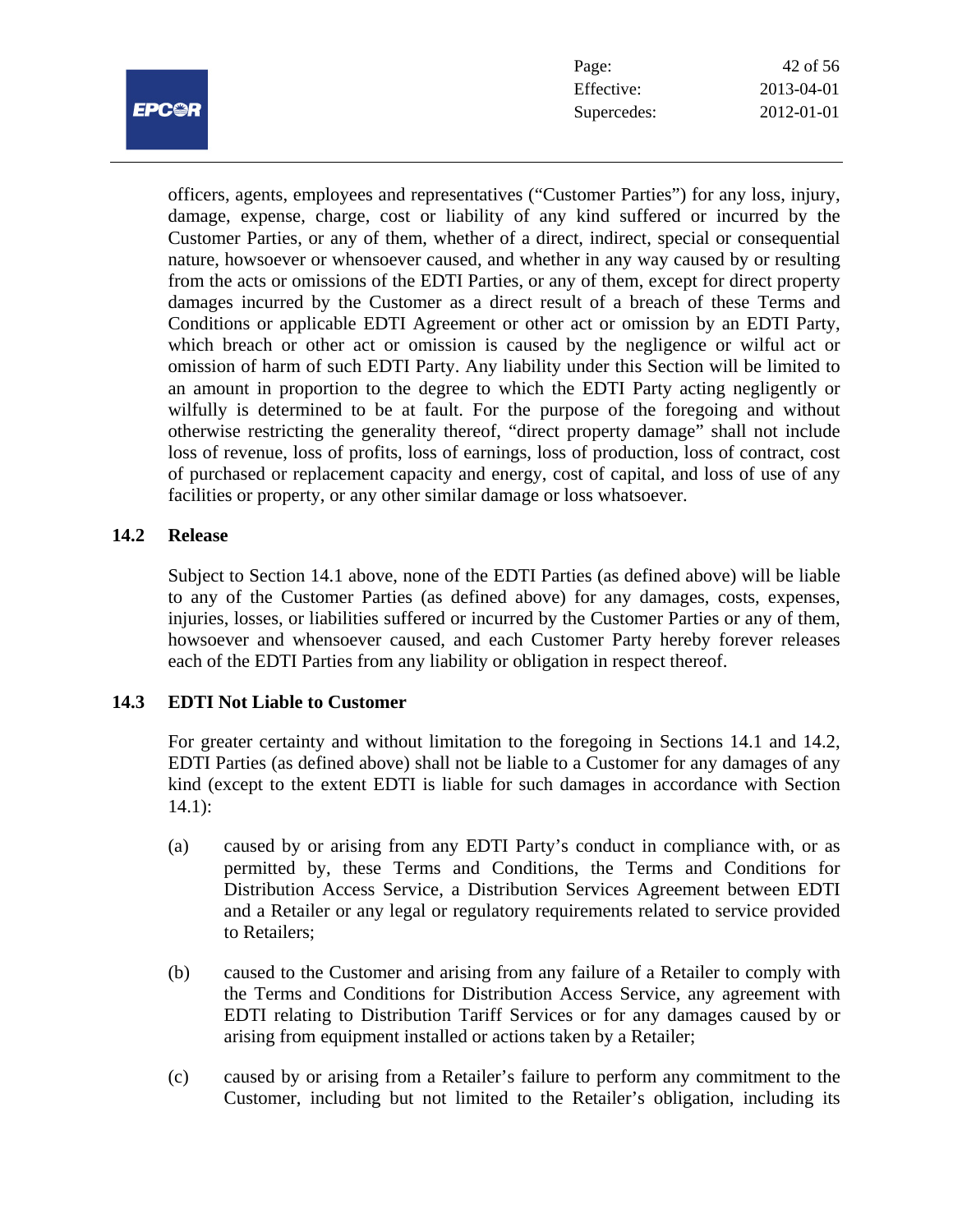officers, agents, employees and representatives ("Customer Parties") for any loss, injury, damage, expense, charge, cost or liability of any kind suffered or incurred by the Customer Parties, or any of them, whether of a direct, indirect, special or consequential nature, howsoever or whensoever caused, and whether in any way caused by or resulting from the acts or omissions of the EDTI Parties, or any of them, except for direct property damages incurred by the Customer as a direct result of a breach of these Terms and Conditions or applicable EDTI Agreement or other act or omission by an EDTI Party, which breach or other act or omission is caused by the negligence or wilful act or omission of harm of such EDTI Party. Any liability under this Section will be limited to an amount in proportion to the degree to which the EDTI Party acting negligently or wilfully is determined to be at fault. For the purpose of the foregoing and without otherwise restricting the generality thereof, "direct property damage" shall not include loss of revenue, loss of profits, loss of earnings, loss of production, loss of contract, cost of purchased or replacement capacity and energy, cost of capital, and loss of use of any facilities or property, or any other similar damage or loss whatsoever.

### 14.2 Release

Subject to Section 14.1 above, none of the EDTI Parties (as defined above) will be liable to any of the Customer Parties (as defined above) for any damages, costs, expenses, injuries, losses, or liabilities suffered or incurred by the Customer Parties or any of them, howsoever and whensoever caused, and each Customer Party hereby forever releases each of the EDTI Parties from any liability or obligation in respect thereof.

### 14.3 EDTI Not Liable to Customer

For greater certainty and without limitation to the foregoing in Sections 14.1 and 14.2, EDTI Parties (as defined above) shall not be liable to a Customer for any damages of any kind (except to the extent EDTI is liable for such damages in accordance with Section 14.1):

(a) caused by or arising from any EDTI Party's conduct in compliance with, or as permitted by, these Terms and Conditions, the Terms and Conditions for Distribution Access Service, a Distribution Services Agreement between EDTI and a Retailer or any legal or regulatory requirements related to service provided to Retailers;

(b) caused to the Customer and arising from any failure of a Retailer to comply with the Terms and Conditions for Distribution Access Service, any agreement with EDTI relating to Distribution Tariff Services or for any damages caused by or arising from equipment installed or actions taken by a Retailer;

(c) caused by or arising from a Retailer's failure to perform any commitment to the Customer, including but not limited to the Retailer's obligation, including its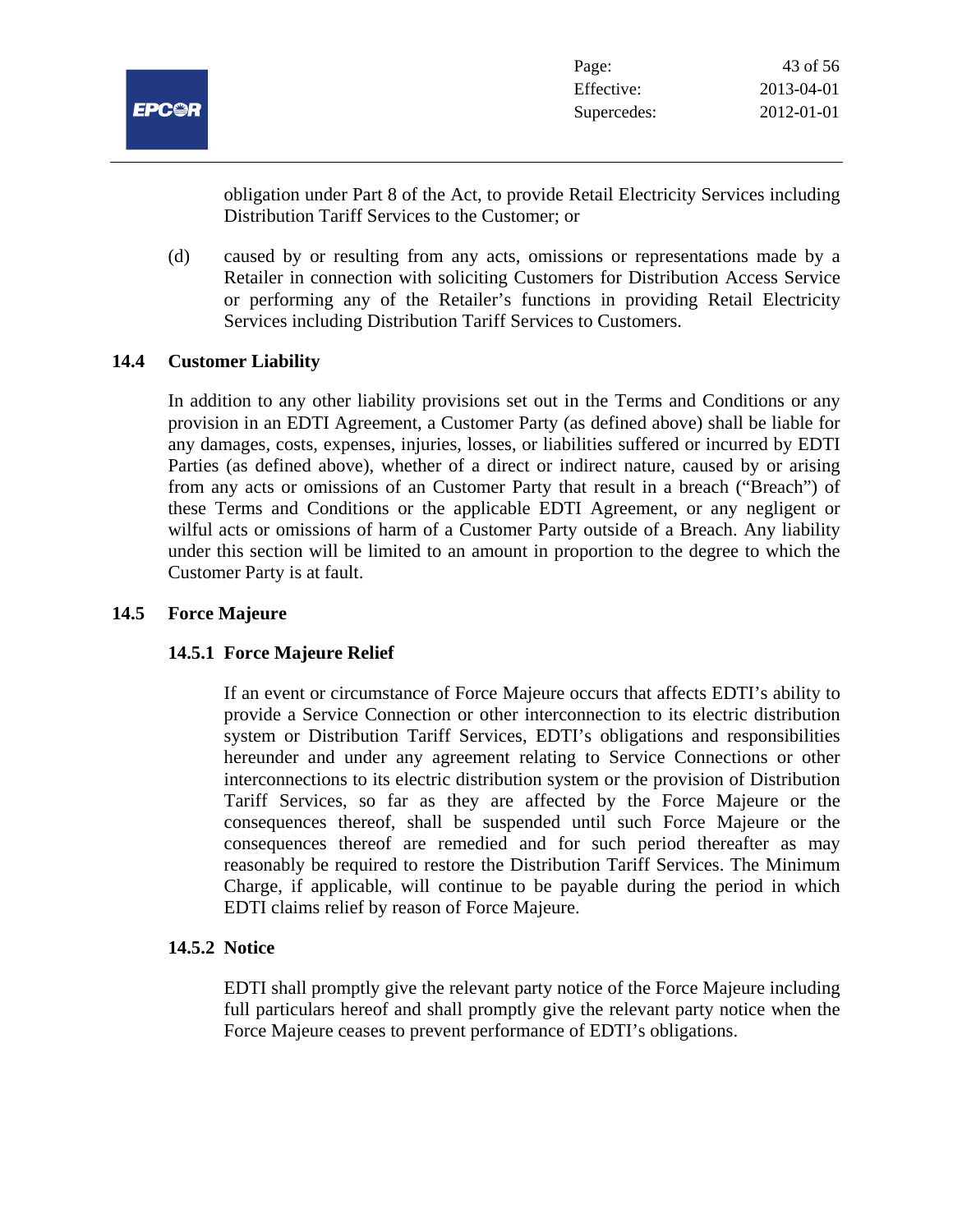obligation under Part 8 of the Act, to provide Retail Electricity Services including Distribution Tariff Services to the Customer; or

(d) caused by or resulting from any acts, omissions or representations made by a Retailer in connection with soliciting Customers for Distribution Access Service or performing any of the Retailer's functions in providing Retail Electricity Services including Distribution Tariff Services to Customers.

### 14.4 Customer Liability

In addition to any other liability provisions set out in the Terms and Conditions or any provision in an EDTI Agreement, a Customer Party (as defined above) shall be liable for any damages, costs, expenses, injuries, losses, or liabilities suffered or incurred by EDTI Parties (as defined above), whether of a direct or indirect nature, caused by or arising from any acts or omissions of an Customer Party that result in a breach ("Breach") of these Terms and Conditions or the applicable EDTI Agreement, or any negligent or wilful acts or omissions of harm of a Customer Party outside of a Breach. Any liability under this section will be limited to an amount in proportion to the degree to which the Customer Party is at fault.

### 14.5 Force Majeure

#### 14.5.1 Force Majeure Relief

If an event or circumstance of Force Majeure occurs that affects EDTI's ability to provide a Service Connection or other interconnection to its electric distribution system or Distribution Tariff Services, EDTI's obligations and responsibilities hereunder and under any agreement relating to Service Connections or other interconnections to its electric distribution system or the provision of Distribution Tariff Services, so far as they are affected by the Force Majeure or the consequences thereof, shall be suspended until such Force Majeure or the consequences thereof are remedied and for such period thereafter as may reasonably be required to restore the Distribution Tariff Services. The Minimum Charge, if applicable, will continue to be payable during the period in which EDTI claims relief by reason of Force Majeure.

#### 14.5.2 Notice

EDTI shall promptly give the relevant party notice of the Force Majeure including full particulars hereof and shall promptly give the relevant party notice when the Force Majeure ceases to prevent performance of EDTI's obligations.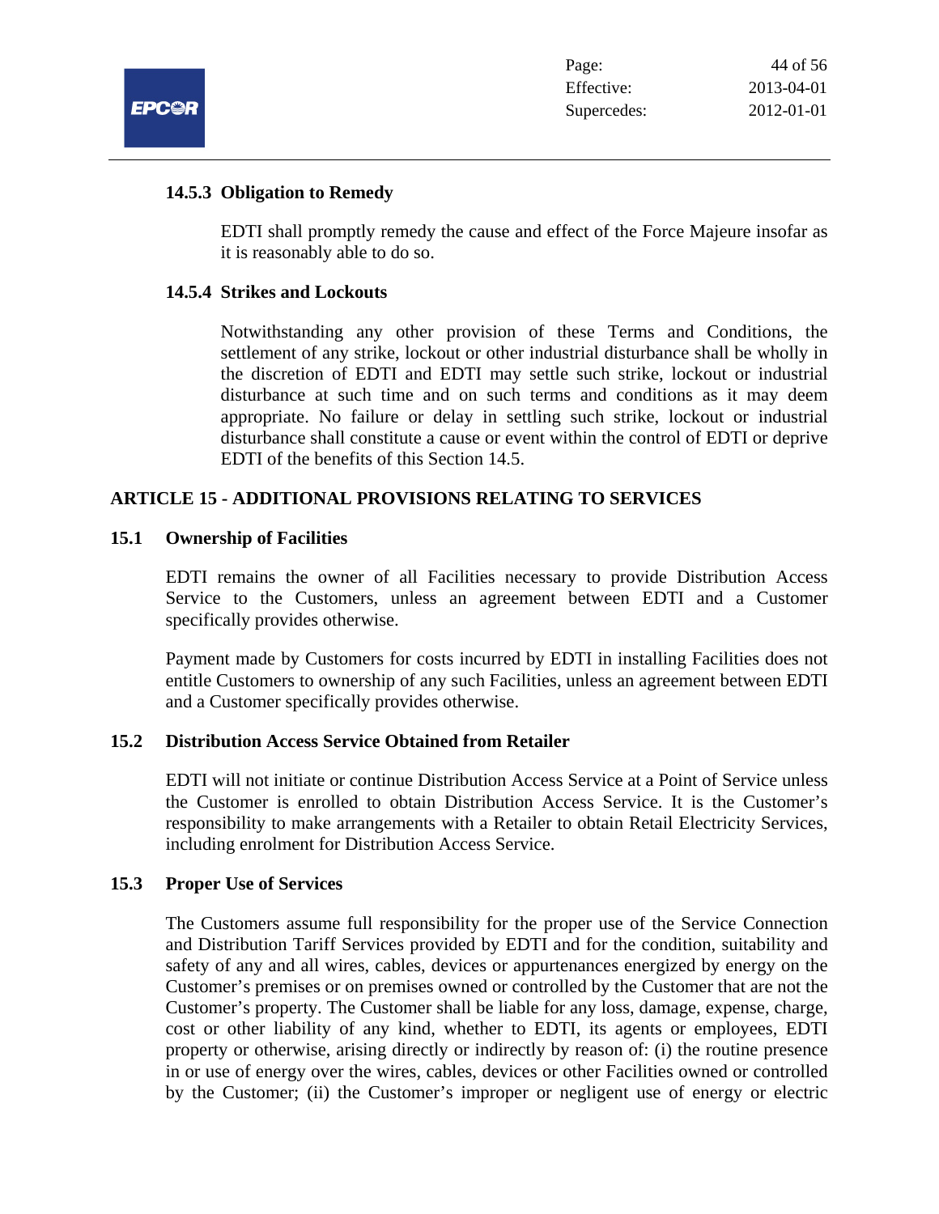#### 14.5.3 Obligation to Remedy

EDTI shall promptly remedy the cause and effect of the Force Majeure insofar as it is reasonably able to do so.

#### 14.5.4 Strikes and Lockouts

Notwithstanding any other provision of these Terms and Conditions, the settlement of any strike, lockout or other industrial disturbance shall be wholly in the discretion of EDTI and EDTI may settle such strike, lockout or industrial disturbance at such time and on such terms and conditions as it may deem appropriate. No failure or delay in settling such strike, lockout or industrial disturbance shall constitute a cause or event within the control of EDTI or deprive EDTI of the benefits of this Section 14.5.

## ARTICLE 15 - ADDITIONAL PROVISIONS RELATING TO SERVICES

### 15.1 Ownership of Facilities

EDTI remains the owner of all Facilities necessary to provide Distribution Access Service to the Customers, unless an agreement between EDTI and a Customer specifically provides otherwise.

Payment made by Customers for costs incurred by EDTI in installing Facilities does not entitle Customers to ownership of any such Facilities, unless an agreement between EDTI and a Customer specifically provides otherwise.

### 15.2 Distribution Access Service Obtained from Retailer

EDTI will not initiate or continue Distribution Access Service at a Point of Service unless the Customer is enrolled to obtain Distribution Access Service. It is the Customer's responsibility to make arrangements with a Retailer to obtain Retail Electricity Services, including enrolment for Distribution Access Service.

### 15.3 Proper Use of Services

The Customers assume full responsibility for the proper use of the Service Connection and Distribution Tariff Services provided by EDTI and for the condition, suitability and safety of any and all wires, cables, devices or appurtenances energized by energy on the Customer's premises or on premises owned or controlled by the Customer that are not the Customer's property. The Customer shall be liable for any loss, damage, expense, charge, cost or other liability of any kind, whether to EDTI, its agents or employees, EDTI property or otherwise, arising directly or indirectly by reason of: (i) the routine presence in or use of energy over the wires, cables, devices or other Facilities owned or controlled by the Customer; (ii) the Customer's improper or negligent use of energy or electric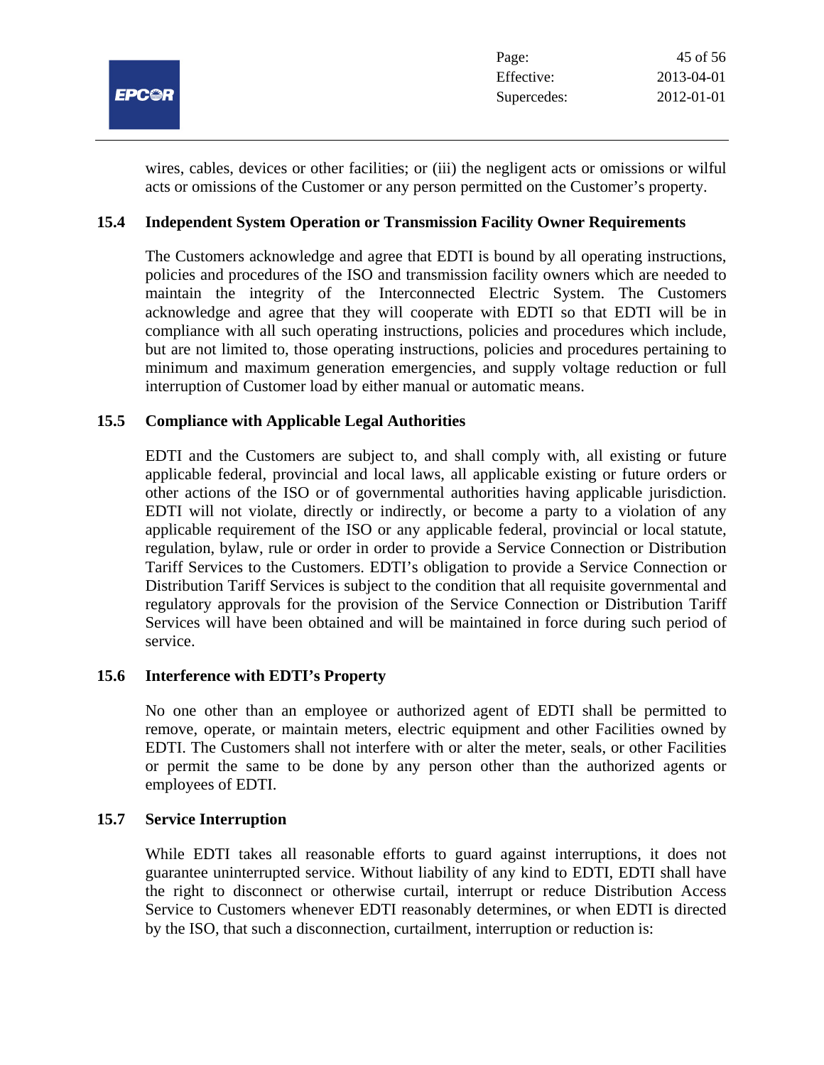wires, cables, devices or other facilities; or (iii) the negligent acts or omissions or wilful acts or omissions of the Customer or any person permitted on the Customer's property.

### 15.4 Independent System Operation or Transmission Facility Owner Requirements

The Customers acknowledge and agree that EDTI is bound by all operating instructions, policies and procedures of the ISO and transmission facility owners which are needed to maintain the integrity of the Interconnected Electric System. The Customers acknowledge and agree that they will cooperate with EDTI so that EDTI will be in compliance with all such operating instructions, policies and procedures which include, but are not limited to, those operating instructions, policies and procedures pertaining to minimum and maximum generation emergencies, and supply voltage reduction or full interruption of Customer load by either manual or automatic means.

### 15.5 Compliance with Applicable Legal Authorities

EDTI and the Customers are subject to, and shall comply with, all existing or future applicable federal, provincial and local laws, all applicable existing or future orders or other actions of the ISO or of governmental authorities having applicable jurisdiction. EDTI will not violate, directly or indirectly, or become a party to a violation of any applicable requirement of the ISO or any applicable federal, provincial or local statute, regulation, bylaw, rule or order in order to provide a Service Connection or Distribution Tariff Services to the Customers. EDTI's obligation to provide a Service Connection or Distribution Tariff Services is subject to the condition that all requisite governmental and regulatory approvals for the provision of the Service Connection or Distribution Tariff Services will have been obtained and will be maintained in force during such period of service.

### 15.6 Interference with EDTI's Property

No one other than an employee or authorized agent of EDTI shall be permitted to remove, operate, or maintain meters, electric equipment and other Facilities owned by EDTI. The Customers shall not interfere with or alter the meter, seals, or other Facilities or permit the same to be done by any person other than the authorized agents or employees of EDTI.

### 15.7 Service Interruption

While EDTI takes all reasonable efforts to guard against interruptions, it does not guarantee uninterrupted service. Without liability of any kind to EDTI, EDTI shall have the right to disconnect or otherwise curtail, interrupt or reduce Distribution Access Service to Customers whenever EDTI reasonably determines, or when EDTI is directed by the ISO, that such a disconnection, curtailment, interruption or reduction is: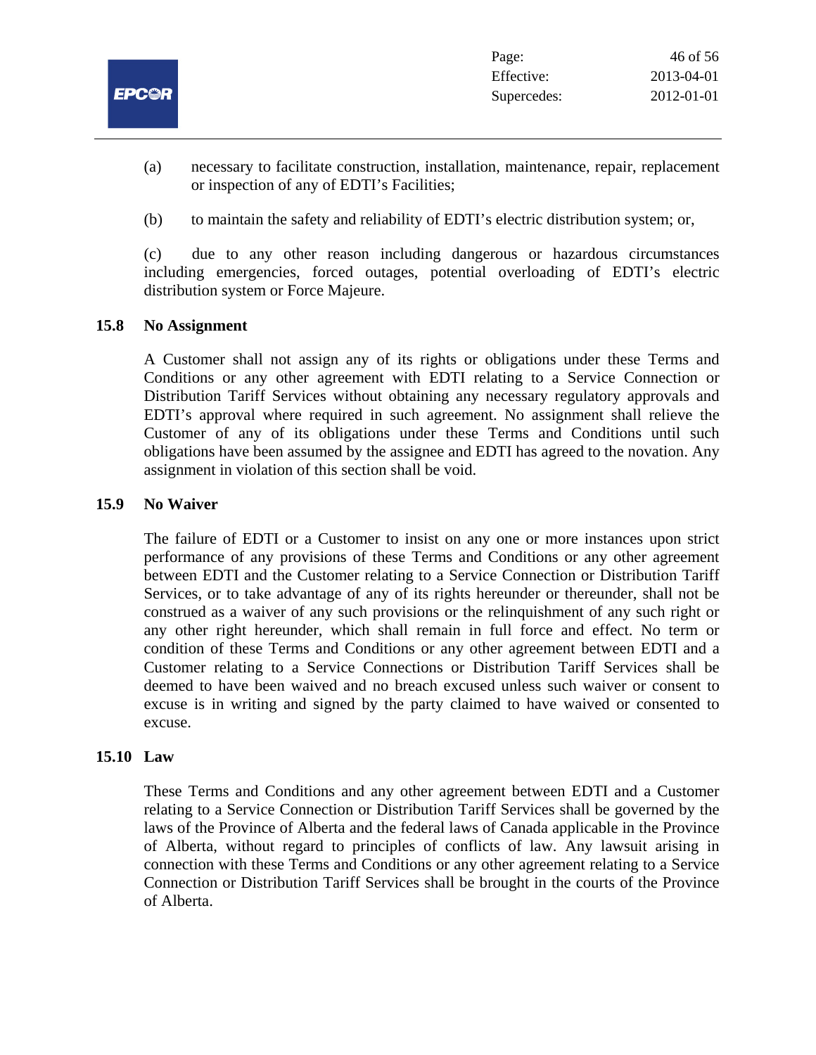(a) necessary to facilitate construction, installation, maintenance, repair, replacement or inspection of any of EDTI's Facilities;

(b) to maintain the safety and reliability of EDTI's electric distribution system; or,

(c) due to any other reason including dangerous or hazardous circumstances including emergencies, forced outages, potential overloading of EDTI's electric distribution system or Force Majeure.

### 15.8 No Assignment

A Customer shall not assign any of its rights or obligations under these Terms and Conditions or any other agreement with EDTI relating to a Service Connection or Distribution Tariff Services without obtaining any necessary regulatory approvals and EDTI's approval where required in such agreement. No assignment shall relieve the Customer of any of its obligations under these Terms and Conditions until such obligations have been assumed by the assignee and EDTI has agreed to the novation. Any assignment in violation of this section shall be void.

### 15.9 No Waiver

The failure of EDTI or a Customer to insist on any one or more instances upon strict performance of any provisions of these Terms and Conditions or any other agreement between EDTI and the Customer relating to a Service Connection or Distribution Tariff Services, or to take advantage of any of its rights hereunder or thereunder, shall not be construed as a waiver of any such provisions or the relinquishment of any such right or any other right hereunder, which shall remain in full force and effect. No term or condition of these Terms and Conditions or any other agreement between EDTI and a Customer relating to a Service Connections or Distribution Tariff Services shall be deemed to have been waived and no breach excused unless such waiver or consent to excuse is in writing and signed by the party claimed to have waived or consented to excuse.

### 15.10 Law

These Terms and Conditions and any other agreement between EDTI and a Customer relating to a Service Connection or Distribution Tariff Services shall be governed by the laws of the Province of Alberta and the federal laws of Canada applicable in the Province of Alberta, without regard to principles of conflicts of law. Any lawsuit arising in connection with these Terms and Conditions or any other agreement relating to a Service Connection or Distribution Tariff Services shall be brought in the courts of the Province of Alberta.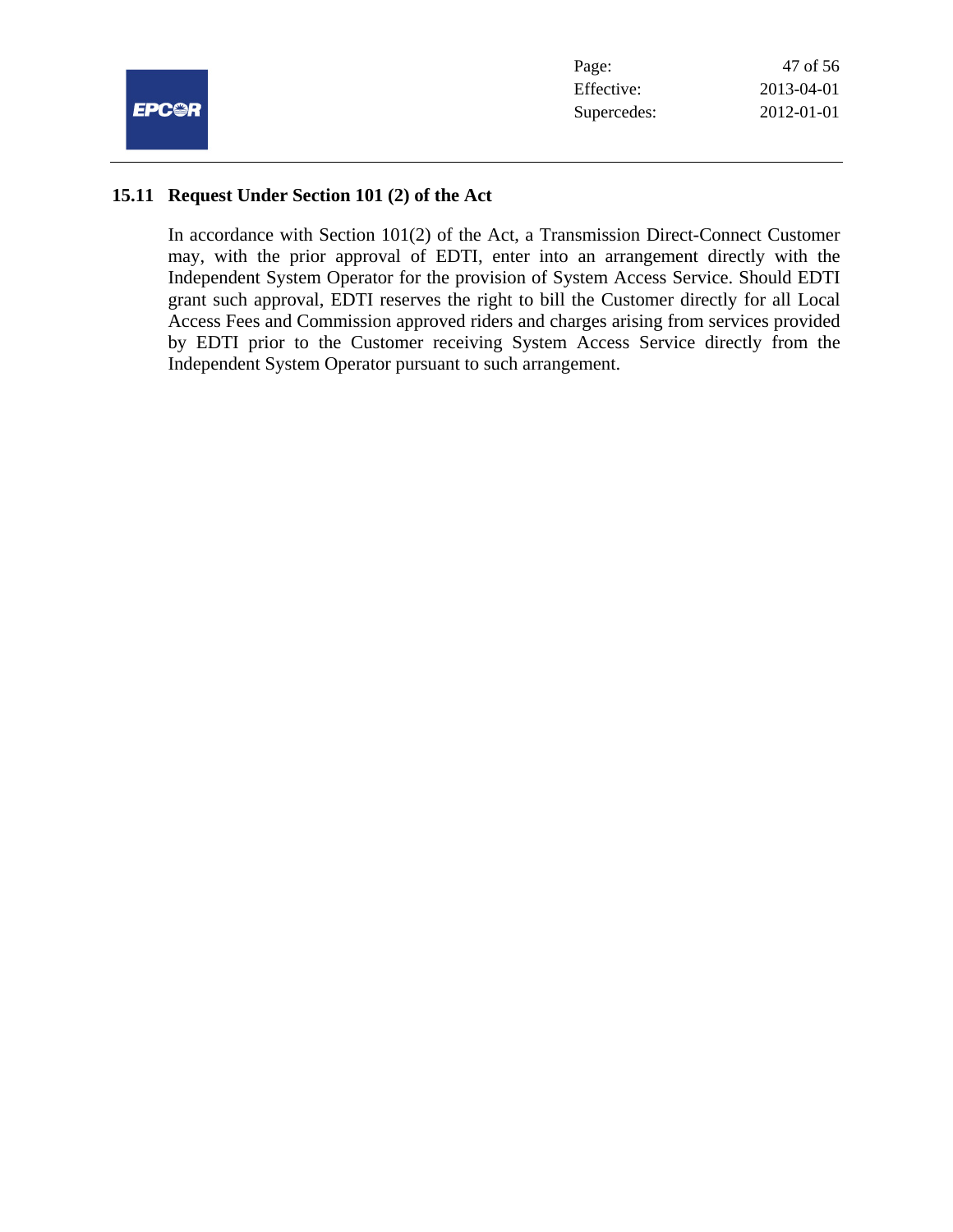### 15.11 Request Under Section 101 (2) of the Act

In accordance with Section 101(2) of the Act, a Transmission Direct-Connect Customer may, with the prior approval of EDTI, enter into an arrangement directly with the Independent System Operator for the provision of System Access Service. Should EDTI grant such approval, EDTI reserves the right to bill the Customer directly for all Local Access Fees and Commission approved riders and charges arising from services provided by EDTI prior to the Customer receiving System Access Service directly from the Independent System Operator pursuant to such arrangement.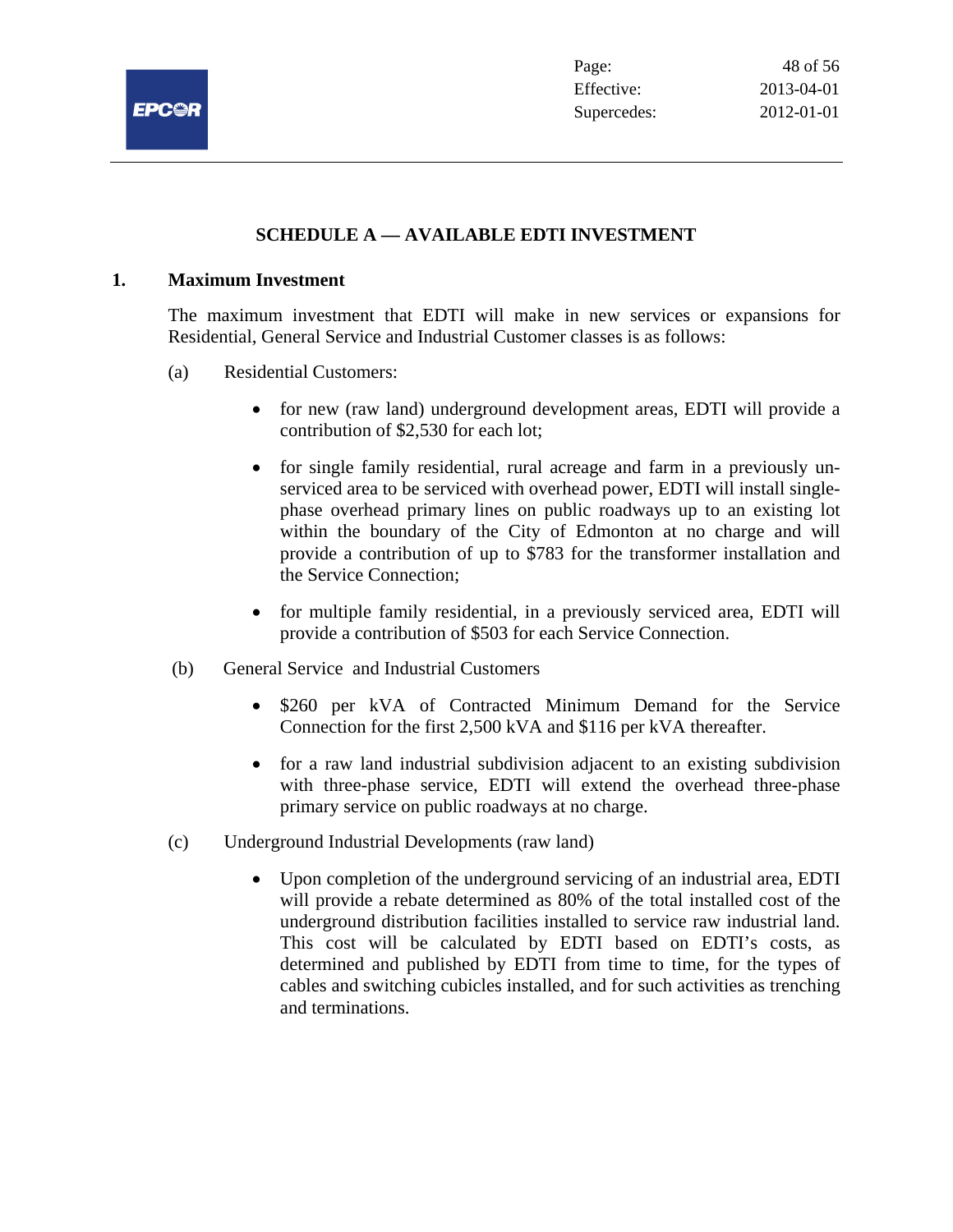## SCHEDULE A — AVAILABLE EDTI INVESTMENT

### 1. Maximum Investment

The maximum investment that EDTI will make in new services or expansions for Residential, General Service and Industrial Customer classes is as follows:

(a) Residential Customers:

- for new (raw land) underground development areas, EDTI will provide a contribution of $2,530 for each lot;
- for single family residential, rural acreage and farm in a previously un-serviced area to be serviced with overhead power, EDTI will install single-phase overhead primary lines on public roadways up to an existing lot within the boundary of the City of Edmonton at no charge and will provide a contribution of up to $783 for the transformer installation and the Service Connection;
- for multiple family residential, in a previously serviced area, EDTI will provide a contribution of $503 for each Service Connection.

(b) General Service and Industrial Customers

- $260 per kVA of Contracted Minimum Demand for the Service Connection for the first 2,500 kVA and $116 per kVA thereafter.
- for a raw land industrial subdivision adjacent to an existing subdivision with three-phase service, EDTI will extend the overhead three-phase primary service on public roadways at no charge.

(c) Underground Industrial Developments (raw land)

- Upon completion of the underground servicing of an industrial area, EDTI will provide a rebate determined as 80% of the total installed cost of the underground distribution facilities installed to service raw industrial land. This cost will be calculated by EDTI based on EDTI's costs, as determined and published by EDTI from time to time, for the types of cables and switching cubicles installed, and for such activities as trenching and terminations.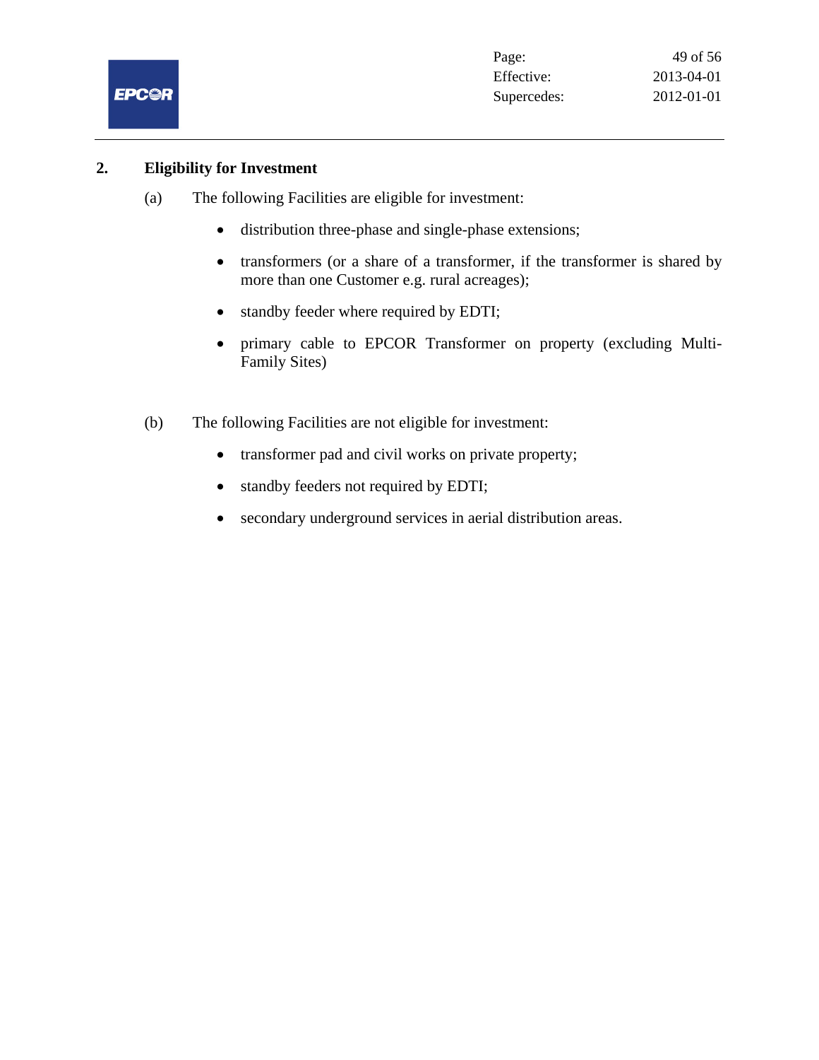## 2. Eligibility for Investment

(a) The following Facilities are eligible for investment:

- distribution three-phase and single-phase extensions;
- transformers (or a share of a transformer, if the transformer is shared by more than one Customer e.g. rural acreages);
- standby feeder where required by EDTI;
- primary cable to EPCOR Transformer on property (excluding Multi-Family Sites)

(b) The following Facilities are not eligible for investment:

- transformer pad and civil works on private property;
- standby feeders not required by EDTI;
- secondary underground services in aerial distribution areas.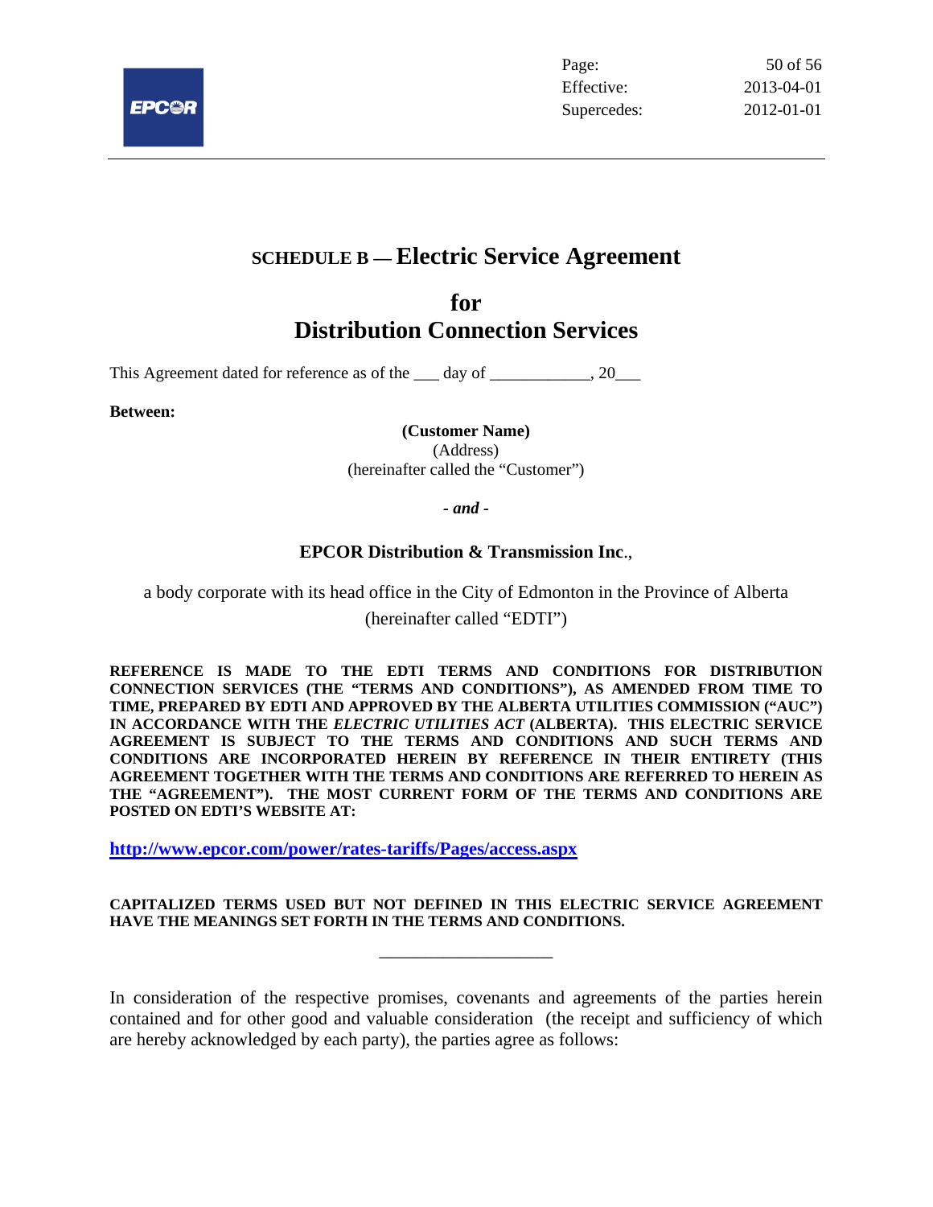# SCHEDULE B — Electric Service Agreement

# for
# Distribution Connection Services

This Agreement dated for reference as of the ___ day of ____________, 20___

**Between:**

**(Customer Name)**
(Address)
(hereinafter called the "Customer")

***- and -***

**EPCOR Distribution & Transmission Inc**.,

a body corporate with its head office in the City of Edmonton in the Province of Alberta
(hereinafter called "EDTI")

**REFERENCE IS MADE TO THE EDTI TERMS AND CONDITIONS FOR DISTRIBUTION CONNECTION SERVICES (THE "TERMS AND CONDITIONS"), AS AMENDED FROM TIME TO TIME, PREPARED BY EDTI AND APPROVED BY THE ALBERTA UTILITIES COMMISSION ("AUC") IN ACCORDANCE WITH THE *ELECTRIC UTILITIES ACT* (ALBERTA). THIS ELECTRIC SERVICE AGREEMENT IS SUBJECT TO THE TERMS AND CONDITIONS AND SUCH TERMS AND CONDITIONS ARE INCORPORATED HEREIN BY REFERENCE IN THEIR ENTIRETY (THIS AGREEMENT TOGETHER WITH THE TERMS AND CONDITIONS ARE REFERRED TO HEREIN AS THE "AGREEMENT"). THE MOST CURRENT FORM OF THE TERMS AND CONDITIONS ARE POSTED ON EDTI'S WEBSITE AT:**

**http://www.epcor.com/power/rates-tariffs/Pages/access.aspx**

**CAPITALIZED TERMS USED BUT NOT DEFINED IN THIS ELECTRIC SERVICE AGREEMENT HAVE THE MEANINGS SET FORTH IN THE TERMS AND CONDITIONS.**

---

In consideration of the respective promises, covenants and agreements of the parties herein contained and for other good and valuable consideration (the receipt and sufficiency of which are hereby acknowledged by each party), the parties agree as follows: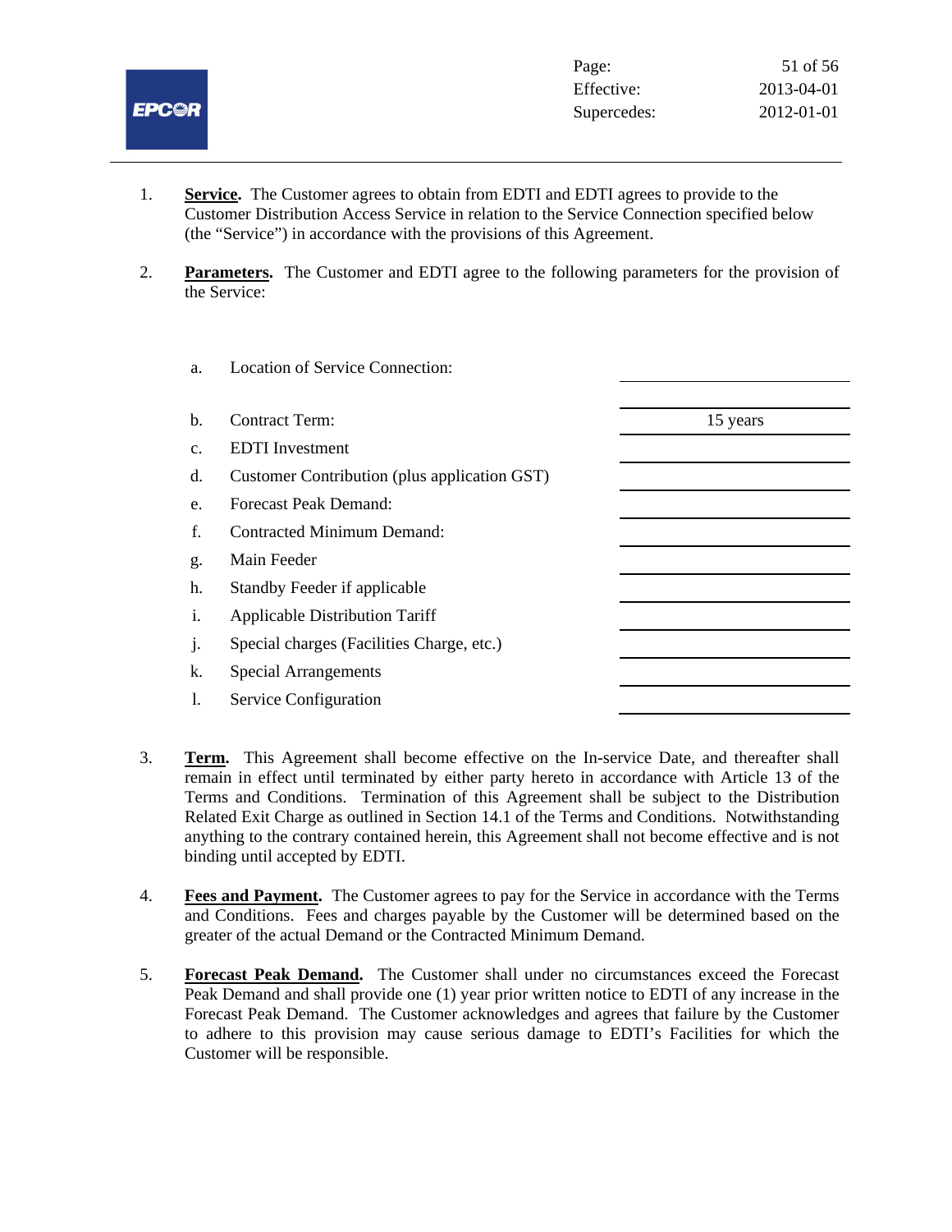1. **Service.** The Customer agrees to obtain from EDTI and EDTI agrees to provide to the Customer Distribution Access Service in relation to the Service Connection specified below (the "Service") in accordance with the provisions of this Agreement.

2. **Parameters.** The Customer and EDTI agree to the following parameters for the provision of the Service:

| | | |
|---|---|---|
| a. | Location of Service Connection: | |
| b. | Contract Term: | 15 years |
| c. | EDTI Investment | |
| d. | Customer Contribution (plus application GST) | |
| e. | Forecast Peak Demand: | |
| f. | Contracted Minimum Demand: | |
| g. | Main Feeder | |
| h. | Standby Feeder if applicable | |
| i. | Applicable Distribution Tariff | |
| j. | Special charges (Facilities Charge, etc.) | |
| k. | Special Arrangements | |
| l. | Service Configuration | |

3. **Term.** This Agreement shall become effective on the In-service Date, and thereafter shall remain in effect until terminated by either party hereto in accordance with Article 13 of the Terms and Conditions. Termination of this Agreement shall be subject to the Distribution Related Exit Charge as outlined in Section 14.1 of the Terms and Conditions. Notwithstanding anything to the contrary contained herein, this Agreement shall not become effective and is not binding until accepted by EDTI.

4. **Fees and Payment.** The Customer agrees to pay for the Service in accordance with the Terms and Conditions. Fees and charges payable by the Customer will be determined based on the greater of the actual Demand or the Contracted Minimum Demand.

5. **Forecast Peak Demand.** The Customer shall under no circumstances exceed the Forecast Peak Demand and shall provide one (1) year prior written notice to EDTI of any increase in the Forecast Peak Demand. The Customer acknowledges and agrees that failure by the Customer to adhere to this provision may cause serious damage to EDTI's Facilities for which the Customer will be responsible.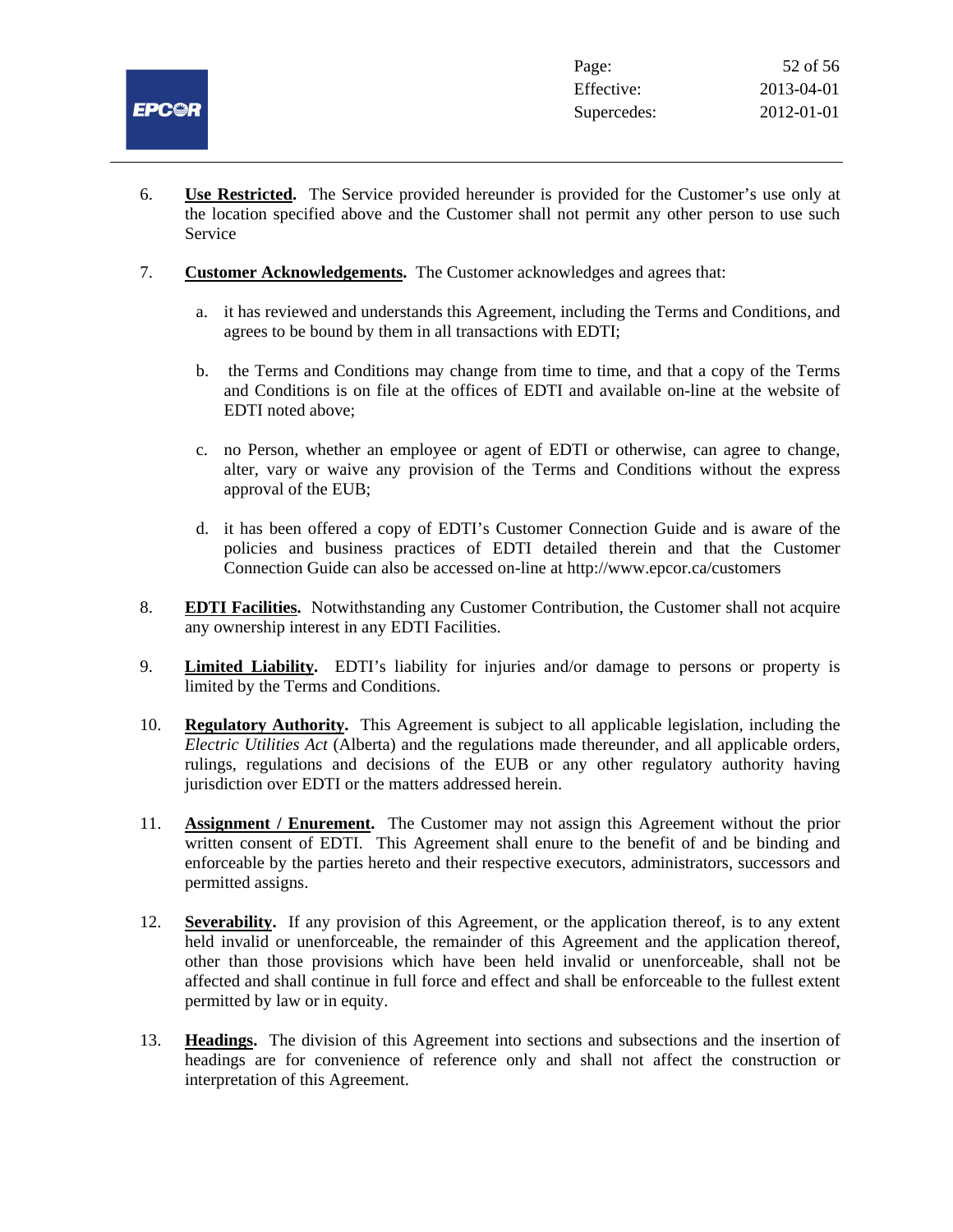6. **Use Restricted.** The Service provided hereunder is provided for the Customer's use only at the location specified above and the Customer shall not permit any other person to use such Service

7. **Customer Acknowledgements.** The Customer acknowledges and agrees that:

   a. it has reviewed and understands this Agreement, including the Terms and Conditions, and agrees to be bound by them in all transactions with EDTI;

   b. the Terms and Conditions may change from time to time, and that a copy of the Terms and Conditions is on file at the offices of EDTI and available on-line at the website of EDTI noted above;

   c. no Person, whether an employee or agent of EDTI or otherwise, can agree to change, alter, vary or waive any provision of the Terms and Conditions without the express approval of the EUB;

   d. it has been offered a copy of EDTI's Customer Connection Guide and is aware of the policies and business practices of EDTI detailed therein and that the Customer Connection Guide can also be accessed on-line at http://www.epcor.ca/customers

8. **EDTI Facilities.** Notwithstanding any Customer Contribution, the Customer shall not acquire any ownership interest in any EDTI Facilities.

9. **Limited Liability.** EDTI's liability for injuries and/or damage to persons or property is limited by the Terms and Conditions.

10. **Regulatory Authority.** This Agreement is subject to all applicable legislation, including the *Electric Utilities Act* (Alberta) and the regulations made thereunder, and all applicable orders, rulings, regulations and decisions of the EUB or any other regulatory authority having jurisdiction over EDTI or the matters addressed herein.

11. **Assignment / Enurement.** The Customer may not assign this Agreement without the prior written consent of EDTI. This Agreement shall enure to the benefit of and be binding and enforceable by the parties hereto and their respective executors, administrators, successors and permitted assigns.

12. **Severability.** If any provision of this Agreement, or the application thereof, is to any extent held invalid or unenforceable, the remainder of this Agreement and the application thereof, other than those provisions which have been held invalid or unenforceable, shall not be affected and shall continue in full force and effect and shall be enforceable to the fullest extent permitted by law or in equity.

13. **Headings.** The division of this Agreement into sections and subsections and the insertion of headings are for convenience of reference only and shall not affect the construction or interpretation of this Agreement.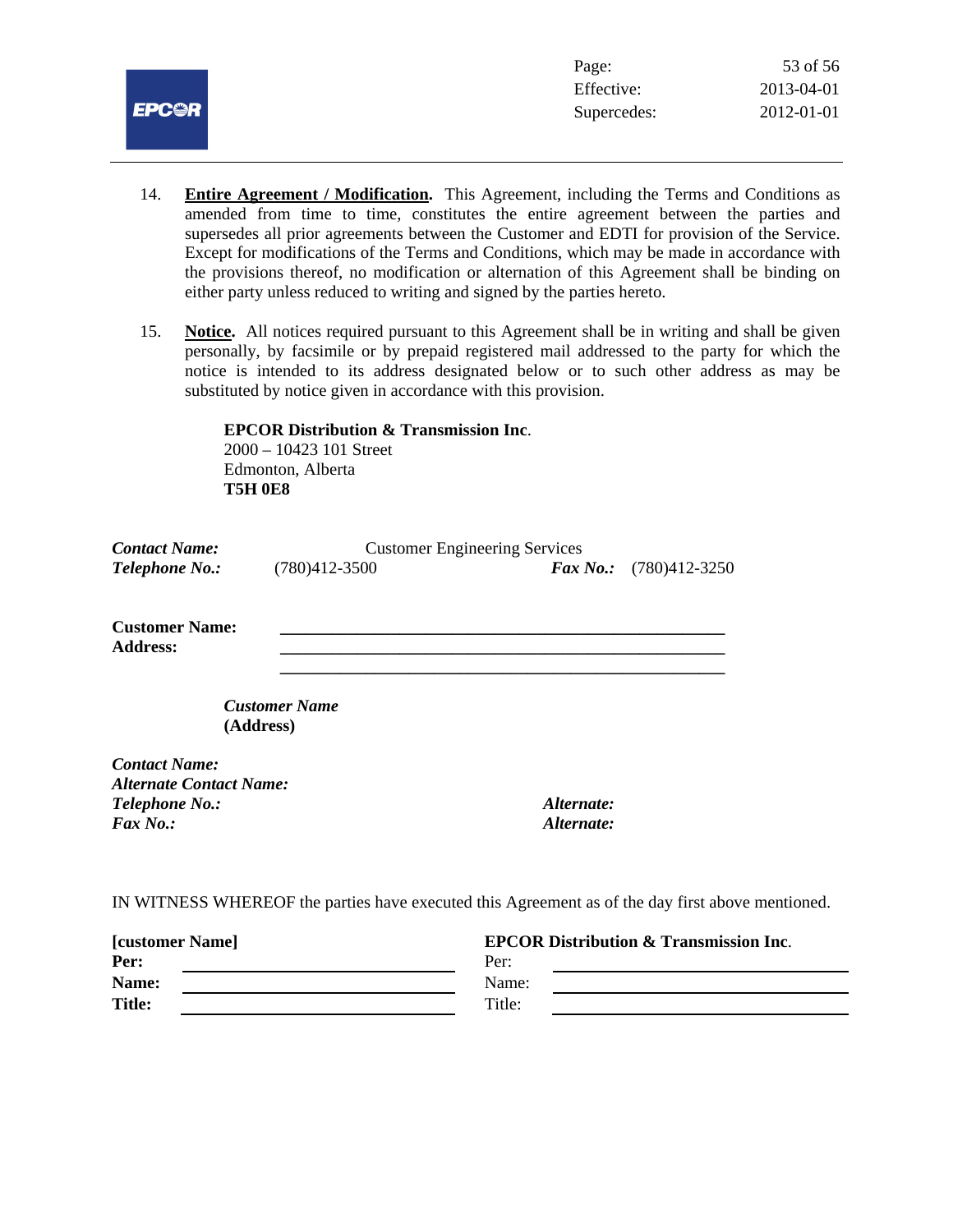14. **Entire Agreement / Modification.** This Agreement, including the Terms and Conditions as amended from time to time, constitutes the entire agreement between the parties and supersedes all prior agreements between the Customer and EDTI for provision of the Service. Except for modifications of the Terms and Conditions, which may be made in accordance with the provisions thereof, no modification or alternation of this Agreement shall be binding on either party unless reduced to writing and signed by the parties hereto.

15. **Notice.** All notices required pursuant to this Agreement shall be in writing and shall be given personally, by facsimile or by prepaid registered mail addressed to the party for which the notice is intended to its address designated below or to such other address as may be substituted by notice given in accordance with this provision.

    **EPCOR Distribution & Transmission Inc**.
    2000 – 10423 101 Street
    Edmonton, Alberta
    **T5H 0E8**

***Contact Name:*** Customer Engineering Services
***Telephone No.:*** (780)412-3500 ***Fax No.:*** (780)412-3250

**Customer Name:** ______________________________________________
**Address:** ______________________________________________
______________________________________________

***Customer Name***
**(Address)**

***Contact Name:***
***Alternate Contact Name:***
***Telephone No.:*** ***Alternate:***
***Fax No.:*** ***Alternate:***

IN WITNESS WHEREOF the parties have executed this Agreement as of the day first above mentioned.

| **[customer Name]** | | **EPCOR Distribution & Transmission Inc**. | |
|---|---|---|---|
| **Per:** | ______________________ | Per: | ______________________ |
| **Name:** | ______________________ | Name: | ______________________ |
| **Title:** | ______________________ | Title: | ______________________ |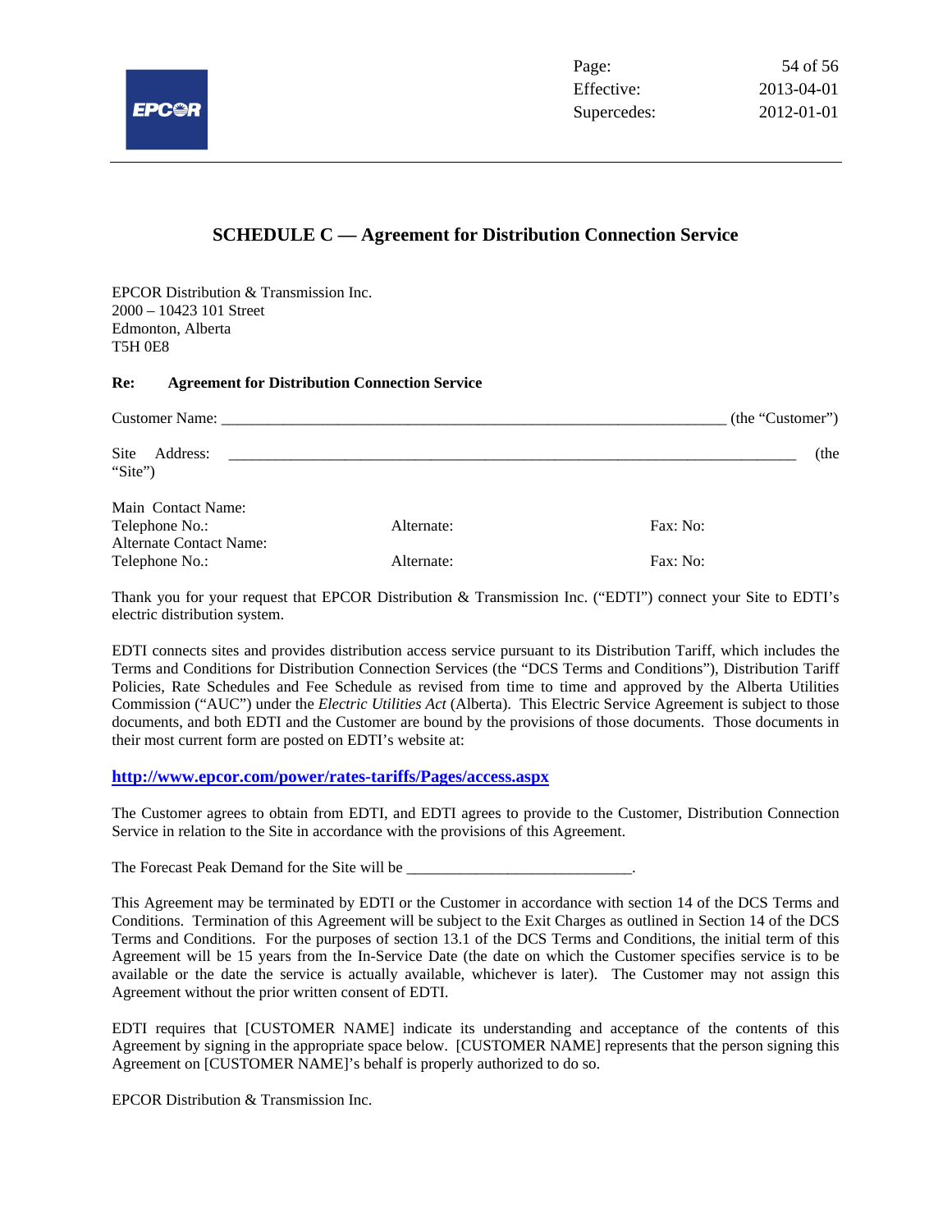## SCHEDULE C — Agreement for Distribution Connection Service

EPCOR Distribution & Transmission Inc.
2000 – 10423 101 Street
Edmonton, Alberta
T5H 0E8

**Re: Agreement for Distribution Connection Service**

Customer Name: ________________________________________________________________ (the "Customer")

Site Address: ______________________________________________________________________ (the "Site")

Main Contact Name:
Telephone No.: Alternate: Fax: No:
Alternate Contact Name:
Telephone No.: Alternate: Fax: No:

Thank you for your request that EPCOR Distribution & Transmission Inc. ("EDTI") connect your Site to EDTI's electric distribution system.

EDTI connects sites and provides distribution access service pursuant to its Distribution Tariff, which includes the Terms and Conditions for Distribution Connection Services (the "DCS Terms and Conditions"), Distribution Tariff Policies, Rate Schedules and Fee Schedule as revised from time to time and approved by the Alberta Utilities Commission ("AUC") under the *Electric Utilities Act* (Alberta). This Electric Service Agreement is subject to those documents, and both EDTI and the Customer are bound by the provisions of those documents. Those documents in their most current form are posted on EDTI's website at:

**http://www.epcor.com/power/rates-tariffs/Pages/access.aspx**

The Customer agrees to obtain from EDTI, and EDTI agrees to provide to the Customer, Distribution Connection Service in relation to the Site in accordance with the provisions of this Agreement.

The Forecast Peak Demand for the Site will be ____________________________.

This Agreement may be terminated by EDTI or the Customer in accordance with section 14 of the DCS Terms and Conditions. Termination of this Agreement will be subject to the Exit Charges as outlined in Section 14 of the DCS Terms and Conditions. For the purposes of section 13.1 of the DCS Terms and Conditions, the initial term of this Agreement will be 15 years from the In-Service Date (the date on which the Customer specifies service is to be available or the date the service is actually available, whichever is later). The Customer may not assign this Agreement without the prior written consent of EDTI.

EDTI requires that [CUSTOMER NAME] indicate its understanding and acceptance of the contents of this Agreement by signing in the appropriate space below. [CUSTOMER NAME] represents that the person signing this Agreement on [CUSTOMER NAME]'s behalf is properly authorized to do so.

EPCOR Distribution & Transmission Inc.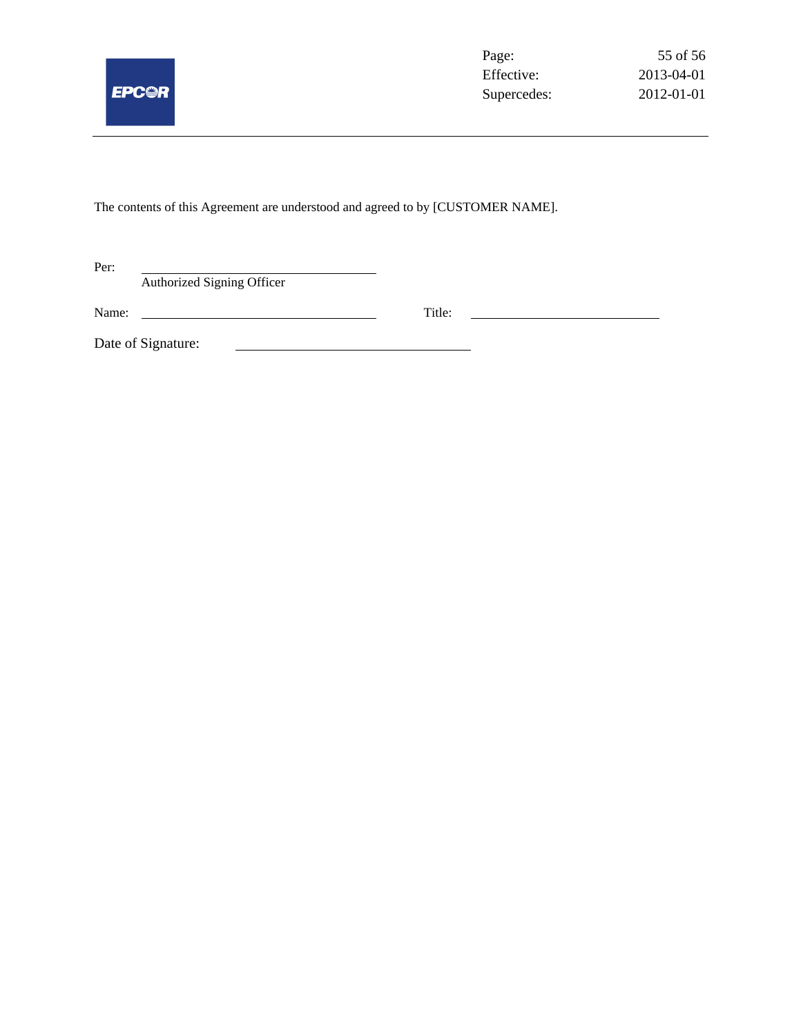The contents of this Agreement are understood and agreed to by [CUSTOMER NAME].

Per: \_\_\_\_\_\_\_\_\_\_\_\_\_\_\_\_\_\_\_\_\_\_\_\_\_\_\_\_\_\_\_\_
Authorized Signing Officer

Name: \_\_\_\_\_\_\_\_\_\_\_\_\_\_\_\_\_\_\_\_\_\_\_\_\_\_\_\_\_\_\_\_ Title: \_\_\_\_\_\_\_\_\_\_\_\_\_\_\_\_\_\_\_\_\_\_\_\_\_\_\_\_

Date of Signature: \_\_\_\_\_\_\_\_\_\_\_\_\_\_\_\_\_\_\_\_\_\_\_\_\_\_\_\_\_\_\_\_